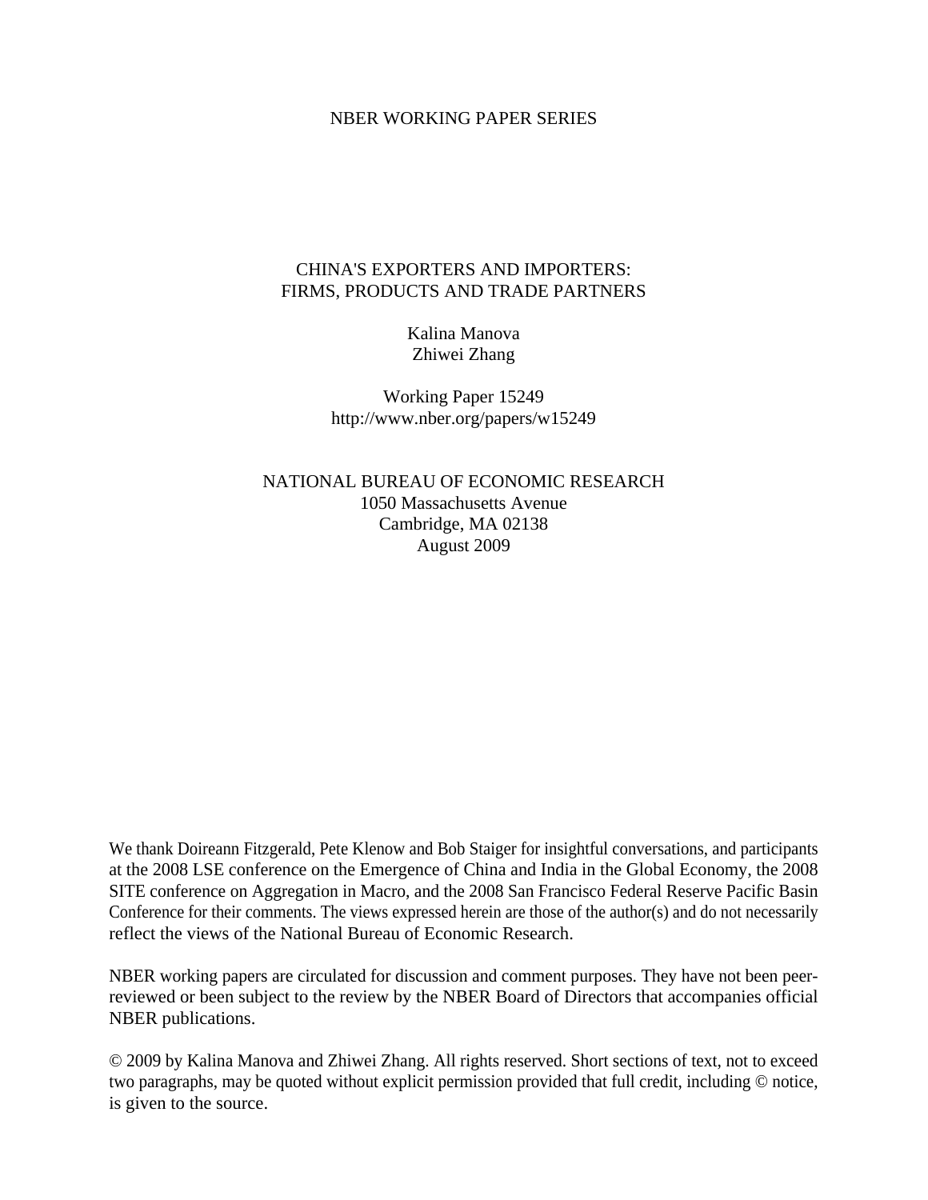NBER WORKING PAPER SERIES

# CHINA'S EXPORTERS AND IMPORTERS: FIRMS, PRODUCTS AND TRADE PARTNERS

Kalina Manova
Zhiwei Zhang

Working Paper 15249
http://www.nber.org/papers/w15249

NATIONAL BUREAU OF ECONOMIC RESEARCH
1050 Massachusetts Avenue
Cambridge, MA 02138
August 2009

We thank Doireann Fitzgerald, Pete Klenow and Bob Staiger for insightful conversations, and participants at the 2008 LSE conference on the Emergence of China and India in the Global Economy, the 2008 SITE conference on Aggregation in Macro, and the 2008 San Francisco Federal Reserve Pacific Basin Conference for their comments. The views expressed herein are those of the author(s) and do not necessarily reflect the views of the National Bureau of Economic Research.

NBER working papers are circulated for discussion and comment purposes. They have not been peer-reviewed or been subject to the review by the NBER Board of Directors that accompanies official NBER publications.

© 2009 by Kalina Manova and Zhiwei Zhang. All rights reserved. Short sections of text, not to exceed two paragraphs, may be quoted without explicit permission provided that full credit, including © notice, is given to the source.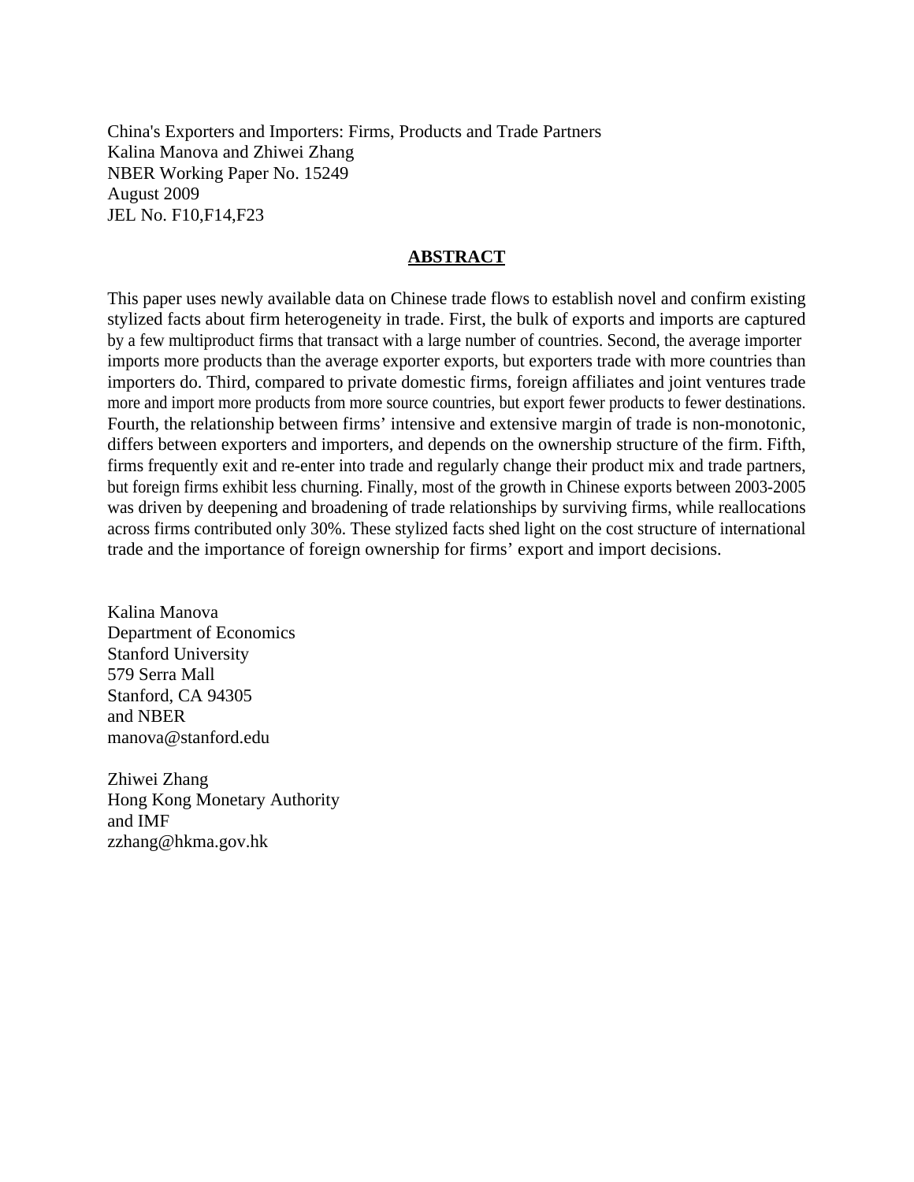China's Exporters and Importers: Firms, Products and Trade Partners
Kalina Manova and Zhiwei Zhang
NBER Working Paper No. 15249
August 2009
JEL No. F10,F14,F23

## ABSTRACT

This paper uses newly available data on Chinese trade flows to establish novel and confirm existing stylized facts about firm heterogeneity in trade. First, the bulk of exports and imports are captured by a few multiproduct firms that transact with a large number of countries. Second, the average importer imports more products than the average exporter exports, but exporters trade with more countries than importers do. Third, compared to private domestic firms, foreign affiliates and joint ventures trade more and import more products from more source countries, but export fewer products to fewer destinations. Fourth, the relationship between firms' intensive and extensive margin of trade is non-monotonic, differs between exporters and importers, and depends on the ownership structure of the firm. Fifth, firms frequently exit and re-enter into trade and regularly change their product mix and trade partners, but foreign firms exhibit less churning. Finally, most of the growth in Chinese exports between 2003-2005 was driven by deepening and broadening of trade relationships by surviving firms, while reallocations across firms contributed only 30%. These stylized facts shed light on the cost structure of international trade and the importance of foreign ownership for firms' export and import decisions.

Kalina Manova
Department of Economics
Stanford University
579 Serra Mall
Stanford, CA 94305
and NBER
manova@stanford.edu

Zhiwei Zhang
Hong Kong Monetary Authority
and IMF
zzhang@hkma.gov.hk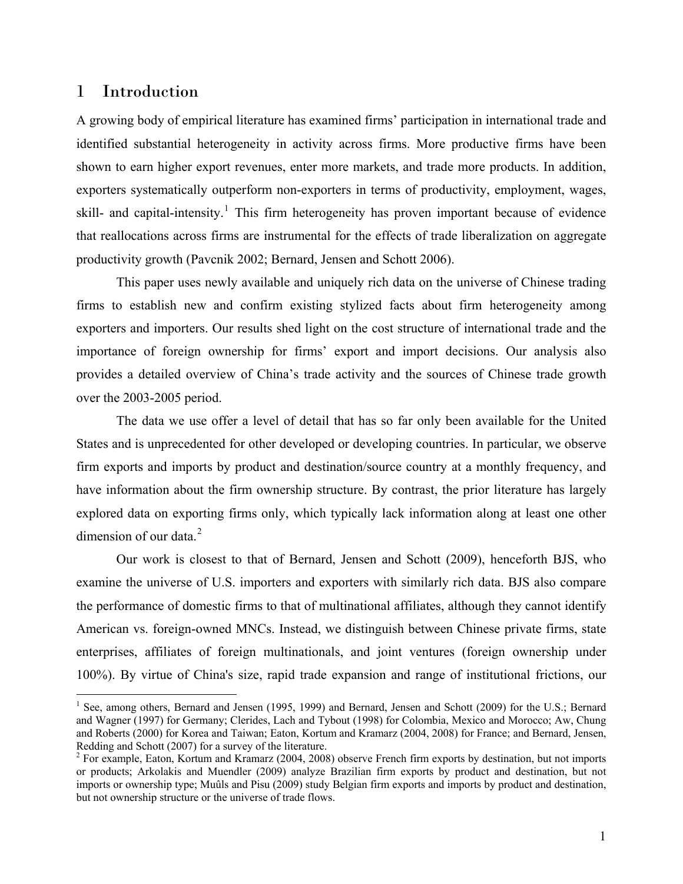# 1 Introduction

A growing body of empirical literature has examined firms' participation in international trade and identified substantial heterogeneity in activity across firms. More productive firms have been shown to earn higher export revenues, enter more markets, and trade more products. In addition, exporters systematically outperform non-exporters in terms of productivity, employment, wages, skill- and capital-intensity.[1] This firm heterogeneity has proven important because of evidence that reallocations across firms are instrumental for the effects of trade liberalization on aggregate productivity growth (Pavcnik 2002; Bernard, Jensen and Schott 2006).

This paper uses newly available and uniquely rich data on the universe of Chinese trading firms to establish new and confirm existing stylized facts about firm heterogeneity among exporters and importers. Our results shed light on the cost structure of international trade and the importance of foreign ownership for firms' export and import decisions. Our analysis also provides a detailed overview of China's trade activity and the sources of Chinese trade growth over the 2003-2005 period.

The data we use offer a level of detail that has so far only been available for the United States and is unprecedented for other developed or developing countries. In particular, we observe firm exports and imports by product and destination/source country at a monthly frequency, and have information about the firm ownership structure. By contrast, the prior literature has largely explored data on exporting firms only, which typically lack information along at least one other dimension of our data.[2]

Our work is closest to that of Bernard, Jensen and Schott (2009), henceforth BJS, who examine the universe of U.S. importers and exporters with similarly rich data. BJS also compare the performance of domestic firms to that of multinational affiliates, although they cannot identify American vs. foreign-owned MNCs. Instead, we distinguish between Chinese private firms, state enterprises, affiliates of foreign multinationals, and joint ventures (foreign ownership under 100%). By virtue of China's size, rapid trade expansion and range of institutional frictions, our

---

[1] See, among others, Bernard and Jensen (1995, 1999) and Bernard, Jensen and Schott (2009) for the U.S.; Bernard and Wagner (1997) for Germany; Clerides, Lach and Tybout (1998) for Colombia, Mexico and Morocco; Aw, Chung and Roberts (2000) for Korea and Taiwan; Eaton, Kortum and Kramarz (2004, 2008) for France; and Bernard, Jensen, Redding and Schott (2007) for a survey of the literature.

[2] For example, Eaton, Kortum and Kramarz (2004, 2008) observe French firm exports by destination, but not imports or products; Arkolakis and Muendler (2009) analyze Brazilian firm exports by product and destination, but not imports or ownership type; Muûls and Pisu (2009) study Belgian firm exports and imports by product and destination, but not ownership structure or the universe of trade flows.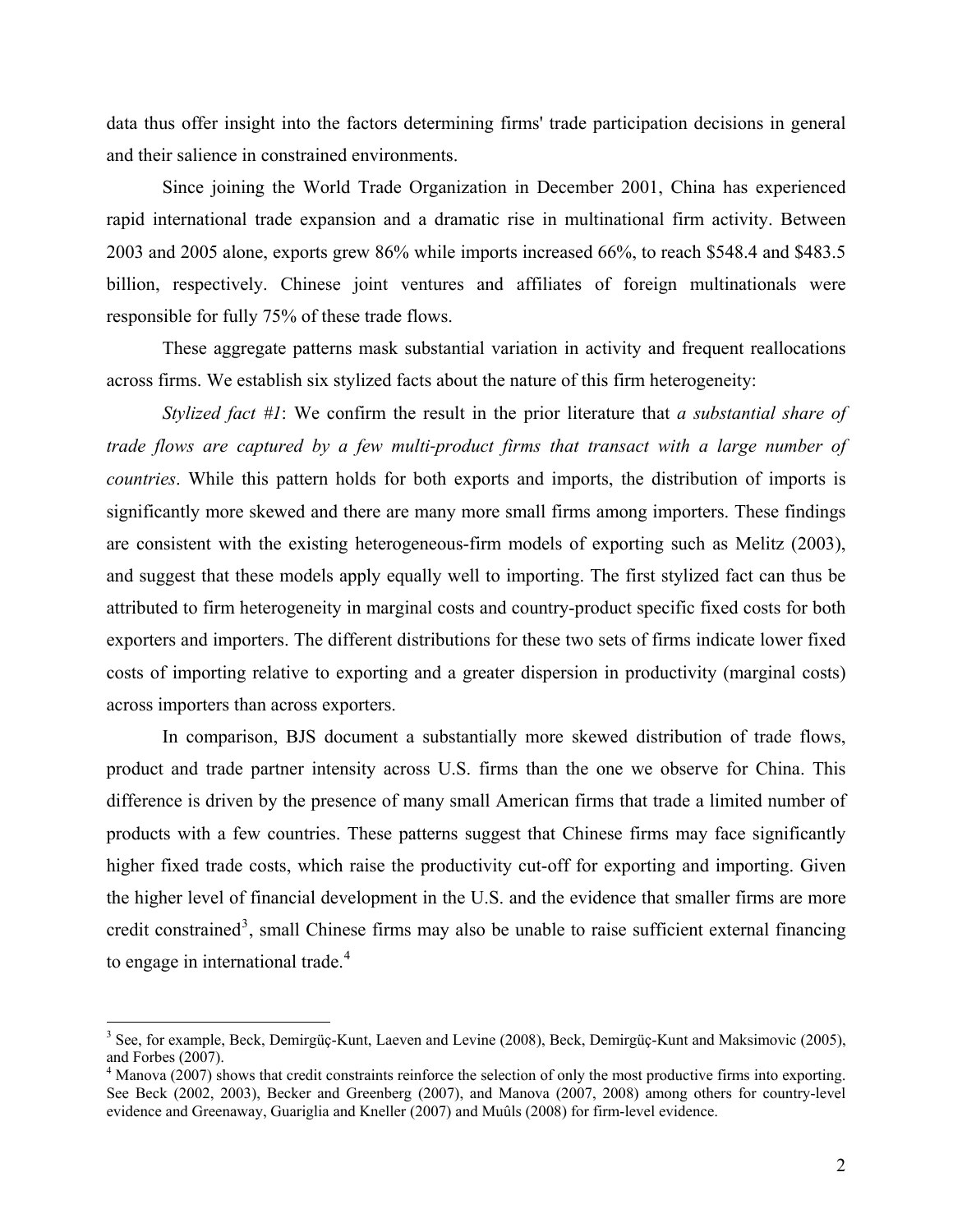data thus offer insight into the factors determining firms' trade participation decisions in general and their salience in constrained environments.

Since joining the World Trade Organization in December 2001, China has experienced rapid international trade expansion and a dramatic rise in multinational firm activity. Between 2003 and 2005 alone, exports grew 86% while imports increased 66%, to reach $548.4 and $483.5 billion, respectively. Chinese joint ventures and affiliates of foreign multinationals were responsible for fully 75% of these trade flows.

These aggregate patterns mask substantial variation in activity and frequent reallocations across firms. We establish six stylized facts about the nature of this firm heterogeneity:

*Stylized fact #1*: We confirm the result in the prior literature that *a substantial share of trade flows are captured by a few multi-product firms that transact with a large number of countries*. While this pattern holds for both exports and imports, the distribution of imports is significantly more skewed and there are many more small firms among importers. These findings are consistent with the existing heterogeneous-firm models of exporting such as Melitz (2003), and suggest that these models apply equally well to importing. The first stylized fact can thus be attributed to firm heterogeneity in marginal costs and country-product specific fixed costs for both exporters and importers. The different distributions for these two sets of firms indicate lower fixed costs of importing relative to exporting and a greater dispersion in productivity (marginal costs) across importers than across exporters.

In comparison, BJS document a substantially more skewed distribution of trade flows, product and trade partner intensity across U.S. firms than the one we observe for China. This difference is driven by the presence of many small American firms that trade a limited number of products with a few countries. These patterns suggest that Chinese firms may face significantly higher fixed trade costs, which raise the productivity cut-off for exporting and importing. Given the higher level of financial development in the U.S. and the evidence that smaller firms are more credit constrained[3], small Chinese firms may also be unable to raise sufficient external financing to engage in international trade.[4]

---

[3] See, for example, Beck, Demirgüç-Kunt, Laeven and Levine (2008), Beck, Demirgüç-Kunt and Maksimovic (2005), and Forbes (2007).

[4] Manova (2007) shows that credit constraints reinforce the selection of only the most productive firms into exporting. See Beck (2002, 2003), Becker and Greenberg (2007), and Manova (2007, 2008) among others for country-level evidence and Greenaway, Guariglia and Kneller (2007) and Muûls (2008) for firm-level evidence.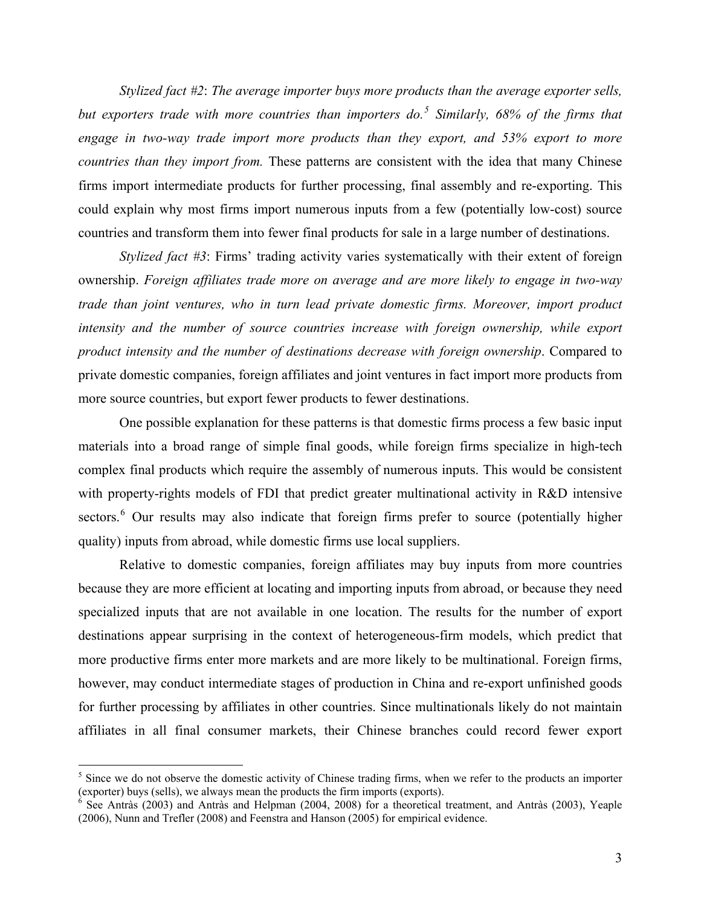*Stylized fact #2*: *The average importer buys more products than the average exporter sells, but exporters trade with more countries than importers do.*[5] *Similarly, 68% of the firms that engage in two-way trade import more products than they export, and 53% export to more countries than they import from.* These patterns are consistent with the idea that many Chinese firms import intermediate products for further processing, final assembly and re-exporting. This could explain why most firms import numerous inputs from a few (potentially low-cost) source countries and transform them into fewer final products for sale in a large number of destinations.

*Stylized fact #3*: Firms' trading activity varies systematically with their extent of foreign ownership. *Foreign affiliates trade more on average and are more likely to engage in two-way trade than joint ventures, who in turn lead private domestic firms. Moreover, import product intensity and the number of source countries increase with foreign ownership, while export product intensity and the number of destinations decrease with foreign ownership*. Compared to private domestic companies, foreign affiliates and joint ventures in fact import more products from more source countries, but export fewer products to fewer destinations.

One possible explanation for these patterns is that domestic firms process a few basic input materials into a broad range of simple final goods, while foreign firms specialize in high-tech complex final products which require the assembly of numerous inputs. This would be consistent with property-rights models of FDI that predict greater multinational activity in R&D intensive sectors.[6] Our results may also indicate that foreign firms prefer to source (potentially higher quality) inputs from abroad, while domestic firms use local suppliers.

Relative to domestic companies, foreign affiliates may buy inputs from more countries because they are more efficient at locating and importing inputs from abroad, or because they need specialized inputs that are not available in one location. The results for the number of export destinations appear surprising in the context of heterogeneous-firm models, which predict that more productive firms enter more markets and are more likely to be multinational. Foreign firms, however, may conduct intermediate stages of production in China and re-export unfinished goods for further processing by affiliates in other countries. Since multinationals likely do not maintain affiliates in all final consumer markets, their Chinese branches could record fewer export

---

[5] Since we do not observe the domestic activity of Chinese trading firms, when we refer to the products an importer (exporter) buys (sells), we always mean the products the firm imports (exports).

[6] See Antràs (2003) and Antràs and Helpman (2004, 2008) for a theoretical treatment, and Antràs (2003), Yeaple (2006), Nunn and Trefler (2008) and Feenstra and Hanson (2005) for empirical evidence.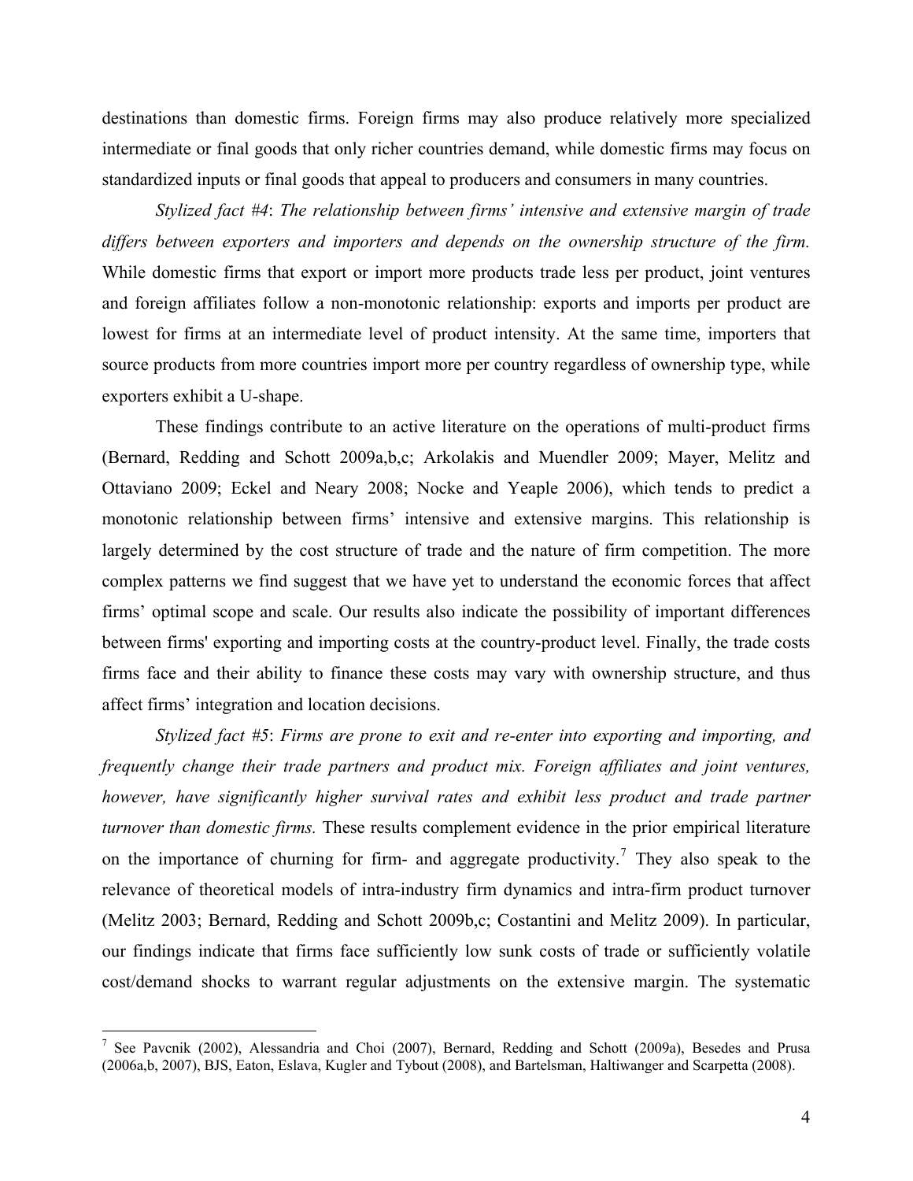destinations than domestic firms. Foreign firms may also produce relatively more specialized intermediate or final goods that only richer countries demand, while domestic firms may focus on standardized inputs or final goods that appeal to producers and consumers in many countries.

*Stylized fact #4*: *The relationship between firms' intensive and extensive margin of trade differs between exporters and importers and depends on the ownership structure of the firm.* While domestic firms that export or import more products trade less per product, joint ventures and foreign affiliates follow a non-monotonic relationship: exports and imports per product are lowest for firms at an intermediate level of product intensity. At the same time, importers that source products from more countries import more per country regardless of ownership type, while exporters exhibit a U-shape.

These findings contribute to an active literature on the operations of multi-product firms (Bernard, Redding and Schott 2009a,b,c; Arkolakis and Muendler 2009; Mayer, Melitz and Ottaviano 2009; Eckel and Neary 2008; Nocke and Yeaple 2006), which tends to predict a monotonic relationship between firms' intensive and extensive margins. This relationship is largely determined by the cost structure of trade and the nature of firm competition. The more complex patterns we find suggest that we have yet to understand the economic forces that affect firms' optimal scope and scale. Our results also indicate the possibility of important differences between firms' exporting and importing costs at the country-product level. Finally, the trade costs firms face and their ability to finance these costs may vary with ownership structure, and thus affect firms' integration and location decisions.

*Stylized fact #5*: *Firms are prone to exit and re-enter into exporting and importing, and frequently change their trade partners and product mix. Foreign affiliates and joint ventures, however, have significantly higher survival rates and exhibit less product and trade partner turnover than domestic firms.* These results complement evidence in the prior empirical literature on the importance of churning for firm- and aggregate productivity.[7] They also speak to the relevance of theoretical models of intra-industry firm dynamics and intra-firm product turnover (Melitz 2003; Bernard, Redding and Schott 2009b,c; Costantini and Melitz 2009). In particular, our findings indicate that firms face sufficiently low sunk costs of trade or sufficiently volatile cost/demand shocks to warrant regular adjustments on the extensive margin. The systematic

[7] See Pavcnik (2002), Alessandria and Choi (2007), Bernard, Redding and Schott (2009a), Besedes and Prusa (2006a,b, 2007), BJS, Eaton, Eslava, Kugler and Tybout (2008), and Bartelsman, Haltiwanger and Scarpetta (2008).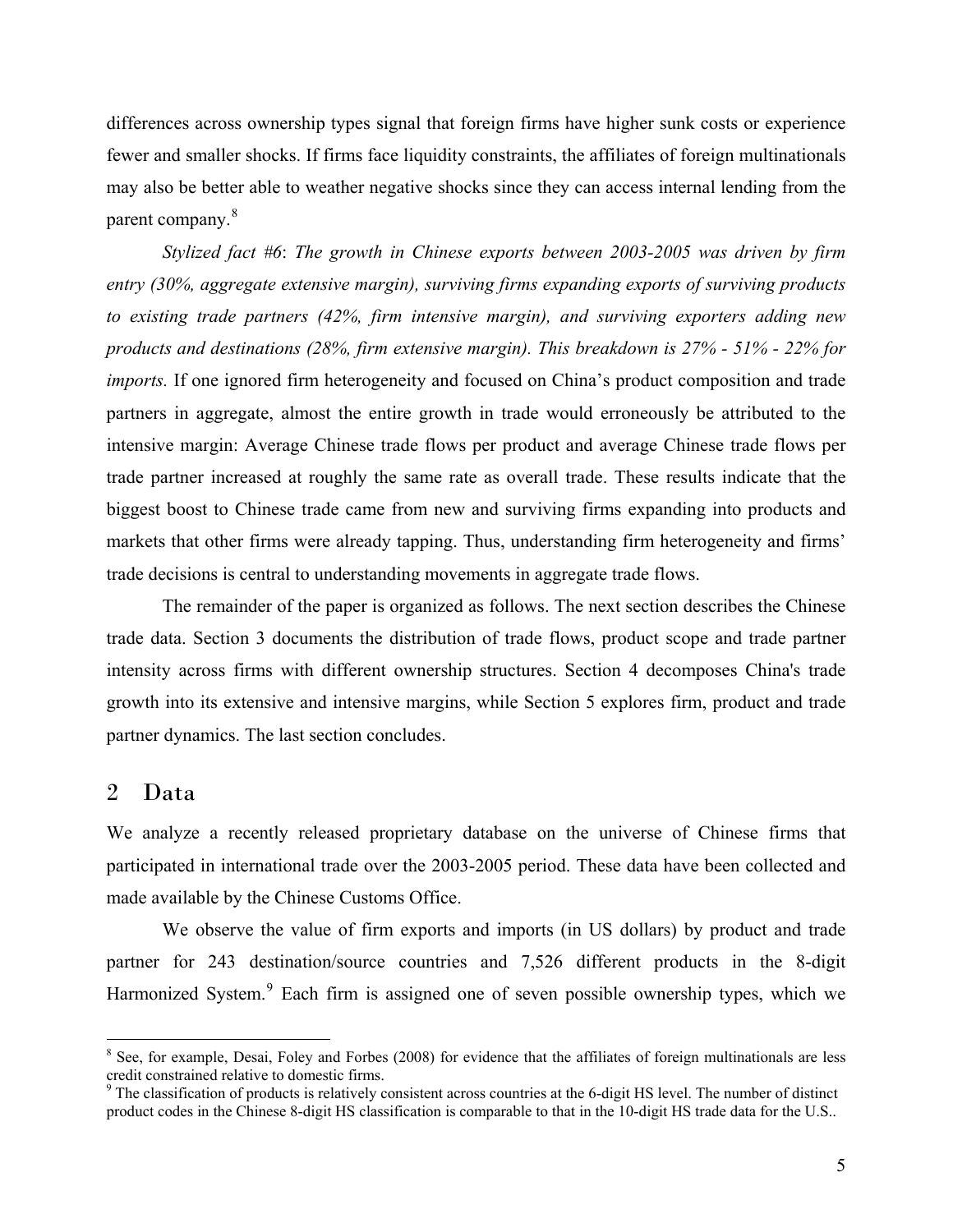differences across ownership types signal that foreign firms have higher sunk costs or experience fewer and smaller shocks. If firms face liquidity constraints, the affiliates of foreign multinationals may also be better able to weather negative shocks since they can access internal lending from the parent company.[8]

*Stylized fact #6*: *The growth in Chinese exports between 2003-2005 was driven by firm entry (30%, aggregate extensive margin), surviving firms expanding exports of surviving products to existing trade partners (42%, firm intensive margin), and surviving exporters adding new products and destinations (28%, firm extensive margin). This breakdown is 27% - 51% - 22% for imports.* If one ignored firm heterogeneity and focused on China's product composition and trade partners in aggregate, almost the entire growth in trade would erroneously be attributed to the intensive margin: Average Chinese trade flows per product and average Chinese trade flows per trade partner increased at roughly the same rate as overall trade. These results indicate that the biggest boost to Chinese trade came from new and surviving firms expanding into products and markets that other firms were already tapping. Thus, understanding firm heterogeneity and firms' trade decisions is central to understanding movements in aggregate trade flows.

The remainder of the paper is organized as follows. The next section describes the Chinese trade data. Section 3 documents the distribution of trade flows, product scope and trade partner intensity across firms with different ownership structures. Section 4 decomposes China's trade growth into its extensive and intensive margins, while Section 5 explores firm, product and trade partner dynamics. The last section concludes.

## 2 Data

We analyze a recently released proprietary database on the universe of Chinese firms that participated in international trade over the 2003-2005 period. These data have been collected and made available by the Chinese Customs Office.

We observe the value of firm exports and imports (in US dollars) by product and trade partner for 243 destination/source countries and 7,526 different products in the 8-digit Harmonized System.[9] Each firm is assigned one of seven possible ownership types, which we

[8] See, for example, Desai, Foley and Forbes (2008) for evidence that the affiliates of foreign multinationals are less credit constrained relative to domestic firms.

[9] The classification of products is relatively consistent across countries at the 6-digit HS level. The number of distinct product codes in the Chinese 8-digit HS classification is comparable to that in the 10-digit HS trade data for the U.S..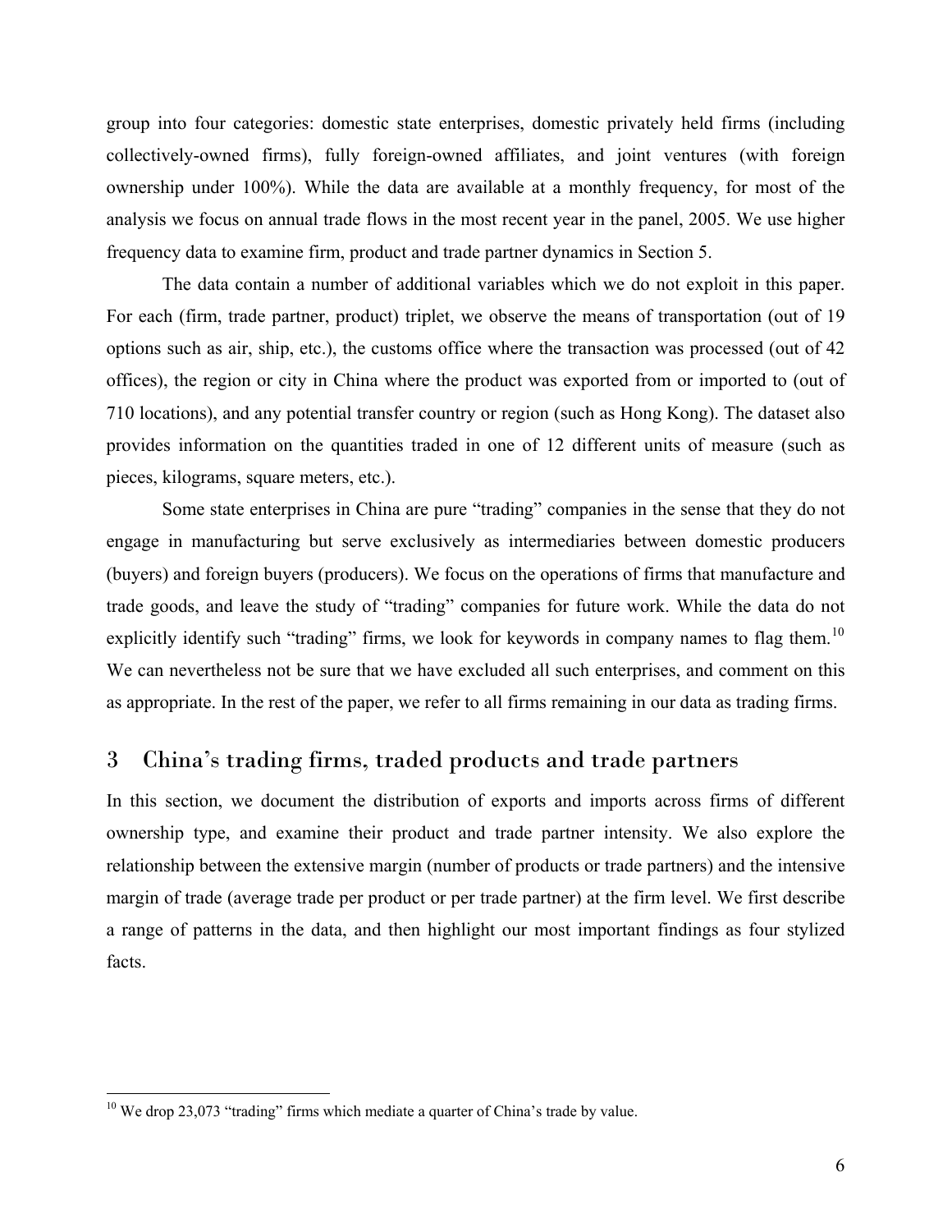group into four categories: domestic state enterprises, domestic privately held firms (including collectively-owned firms), fully foreign-owned affiliates, and joint ventures (with foreign ownership under 100%). While the data are available at a monthly frequency, for most of the analysis we focus on annual trade flows in the most recent year in the panel, 2005. We use higher frequency data to examine firm, product and trade partner dynamics in Section 5.

The data contain a number of additional variables which we do not exploit in this paper. For each (firm, trade partner, product) triplet, we observe the means of transportation (out of 19 options such as air, ship, etc.), the customs office where the transaction was processed (out of 42 offices), the region or city in China where the product was exported from or imported to (out of 710 locations), and any potential transfer country or region (such as Hong Kong). The dataset also provides information on the quantities traded in one of 12 different units of measure (such as pieces, kilograms, square meters, etc.).

Some state enterprises in China are pure "trading" companies in the sense that they do not engage in manufacturing but serve exclusively as intermediaries between domestic producers (buyers) and foreign buyers (producers). We focus on the operations of firms that manufacture and trade goods, and leave the study of "trading" companies for future work. While the data do not explicitly identify such "trading" firms, we look for keywords in company names to flag them.[10] We can nevertheless not be sure that we have excluded all such enterprises, and comment on this as appropriate. In the rest of the paper, we refer to all firms remaining in our data as trading firms.

## 3 China's trading firms, traded products and trade partners

In this section, we document the distribution of exports and imports across firms of different ownership type, and examine their product and trade partner intensity. We also explore the relationship between the extensive margin (number of products or trade partners) and the intensive margin of trade (average trade per product or per trade partner) at the firm level. We first describe a range of patterns in the data, and then highlight our most important findings as four stylized facts.

[10] We drop 23,073 "trading" firms which mediate a quarter of China's trade by value.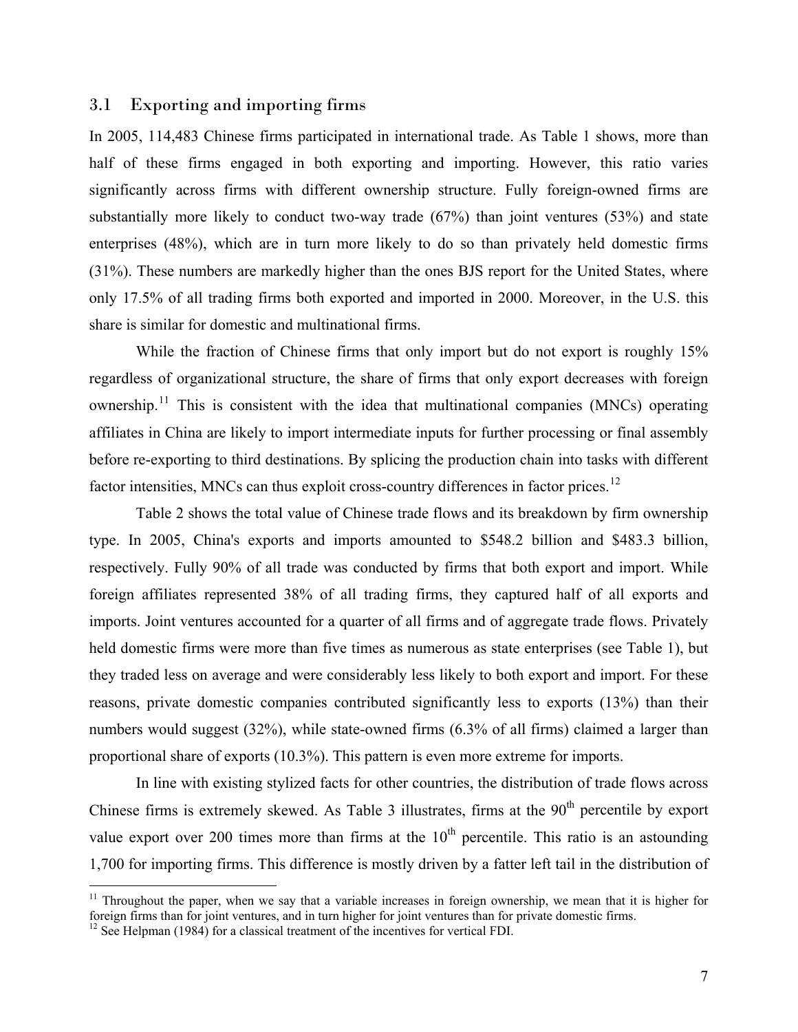### 3.1 Exporting and importing firms

In 2005, 114,483 Chinese firms participated in international trade. As Table 1 shows, more than half of these firms engaged in both exporting and importing. However, this ratio varies significantly across firms with different ownership structure. Fully foreign-owned firms are substantially more likely to conduct two-way trade (67%) than joint ventures (53%) and state enterprises (48%), which are in turn more likely to do so than privately held domestic firms (31%). These numbers are markedly higher than the ones BJS report for the United States, where only 17.5% of all trading firms both exported and imported in 2000. Moreover, in the U.S. this share is similar for domestic and multinational firms.

While the fraction of Chinese firms that only import but do not export is roughly 15% regardless of organizational structure, the share of firms that only export decreases with foreign ownership.[11] This is consistent with the idea that multinational companies (MNCs) operating affiliates in China are likely to import intermediate inputs for further processing or final assembly before re-exporting to third destinations. By splicing the production chain into tasks with different factor intensities, MNCs can thus exploit cross-country differences in factor prices.[12]

Table 2 shows the total value of Chinese trade flows and its breakdown by firm ownership type. In 2005, China's exports and imports amounted to \$548.2 billion and \$483.3 billion, respectively. Fully 90% of all trade was conducted by firms that both export and import. While foreign affiliates represented 38% of all trading firms, they captured half of all exports and imports. Joint ventures accounted for a quarter of all firms and of aggregate trade flows. Privately held domestic firms were more than five times as numerous as state enterprises (see Table 1), but they traded less on average and were considerably less likely to both export and import. For these reasons, private domestic companies contributed significantly less to exports (13%) than their numbers would suggest (32%), while state-owned firms (6.3% of all firms) claimed a larger than proportional share of exports (10.3%). This pattern is even more extreme for imports.

In line with existing stylized facts for other countries, the distribution of trade flows across Chinese firms is extremely skewed. As Table 3 illustrates, firms at the 90th percentile by export value export over 200 times more than firms at the 10th percentile. This ratio is an astounding 1,700 for importing firms. This difference is mostly driven by a fatter left tail in the distribution of

---

[11] Throughout the paper, when we say that a variable increases in foreign ownership, we mean that it is higher for foreign firms than for joint ventures, and in turn higher for joint ventures than for private domestic firms.

[12] See Helpman (1984) for a classical treatment of the incentives for vertical FDI.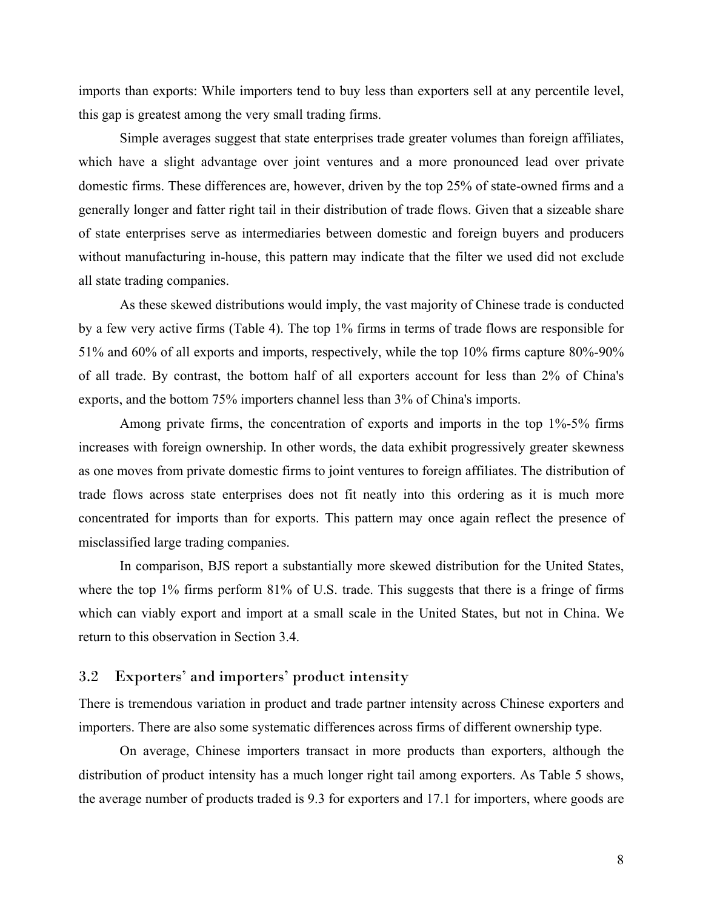imports than exports: While importers tend to buy less than exporters sell at any percentile level, this gap is greatest among the very small trading firms.

Simple averages suggest that state enterprises trade greater volumes than foreign affiliates, which have a slight advantage over joint ventures and a more pronounced lead over private domestic firms. These differences are, however, driven by the top 25% of state-owned firms and a generally longer and fatter right tail in their distribution of trade flows. Given that a sizeable share of state enterprises serve as intermediaries between domestic and foreign buyers and producers without manufacturing in-house, this pattern may indicate that the filter we used did not exclude all state trading companies.

As these skewed distributions would imply, the vast majority of Chinese trade is conducted by a few very active firms (Table 4). The top 1% firms in terms of trade flows are responsible for 51% and 60% of all exports and imports, respectively, while the top 10% firms capture 80%-90% of all trade. By contrast, the bottom half of all exporters account for less than 2% of China's exports, and the bottom 75% importers channel less than 3% of China's imports.

Among private firms, the concentration of exports and imports in the top 1%-5% firms increases with foreign ownership. In other words, the data exhibit progressively greater skewness as one moves from private domestic firms to joint ventures to foreign affiliates. The distribution of trade flows across state enterprises does not fit neatly into this ordering as it is much more concentrated for imports than for exports. This pattern may once again reflect the presence of misclassified large trading companies.

In comparison, BJS report a substantially more skewed distribution for the United States, where the top 1% firms perform 81% of U.S. trade. This suggests that there is a fringe of firms which can viably export and import at a small scale in the United States, but not in China. We return to this observation in Section 3.4.

## 3.2 Exporters' and importers' product intensity

There is tremendous variation in product and trade partner intensity across Chinese exporters and importers. There are also some systematic differences across firms of different ownership type.

On average, Chinese importers transact in more products than exporters, although the distribution of product intensity has a much longer right tail among exporters. As Table 5 shows, the average number of products traded is 9.3 for exporters and 17.1 for importers, where goods are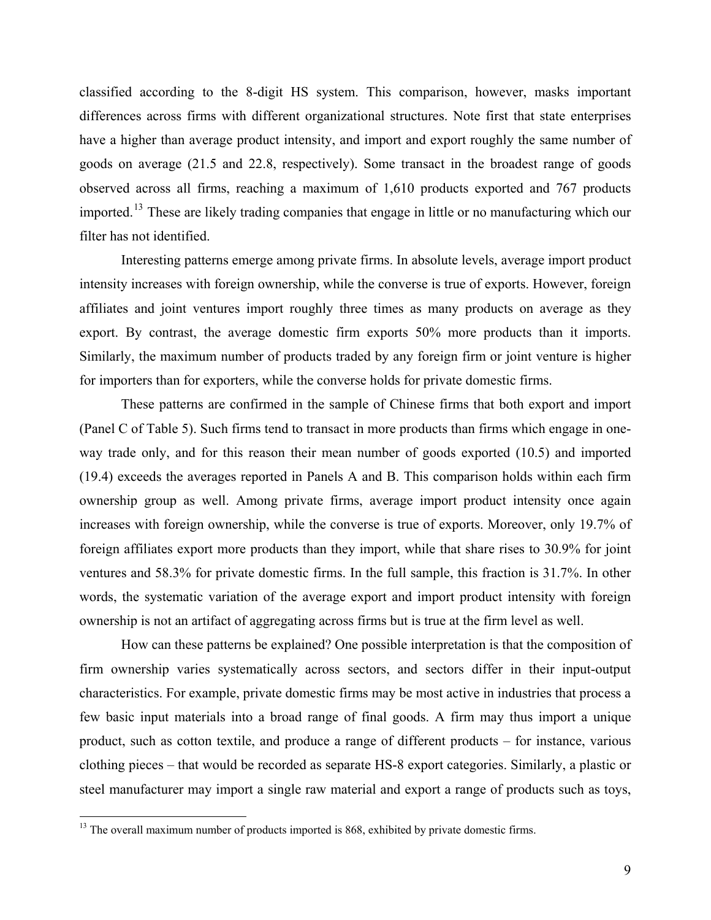classified according to the 8-digit HS system. This comparison, however, masks important differences across firms with different organizational structures. Note first that state enterprises have a higher than average product intensity, and import and export roughly the same number of goods on average (21.5 and 22.8, respectively). Some transact in the broadest range of goods observed across all firms, reaching a maximum of 1,610 products exported and 767 products imported.[13] These are likely trading companies that engage in little or no manufacturing which our filter has not identified.

Interesting patterns emerge among private firms. In absolute levels, average import product intensity increases with foreign ownership, while the converse is true of exports. However, foreign affiliates and joint ventures import roughly three times as many products on average as they export. By contrast, the average domestic firm exports 50% more products than it imports. Similarly, the maximum number of products traded by any foreign firm or joint venture is higher for importers than for exporters, while the converse holds for private domestic firms.

These patterns are confirmed in the sample of Chinese firms that both export and import (Panel C of Table 5). Such firms tend to transact in more products than firms which engage in one-way trade only, and for this reason their mean number of goods exported (10.5) and imported (19.4) exceeds the averages reported in Panels A and B. This comparison holds within each firm ownership group as well. Among private firms, average import product intensity once again increases with foreign ownership, while the converse is true of exports. Moreover, only 19.7% of foreign affiliates export more products than they import, while that share rises to 30.9% for joint ventures and 58.3% for private domestic firms. In the full sample, this fraction is 31.7%. In other words, the systematic variation of the average export and import product intensity with foreign ownership is not an artifact of aggregating across firms but is true at the firm level as well.

How can these patterns be explained? One possible interpretation is that the composition of firm ownership varies systematically across sectors, and sectors differ in their input-output characteristics. For example, private domestic firms may be most active in industries that process a few basic input materials into a broad range of final goods. A firm may thus import a unique product, such as cotton textile, and produce a range of different products – for instance, various clothing pieces – that would be recorded as separate HS-8 export categories. Similarly, a plastic or steel manufacturer may import a single raw material and export a range of products such as toys,

[13] The overall maximum number of products imported is 868, exhibited by private domestic firms.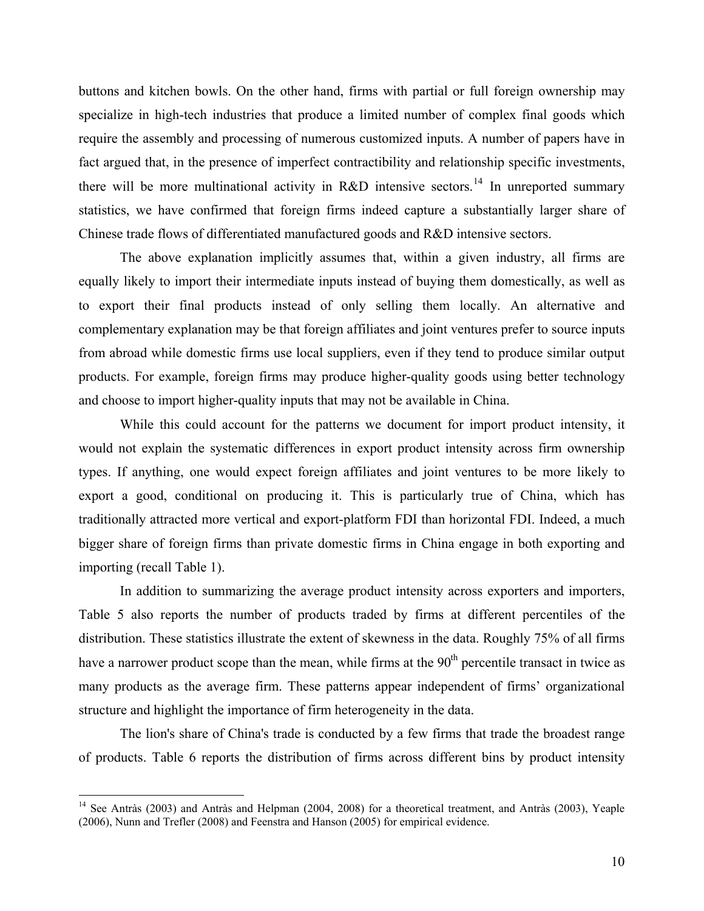buttons and kitchen bowls. On the other hand, firms with partial or full foreign ownership may specialize in high-tech industries that produce a limited number of complex final goods which require the assembly and processing of numerous customized inputs. A number of papers have in fact argued that, in the presence of imperfect contractibility and relationship specific investments, there will be more multinational activity in R&D intensive sectors.[14] In unreported summary statistics, we have confirmed that foreign firms indeed capture a substantially larger share of Chinese trade flows of differentiated manufactured goods and R&D intensive sectors.

The above explanation implicitly assumes that, within a given industry, all firms are equally likely to import their intermediate inputs instead of buying them domestically, as well as to export their final products instead of only selling them locally. An alternative and complementary explanation may be that foreign affiliates and joint ventures prefer to source inputs from abroad while domestic firms use local suppliers, even if they tend to produce similar output products. For example, foreign firms may produce higher-quality goods using better technology and choose to import higher-quality inputs that may not be available in China.

While this could account for the patterns we document for import product intensity, it would not explain the systematic differences in export product intensity across firm ownership types. If anything, one would expect foreign affiliates and joint ventures to be more likely to export a good, conditional on producing it. This is particularly true of China, which has traditionally attracted more vertical and export-platform FDI than horizontal FDI. Indeed, a much bigger share of foreign firms than private domestic firms in China engage in both exporting and importing (recall Table 1).

In addition to summarizing the average product intensity across exporters and importers, Table 5 also reports the number of products traded by firms at different percentiles of the distribution. These statistics illustrate the extent of skewness in the data. Roughly 75% of all firms have a narrower product scope than the mean, while firms at the 90th percentile transact in twice as many products as the average firm. These patterns appear independent of firms' organizational structure and highlight the importance of firm heterogeneity in the data.

The lion's share of China's trade is conducted by a few firms that trade the broadest range of products. Table 6 reports the distribution of firms across different bins by product intensity

---

[14] See Antràs (2003) and Antràs and Helpman (2004, 2008) for a theoretical treatment, and Antràs (2003), Yeaple (2006), Nunn and Trefler (2008) and Feenstra and Hanson (2005) for empirical evidence.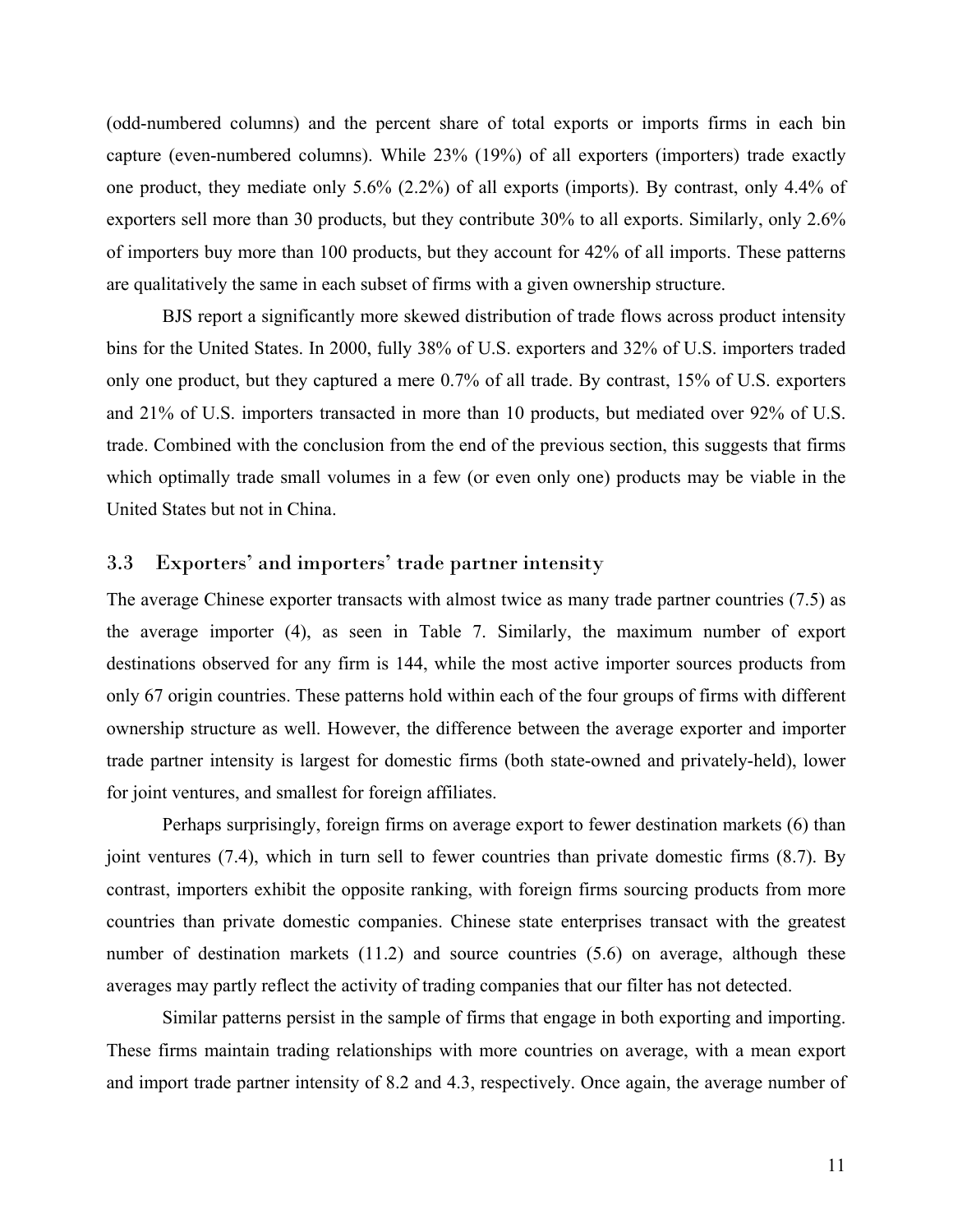(odd-numbered columns) and the percent share of total exports or imports firms in each bin capture (even-numbered columns). While 23% (19%) of all exporters (importers) trade exactly one product, they mediate only 5.6% (2.2%) of all exports (imports). By contrast, only 4.4% of exporters sell more than 30 products, but they contribute 30% to all exports. Similarly, only 2.6% of importers buy more than 100 products, but they account for 42% of all imports. These patterns are qualitatively the same in each subset of firms with a given ownership structure.

BJS report a significantly more skewed distribution of trade flows across product intensity bins for the United States. In 2000, fully 38% of U.S. exporters and 32% of U.S. importers traded only one product, but they captured a mere 0.7% of all trade. By contrast, 15% of U.S. exporters and 21% of U.S. importers transacted in more than 10 products, but mediated over 92% of U.S. trade. Combined with the conclusion from the end of the previous section, this suggests that firms which optimally trade small volumes in a few (or even only one) products may be viable in the United States but not in China.

### 3.3 Exporters' and importers' trade partner intensity

The average Chinese exporter transacts with almost twice as many trade partner countries (7.5) as the average importer (4), as seen in Table 7. Similarly, the maximum number of export destinations observed for any firm is 144, while the most active importer sources products from only 67 origin countries. These patterns hold within each of the four groups of firms with different ownership structure as well. However, the difference between the average exporter and importer trade partner intensity is largest for domestic firms (both state-owned and privately-held), lower for joint ventures, and smallest for foreign affiliates.

Perhaps surprisingly, foreign firms on average export to fewer destination markets (6) than joint ventures (7.4), which in turn sell to fewer countries than private domestic firms (8.7). By contrast, importers exhibit the opposite ranking, with foreign firms sourcing products from more countries than private domestic companies. Chinese state enterprises transact with the greatest number of destination markets (11.2) and source countries (5.6) on average, although these averages may partly reflect the activity of trading companies that our filter has not detected.

Similar patterns persist in the sample of firms that engage in both exporting and importing. These firms maintain trading relationships with more countries on average, with a mean export and import trade partner intensity of 8.2 and 4.3, respectively. Once again, the average number of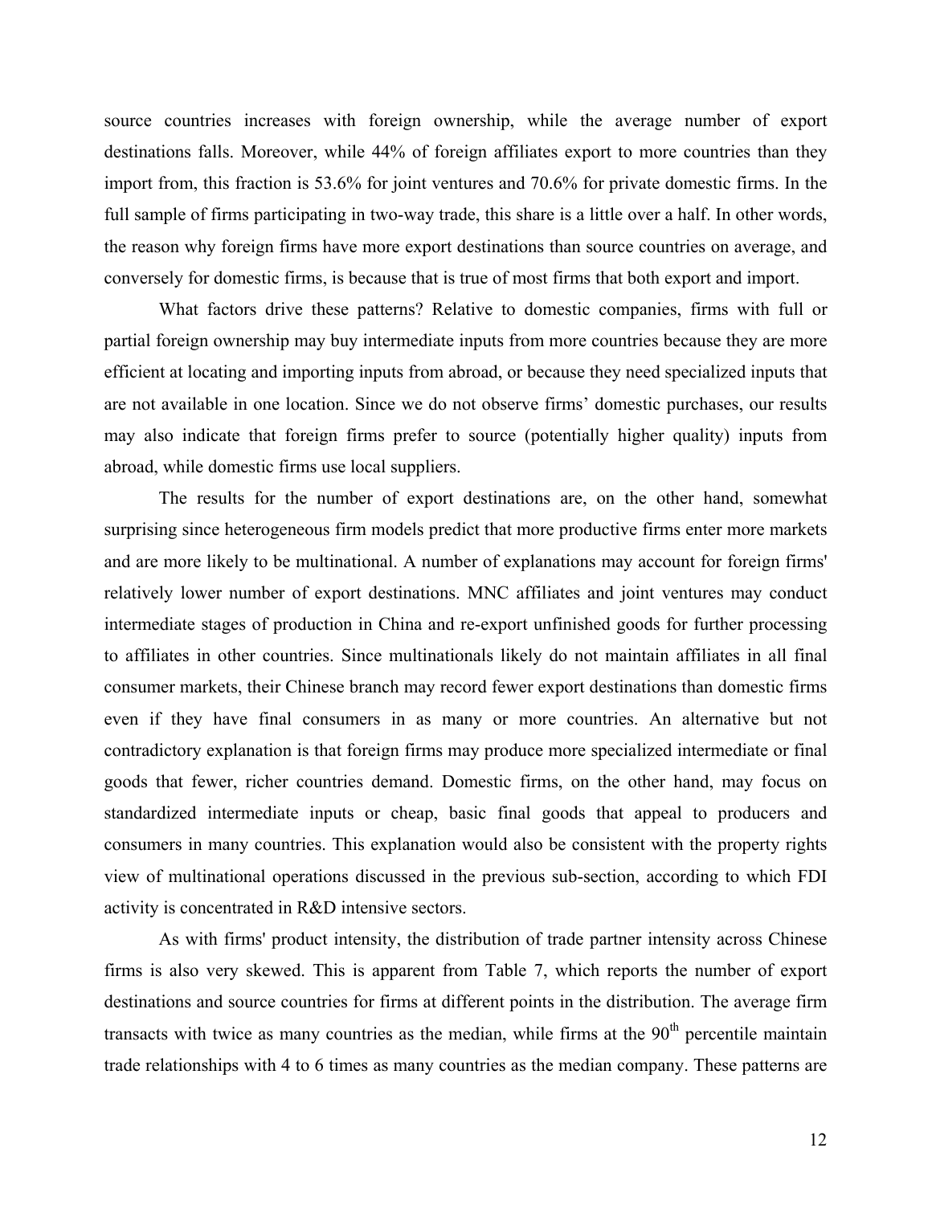source countries increases with foreign ownership, while the average number of export destinations falls. Moreover, while 44% of foreign affiliates export to more countries than they import from, this fraction is 53.6% for joint ventures and 70.6% for private domestic firms. In the full sample of firms participating in two-way trade, this share is a little over a half. In other words, the reason why foreign firms have more export destinations than source countries on average, and conversely for domestic firms, is because that is true of most firms that both export and import.

What factors drive these patterns? Relative to domestic companies, firms with full or partial foreign ownership may buy intermediate inputs from more countries because they are more efficient at locating and importing inputs from abroad, or because they need specialized inputs that are not available in one location. Since we do not observe firms' domestic purchases, our results may also indicate that foreign firms prefer to source (potentially higher quality) inputs from abroad, while domestic firms use local suppliers.

The results for the number of export destinations are, on the other hand, somewhat surprising since heterogeneous firm models predict that more productive firms enter more markets and are more likely to be multinational. A number of explanations may account for foreign firms' relatively lower number of export destinations. MNC affiliates and joint ventures may conduct intermediate stages of production in China and re-export unfinished goods for further processing to affiliates in other countries. Since multinationals likely do not maintain affiliates in all final consumer markets, their Chinese branch may record fewer export destinations than domestic firms even if they have final consumers in as many or more countries. An alternative but not contradictory explanation is that foreign firms may produce more specialized intermediate or final goods that fewer, richer countries demand. Domestic firms, on the other hand, may focus on standardized intermediate inputs or cheap, basic final goods that appeal to producers and consumers in many countries. This explanation would also be consistent with the property rights view of multinational operations discussed in the previous sub-section, according to which FDI activity is concentrated in R&D intensive sectors.

As with firms' product intensity, the distribution of trade partner intensity across Chinese firms is also very skewed. This is apparent from Table 7, which reports the number of export destinations and source countries for firms at different points in the distribution. The average firm transacts with twice as many countries as the median, while firms at the 90th percentile maintain trade relationships with 4 to 6 times as many countries as the median company. These patterns are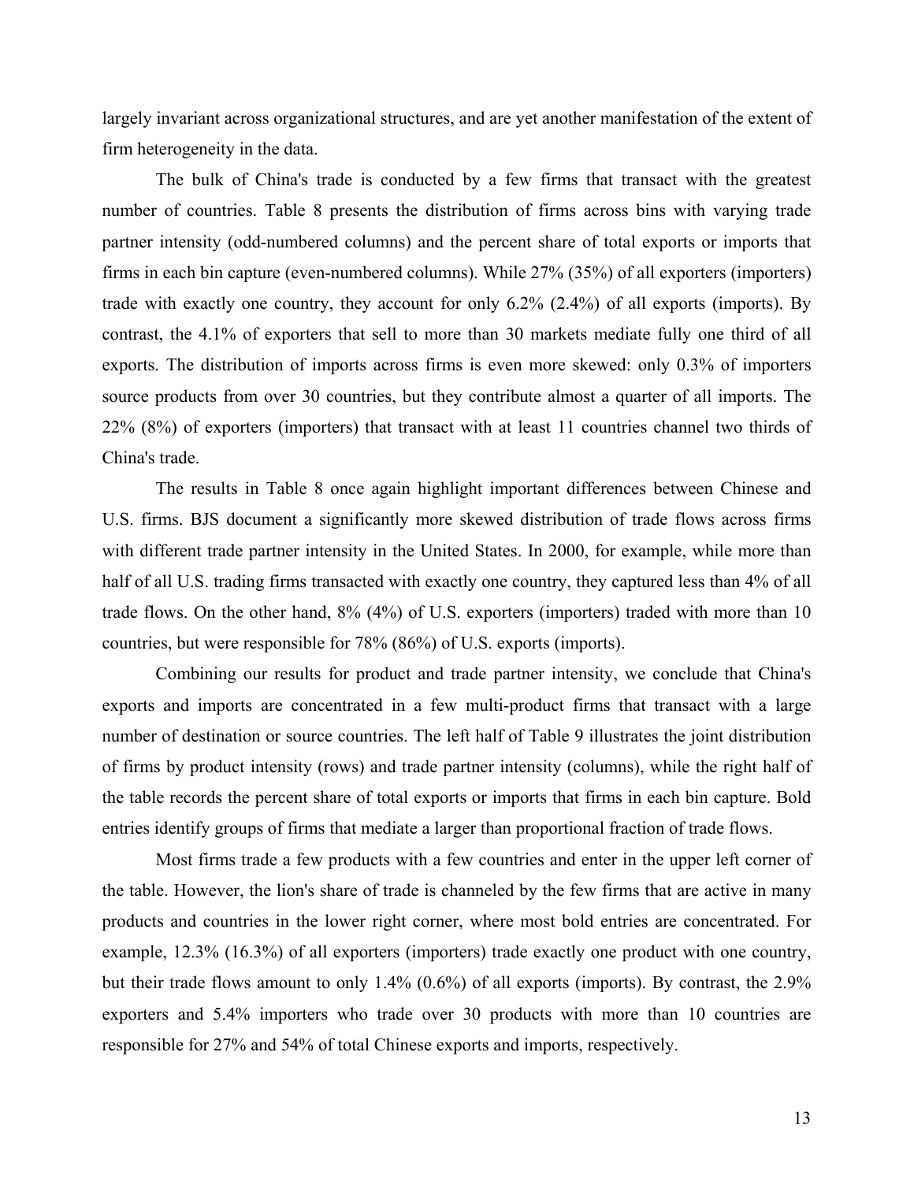largely invariant across organizational structures, and are yet another manifestation of the extent of firm heterogeneity in the data.

The bulk of China's trade is conducted by a few firms that transact with the greatest number of countries. Table 8 presents the distribution of firms across bins with varying trade partner intensity (odd-numbered columns) and the percent share of total exports or imports that firms in each bin capture (even-numbered columns). While 27% (35%) of all exporters (importers) trade with exactly one country, they account for only 6.2% (2.4%) of all exports (imports). By contrast, the 4.1% of exporters that sell to more than 30 markets mediate fully one third of all exports. The distribution of imports across firms is even more skewed: only 0.3% of importers source products from over 30 countries, but they contribute almost a quarter of all imports. The 22% (8%) of exporters (importers) that transact with at least 11 countries channel two thirds of China's trade.

The results in Table 8 once again highlight important differences between Chinese and U.S. firms. BJS document a significantly more skewed distribution of trade flows across firms with different trade partner intensity in the United States. In 2000, for example, while more than half of all U.S. trading firms transacted with exactly one country, they captured less than 4% of all trade flows. On the other hand, 8% (4%) of U.S. exporters (importers) traded with more than 10 countries, but were responsible for 78% (86%) of U.S. exports (imports).

Combining our results for product and trade partner intensity, we conclude that China's exports and imports are concentrated in a few multi-product firms that transact with a large number of destination or source countries. The left half of Table 9 illustrates the joint distribution of firms by product intensity (rows) and trade partner intensity (columns), while the right half of the table records the percent share of total exports or imports that firms in each bin capture. Bold entries identify groups of firms that mediate a larger than proportional fraction of trade flows.

Most firms trade a few products with a few countries and enter in the upper left corner of the table. However, the lion's share of trade is channeled by the few firms that are active in many products and countries in the lower right corner, where most bold entries are concentrated. For example, 12.3% (16.3%) of all exporters (importers) trade exactly one product with one country, but their trade flows amount to only 1.4% (0.6%) of all exports (imports). By contrast, the 2.9% exporters and 5.4% importers who trade over 30 products with more than 10 countries are responsible for 27% and 54% of total Chinese exports and imports, respectively.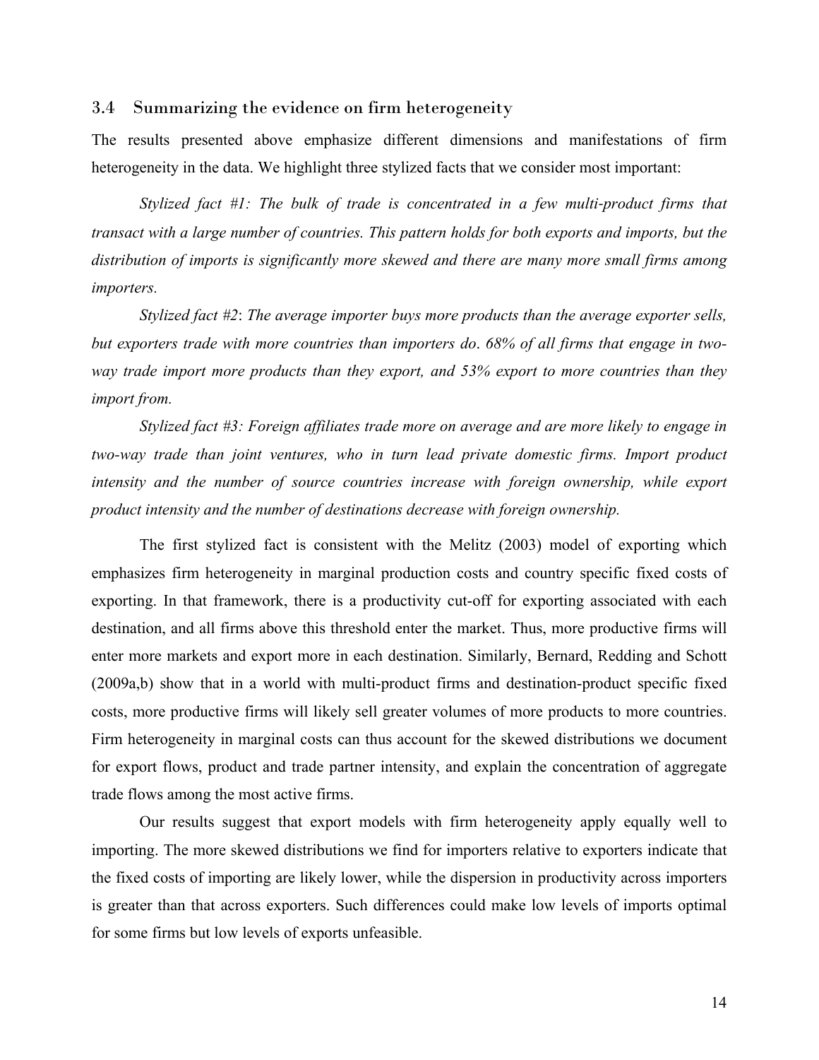### 3.4 Summarizing the evidence on firm heterogeneity

The results presented above emphasize different dimensions and manifestations of firm heterogeneity in the data. We highlight three stylized facts that we consider most important:

*Stylized fact #1: The bulk of trade is concentrated in a few multi-product firms that transact with a large number of countries. This pattern holds for both exports and imports, but the distribution of imports is significantly more skewed and there are many more small firms among importers.*

*Stylized fact #2*: *The average importer buys more products than the average exporter sells, but exporters trade with more countries than importers do*. *68% of all firms that engage in two-way trade import more products than they export, and 53% export to more countries than they import from.*

*Stylized fact #3: Foreign affiliates trade more on average and are more likely to engage in two-way trade than joint ventures, who in turn lead private domestic firms. Import product intensity and the number of source countries increase with foreign ownership, while export product intensity and the number of destinations decrease with foreign ownership.*

The first stylized fact is consistent with the Melitz (2003) model of exporting which emphasizes firm heterogeneity in marginal production costs and country specific fixed costs of exporting. In that framework, there is a productivity cut-off for exporting associated with each destination, and all firms above this threshold enter the market. Thus, more productive firms will enter more markets and export more in each destination. Similarly, Bernard, Redding and Schott (2009a,b) show that in a world with multi-product firms and destination-product specific fixed costs, more productive firms will likely sell greater volumes of more products to more countries. Firm heterogeneity in marginal costs can thus account for the skewed distributions we document for export flows, product and trade partner intensity, and explain the concentration of aggregate trade flows among the most active firms.

Our results suggest that export models with firm heterogeneity apply equally well to importing. The more skewed distributions we find for importers relative to exporters indicate that the fixed costs of importing are likely lower, while the dispersion in productivity across importers is greater than that across exporters. Such differences could make low levels of imports optimal for some firms but low levels of exports unfeasible.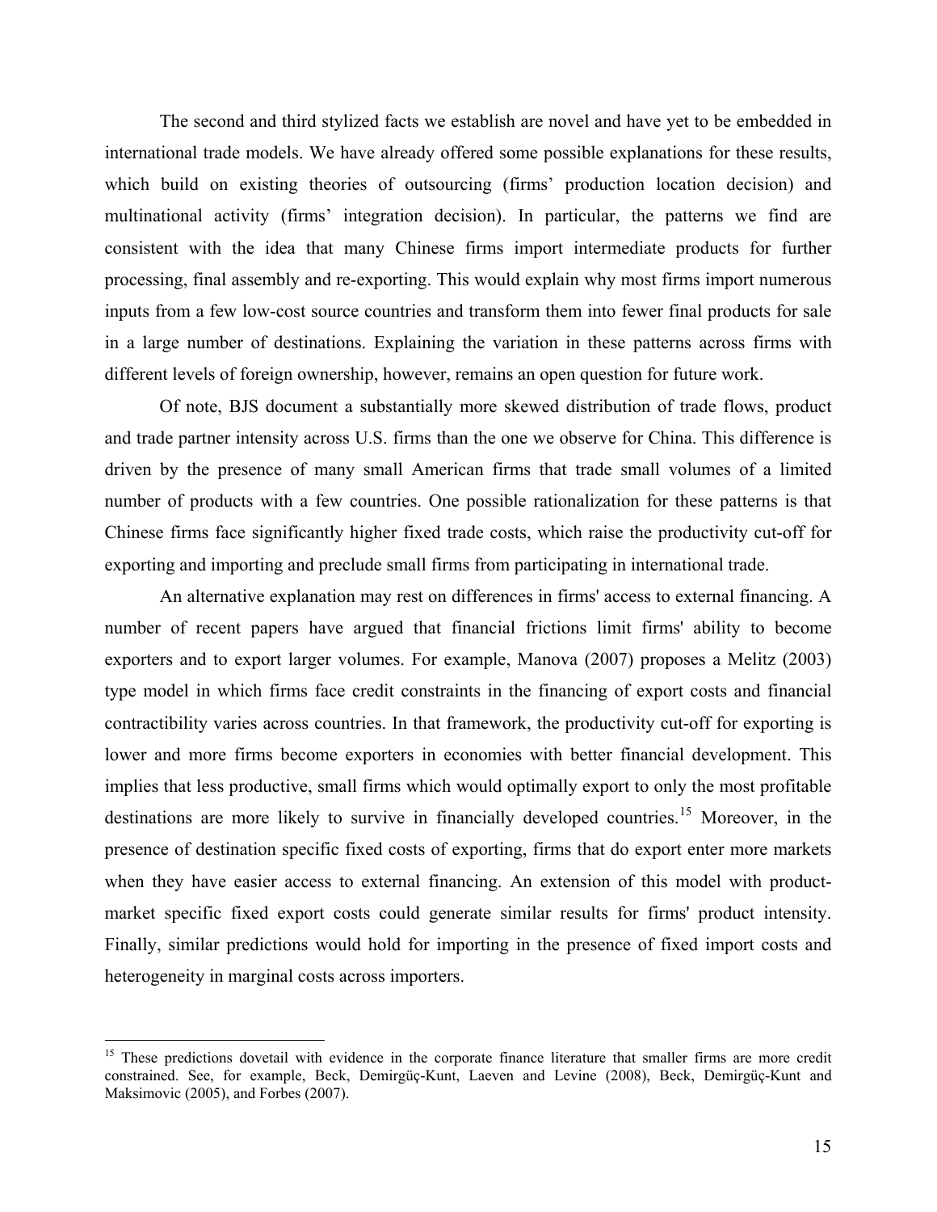The second and third stylized facts we establish are novel and have yet to be embedded in international trade models. We have already offered some possible explanations for these results, which build on existing theories of outsourcing (firms' production location decision) and multinational activity (firms' integration decision). In particular, the patterns we find are consistent with the idea that many Chinese firms import intermediate products for further processing, final assembly and re-exporting. This would explain why most firms import numerous inputs from a few low-cost source countries and transform them into fewer final products for sale in a large number of destinations. Explaining the variation in these patterns across firms with different levels of foreign ownership, however, remains an open question for future work.

Of note, BJS document a substantially more skewed distribution of trade flows, product and trade partner intensity across U.S. firms than the one we observe for China. This difference is driven by the presence of many small American firms that trade small volumes of a limited number of products with a few countries. One possible rationalization for these patterns is that Chinese firms face significantly higher fixed trade costs, which raise the productivity cut-off for exporting and importing and preclude small firms from participating in international trade.

An alternative explanation may rest on differences in firms' access to external financing. A number of recent papers have argued that financial frictions limit firms' ability to become exporters and to export larger volumes. For example, Manova (2007) proposes a Melitz (2003) type model in which firms face credit constraints in the financing of export costs and financial contractibility varies across countries. In that framework, the productivity cut-off for exporting is lower and more firms become exporters in economies with better financial development. This implies that less productive, small firms which would optimally export to only the most profitable destinations are more likely to survive in financially developed countries.[15] Moreover, in the presence of destination specific fixed costs of exporting, firms that do export enter more markets when they have easier access to external financing. An extension of this model with product-market specific fixed export costs could generate similar results for firms' product intensity. Finally, similar predictions would hold for importing in the presence of fixed import costs and heterogeneity in marginal costs across importers.

[15] These predictions dovetail with evidence in the corporate finance literature that smaller firms are more credit constrained. See, for example, Beck, Demirgüç-Kunt, Laeven and Levine (2008), Beck, Demirgüç-Kunt and Maksimovic (2005), and Forbes (2007).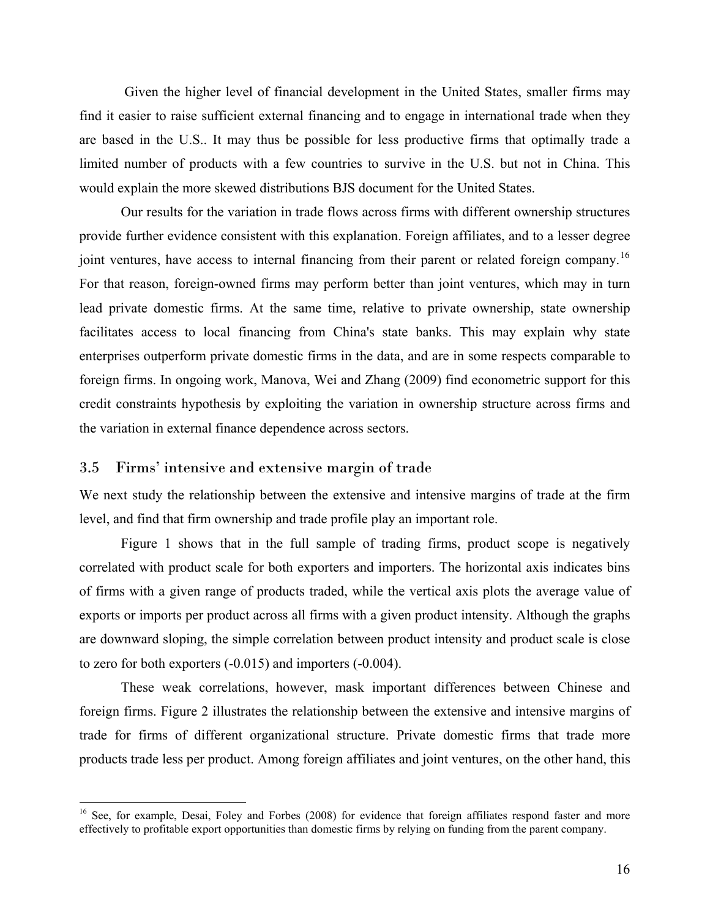Given the higher level of financial development in the United States, smaller firms may find it easier to raise sufficient external financing and to engage in international trade when they are based in the U.S.. It may thus be possible for less productive firms that optimally trade a limited number of products with a few countries to survive in the U.S. but not in China. This would explain the more skewed distributions BJS document for the United States.

Our results for the variation in trade flows across firms with different ownership structures provide further evidence consistent with this explanation. Foreign affiliates, and to a lesser degree joint ventures, have access to internal financing from their parent or related foreign company.[16] For that reason, foreign-owned firms may perform better than joint ventures, which may in turn lead private domestic firms. At the same time, relative to private ownership, state ownership facilitates access to local financing from China's state banks. This may explain why state enterprises outperform private domestic firms in the data, and are in some respects comparable to foreign firms. In ongoing work, Manova, Wei and Zhang (2009) find econometric support for this credit constraints hypothesis by exploiting the variation in ownership structure across firms and the variation in external finance dependence across sectors.

### 3.5 Firms' intensive and extensive margin of trade

We next study the relationship between the extensive and intensive margins of trade at the firm level, and find that firm ownership and trade profile play an important role.

Figure 1 shows that in the full sample of trading firms, product scope is negatively correlated with product scale for both exporters and importers. The horizontal axis indicates bins of firms with a given range of products traded, while the vertical axis plots the average value of exports or imports per product across all firms with a given product intensity. Although the graphs are downward sloping, the simple correlation between product intensity and product scale is close to zero for both exporters (-0.015) and importers (-0.004).

These weak correlations, however, mask important differences between Chinese and foreign firms. Figure 2 illustrates the relationship between the extensive and intensive margins of trade for firms of different organizational structure. Private domestic firms that trade more products trade less per product. Among foreign affiliates and joint ventures, on the other hand, this

[16] See, for example, Desai, Foley and Forbes (2008) for evidence that foreign affiliates respond faster and more effectively to profitable export opportunities than domestic firms by relying on funding from the parent company.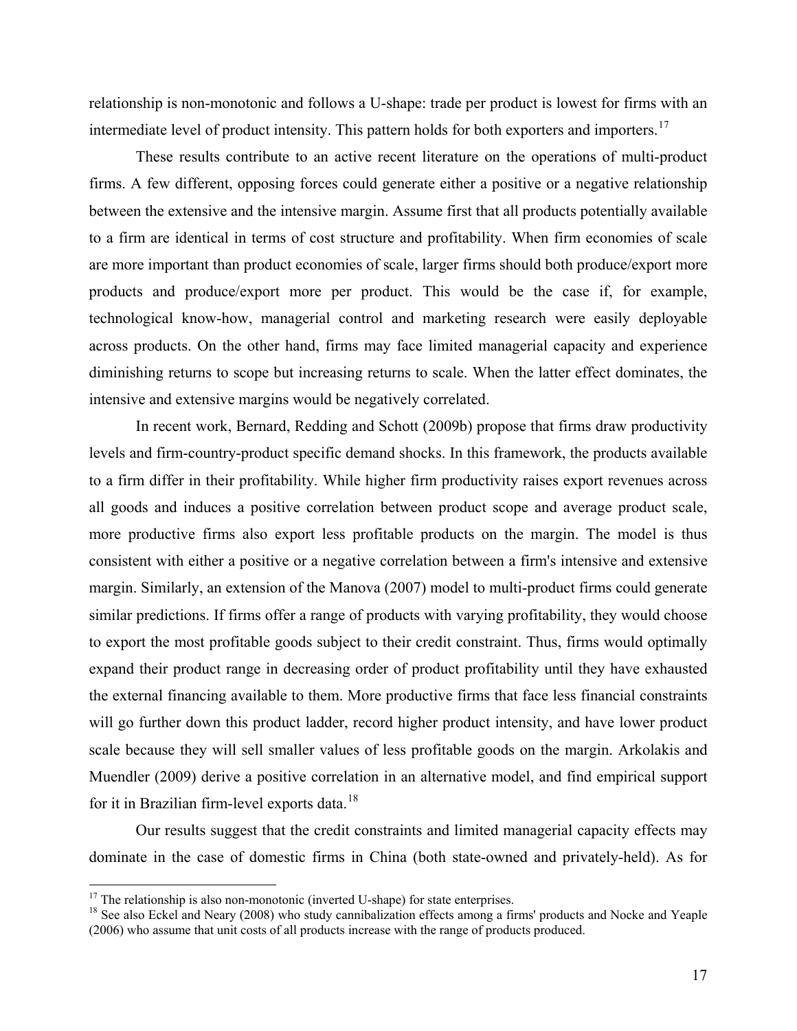relationship is non-monotonic and follows a U-shape: trade per product is lowest for firms with an intermediate level of product intensity. This pattern holds for both exporters and importers.[17]

These results contribute to an active recent literature on the operations of multi-product firms. A few different, opposing forces could generate either a positive or a negative relationship between the extensive and the intensive margin. Assume first that all products potentially available to a firm are identical in terms of cost structure and profitability. When firm economies of scale are more important than product economies of scale, larger firms should both produce/export more products and produce/export more per product. This would be the case if, for example, technological know-how, managerial control and marketing research were easily deployable across products. On the other hand, firms may face limited managerial capacity and experience diminishing returns to scope but increasing returns to scale. When the latter effect dominates, the intensive and extensive margins would be negatively correlated.

In recent work, Bernard, Redding and Schott (2009b) propose that firms draw productivity levels and firm-country-product specific demand shocks. In this framework, the products available to a firm differ in their profitability. While higher firm productivity raises export revenues across all goods and induces a positive correlation between product scope and average product scale, more productive firms also export less profitable products on the margin. The model is thus consistent with either a positive or a negative correlation between a firm's intensive and extensive margin. Similarly, an extension of the Manova (2007) model to multi-product firms could generate similar predictions. If firms offer a range of products with varying profitability, they would choose to export the most profitable goods subject to their credit constraint. Thus, firms would optimally expand their product range in decreasing order of product profitability until they have exhausted the external financing available to them. More productive firms that face less financial constraints will go further down this product ladder, record higher product intensity, and have lower product scale because they will sell smaller values of less profitable goods on the margin. Arkolakis and Muendler (2009) derive a positive correlation in an alternative model, and find empirical support for it in Brazilian firm-level exports data.[18]

Our results suggest that the credit constraints and limited managerial capacity effects may dominate in the case of domestic firms in China (both state-owned and privately-held). As for

---

[17] The relationship is also non-monotonic (inverted U-shape) for state enterprises.

[18] See also Eckel and Neary (2008) who study cannibalization effects among a firms' products and Nocke and Yeaple (2006) who assume that unit costs of all products increase with the range of products produced.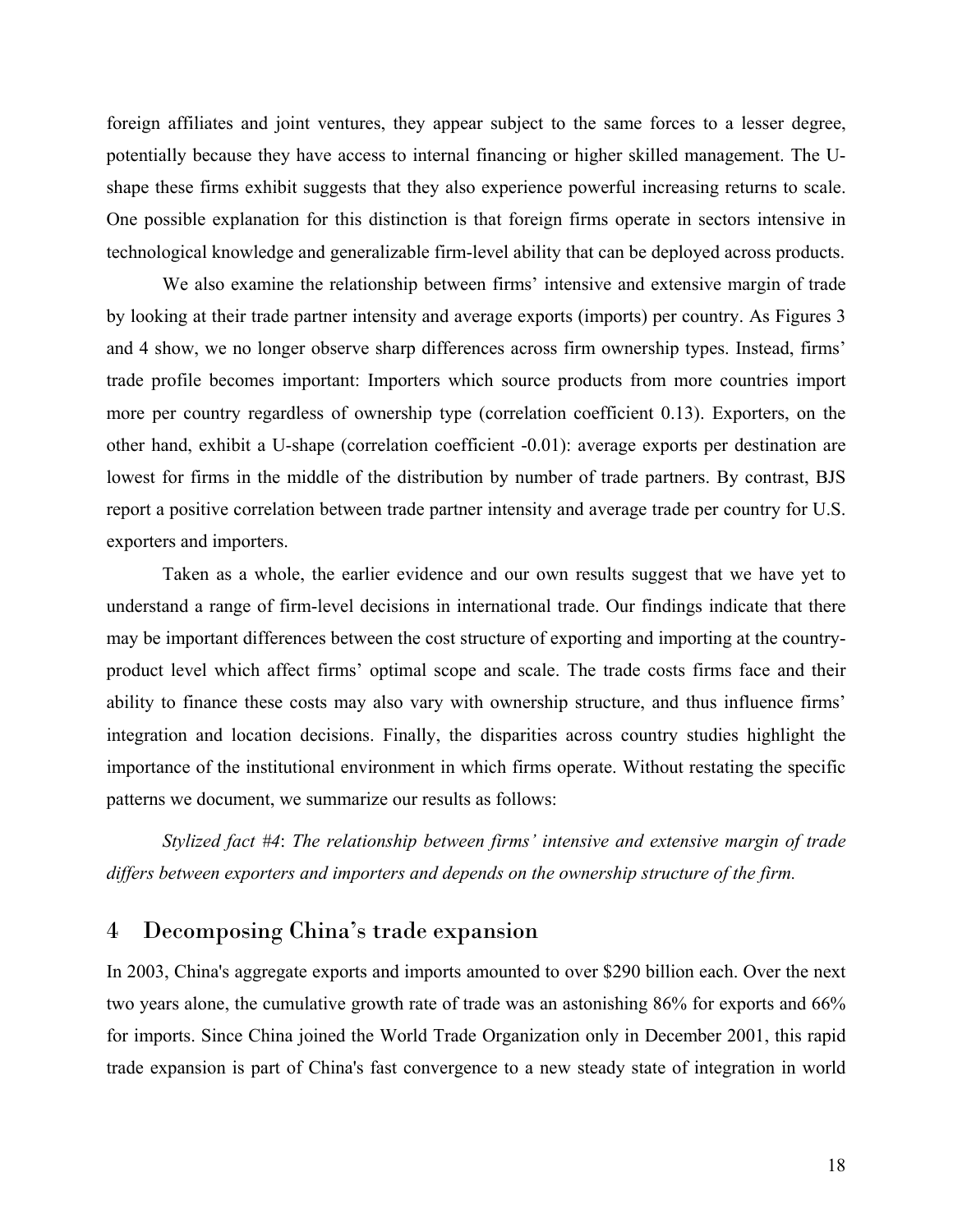foreign affiliates and joint ventures, they appear subject to the same forces to a lesser degree, potentially because they have access to internal financing or higher skilled management. The U-shape these firms exhibit suggests that they also experience powerful increasing returns to scale. One possible explanation for this distinction is that foreign firms operate in sectors intensive in technological knowledge and generalizable firm-level ability that can be deployed across products.

We also examine the relationship between firms' intensive and extensive margin of trade by looking at their trade partner intensity and average exports (imports) per country. As Figures 3 and 4 show, we no longer observe sharp differences across firm ownership types. Instead, firms' trade profile becomes important: Importers which source products from more countries import more per country regardless of ownership type (correlation coefficient 0.13). Exporters, on the other hand, exhibit a U-shape (correlation coefficient -0.01): average exports per destination are lowest for firms in the middle of the distribution by number of trade partners. By contrast, BJS report a positive correlation between trade partner intensity and average trade per country for U.S. exporters and importers.

Taken as a whole, the earlier evidence and our own results suggest that we have yet to understand a range of firm-level decisions in international trade. Our findings indicate that there may be important differences between the cost structure of exporting and importing at the country-product level which affect firms' optimal scope and scale. The trade costs firms face and their ability to finance these costs may also vary with ownership structure, and thus influence firms' integration and location decisions. Finally, the disparities across country studies highlight the importance of the institutional environment in which firms operate. Without restating the specific patterns we document, we summarize our results as follows:

*Stylized fact #4*: *The relationship between firms' intensive and extensive margin of trade differs between exporters and importers and depends on the ownership structure of the firm.*

## 4 Decomposing China's trade expansion

In 2003, China's aggregate exports and imports amounted to over \$290 billion each. Over the next two years alone, the cumulative growth rate of trade was an astonishing 86% for exports and 66% for imports. Since China joined the World Trade Organization only in December 2001, this rapid trade expansion is part of China's fast convergence to a new steady state of integration in world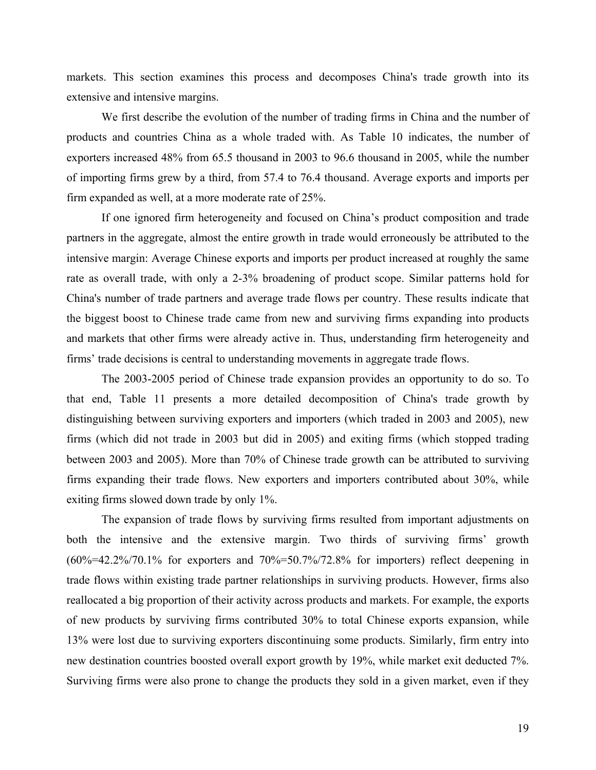markets. This section examines this process and decomposes China's trade growth into its extensive and intensive margins.

We first describe the evolution of the number of trading firms in China and the number of products and countries China as a whole traded with. As Table 10 indicates, the number of exporters increased 48% from 65.5 thousand in 2003 to 96.6 thousand in 2005, while the number of importing firms grew by a third, from 57.4 to 76.4 thousand. Average exports and imports per firm expanded as well, at a more moderate rate of 25%.

If one ignored firm heterogeneity and focused on China's product composition and trade partners in the aggregate, almost the entire growth in trade would erroneously be attributed to the intensive margin: Average Chinese exports and imports per product increased at roughly the same rate as overall trade, with only a 2-3% broadening of product scope. Similar patterns hold for China's number of trade partners and average trade flows per country. These results indicate that the biggest boost to Chinese trade came from new and surviving firms expanding into products and markets that other firms were already active in. Thus, understanding firm heterogeneity and firms' trade decisions is central to understanding movements in aggregate trade flows.

The 2003-2005 period of Chinese trade expansion provides an opportunity to do so. To that end, Table 11 presents a more detailed decomposition of China's trade growth by distinguishing between surviving exporters and importers (which traded in 2003 and 2005), new firms (which did not trade in 2003 but did in 2005) and exiting firms (which stopped trading between 2003 and 2005). More than 70% of Chinese trade growth can be attributed to surviving firms expanding their trade flows. New exporters and importers contributed about 30%, while exiting firms slowed down trade by only 1%.

The expansion of trade flows by surviving firms resulted from important adjustments on both the intensive and the extensive margin. Two thirds of surviving firms' growth (60%=42.2%/70.1% for exporters and 70%=50.7%/72.8% for importers) reflect deepening in trade flows within existing trade partner relationships in surviving products. However, firms also reallocated a big proportion of their activity across products and markets. For example, the exports of new products by surviving firms contributed 30% to total Chinese exports expansion, while 13% were lost due to surviving exporters discontinuing some products. Similarly, firm entry into new destination countries boosted overall export growth by 19%, while market exit deducted 7%. Surviving firms were also prone to change the products they sold in a given market, even if they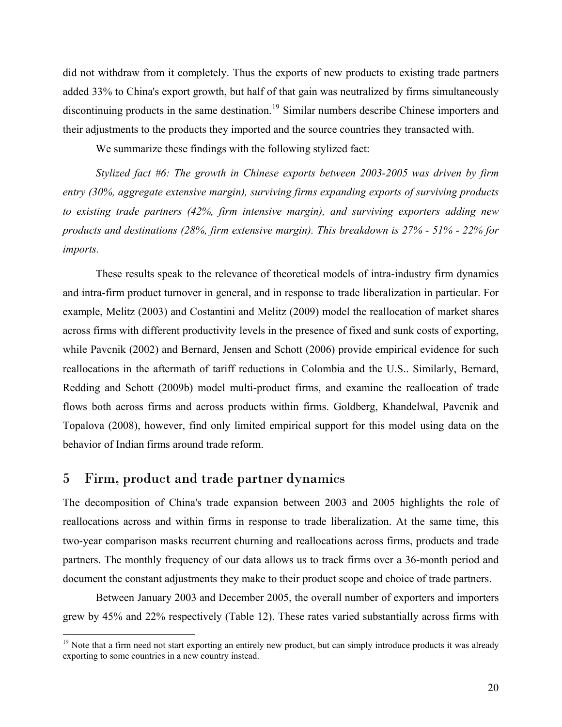did not withdraw from it completely. Thus the exports of new products to existing trade partners added 33% to China's export growth, but half of that gain was neutralized by firms simultaneously discontinuing products in the same destination.[19] Similar numbers describe Chinese importers and their adjustments to the products they imported and the source countries they transacted with.

We summarize these findings with the following stylized fact:

*Stylized fact #6: The growth in Chinese exports between 2003-2005 was driven by firm entry (30%, aggregate extensive margin), surviving firms expanding exports of surviving products to existing trade partners (42%, firm intensive margin), and surviving exporters adding new products and destinations (28%, firm extensive margin). This breakdown is 27% - 51% - 22% for imports.*

These results speak to the relevance of theoretical models of intra-industry firm dynamics and intra-firm product turnover in general, and in response to trade liberalization in particular. For example, Melitz (2003) and Costantini and Melitz (2009) model the reallocation of market shares across firms with different productivity levels in the presence of fixed and sunk costs of exporting, while Pavcnik (2002) and Bernard, Jensen and Schott (2006) provide empirical evidence for such reallocations in the aftermath of tariff reductions in Colombia and the U.S.. Similarly, Bernard, Redding and Schott (2009b) model multi-product firms, and examine the reallocation of trade flows both across firms and across products within firms. Goldberg, Khandelwal, Pavcnik and Topalova (2008), however, find only limited empirical support for this model using data on the behavior of Indian firms around trade reform.

## 5 Firm, product and trade partner dynamics

The decomposition of China's trade expansion between 2003 and 2005 highlights the role of reallocations across and within firms in response to trade liberalization. At the same time, this two-year comparison masks recurrent churning and reallocations across firms, products and trade partners. The monthly frequency of our data allows us to track firms over a 36-month period and document the constant adjustments they make to their product scope and choice of trade partners.

Between January 2003 and December 2005, the overall number of exporters and importers grew by 45% and 22% respectively (Table 12). These rates varied substantially across firms with

[19] Note that a firm need not start exporting an entirely new product, but can simply introduce products it was already exporting to some countries in a new country instead.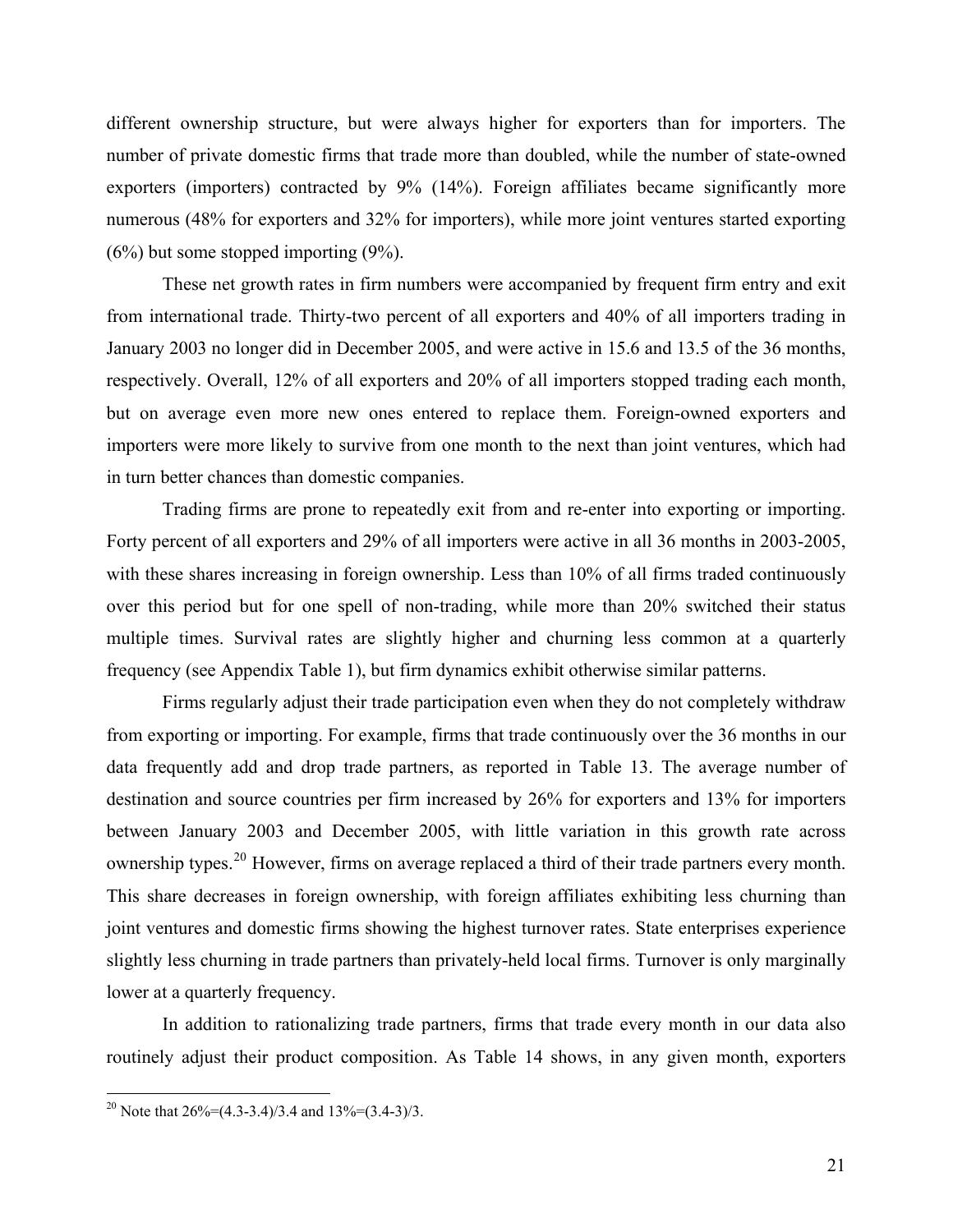different ownership structure, but were always higher for exporters than for importers. The number of private domestic firms that trade more than doubled, while the number of state-owned exporters (importers) contracted by 9% (14%). Foreign affiliates became significantly more numerous (48% for exporters and 32% for importers), while more joint ventures started exporting (6%) but some stopped importing (9%).

These net growth rates in firm numbers were accompanied by frequent firm entry and exit from international trade. Thirty-two percent of all exporters and 40% of all importers trading in January 2003 no longer did in December 2005, and were active in 15.6 and 13.5 of the 36 months, respectively. Overall, 12% of all exporters and 20% of all importers stopped trading each month, but on average even more new ones entered to replace them. Foreign-owned exporters and importers were more likely to survive from one month to the next than joint ventures, which had in turn better chances than domestic companies.

Trading firms are prone to repeatedly exit from and re-enter into exporting or importing. Forty percent of all exporters and 29% of all importers were active in all 36 months in 2003-2005, with these shares increasing in foreign ownership. Less than 10% of all firms traded continuously over this period but for one spell of non-trading, while more than 20% switched their status multiple times. Survival rates are slightly higher and churning less common at a quarterly frequency (see Appendix Table 1), but firm dynamics exhibit otherwise similar patterns.

Firms regularly adjust their trade participation even when they do not completely withdraw from exporting or importing. For example, firms that trade continuously over the 36 months in our data frequently add and drop trade partners, as reported in Table 13. The average number of destination and source countries per firm increased by 26% for exporters and 13% for importers between January 2003 and December 2005, with little variation in this growth rate across ownership types.[20] However, firms on average replaced a third of their trade partners every month. This share decreases in foreign ownership, with foreign affiliates exhibiting less churning than joint ventures and domestic firms showing the highest turnover rates. State enterprises experience slightly less churning in trade partners than privately-held local firms. Turnover is only marginally lower at a quarterly frequency.

In addition to rationalizing trade partners, firms that trade every month in our data also routinely adjust their product composition. As Table 14 shows, in any given month, exporters

[20] Note that 26%=(4.3-3.4)/3.4 and 13%=(3.4-3)/3.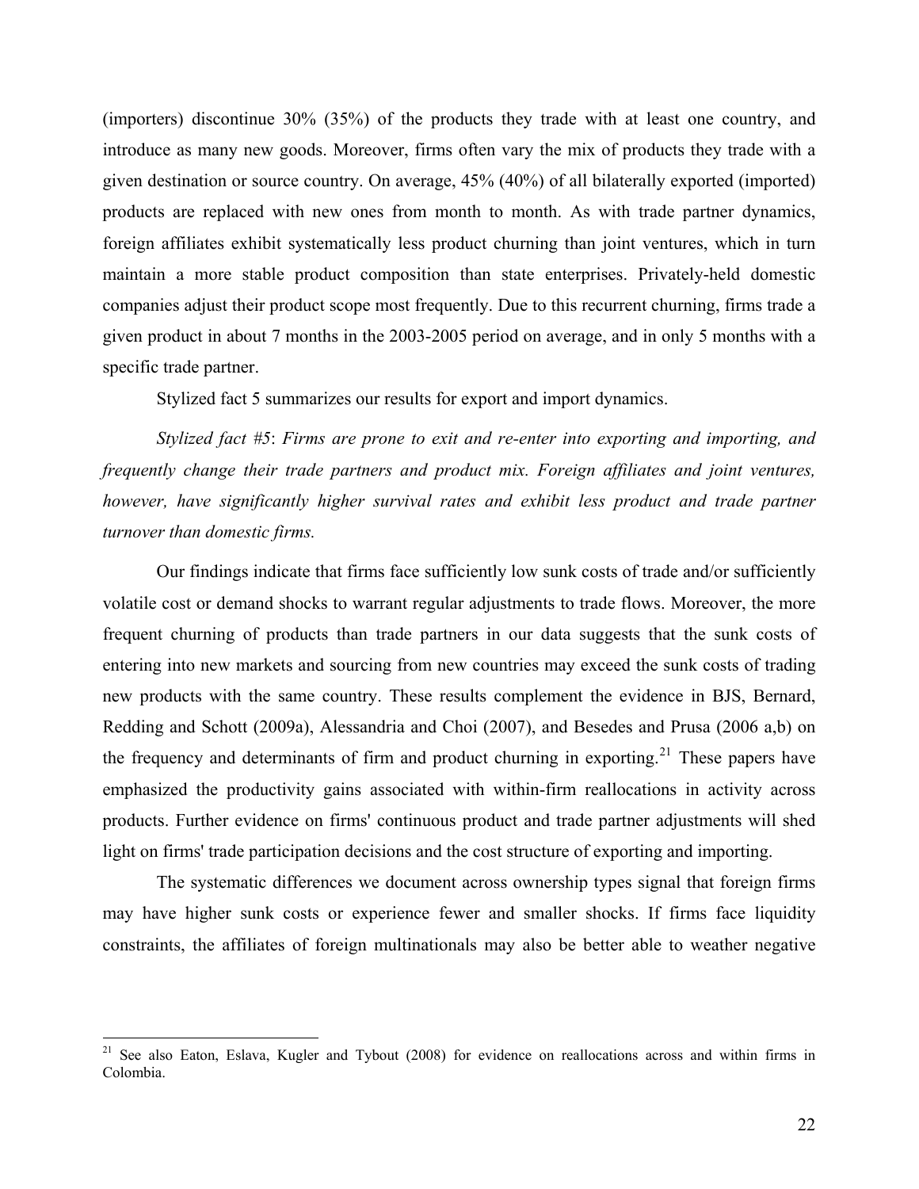(importers) discontinue 30% (35%) of the products they trade with at least one country, and introduce as many new goods. Moreover, firms often vary the mix of products they trade with a given destination or source country. On average, 45% (40%) of all bilaterally exported (imported) products are replaced with new ones from month to month. As with trade partner dynamics, foreign affiliates exhibit systematically less product churning than joint ventures, which in turn maintain a more stable product composition than state enterprises. Privately-held domestic companies adjust their product scope most frequently. Due to this recurrent churning, firms trade a given product in about 7 months in the 2003-2005 period on average, and in only 5 months with a specific trade partner.

Stylized fact 5 summarizes our results for export and import dynamics.

*Stylized fact #5*: *Firms are prone to exit and re-enter into exporting and importing, and frequently change their trade partners and product mix. Foreign affiliates and joint ventures, however, have significantly higher survival rates and exhibit less product and trade partner turnover than domestic firms.*

Our findings indicate that firms face sufficiently low sunk costs of trade and/or sufficiently volatile cost or demand shocks to warrant regular adjustments to trade flows. Moreover, the more frequent churning of products than trade partners in our data suggests that the sunk costs of entering into new markets and sourcing from new countries may exceed the sunk costs of trading new products with the same country. These results complement the evidence in BJS, Bernard, Redding and Schott (2009a), Alessandria and Choi (2007), and Besedes and Prusa (2006 a,b) on the frequency and determinants of firm and product churning in exporting.[21] These papers have emphasized the productivity gains associated with within-firm reallocations in activity across products. Further evidence on firms' continuous product and trade partner adjustments will shed light on firms' trade participation decisions and the cost structure of exporting and importing.

The systematic differences we document across ownership types signal that foreign firms may have higher sunk costs or experience fewer and smaller shocks. If firms face liquidity constraints, the affiliates of foreign multinationals may also be better able to weather negative

[21] See also Eaton, Eslava, Kugler and Tybout (2008) for evidence on reallocations across and within firms in Colombia.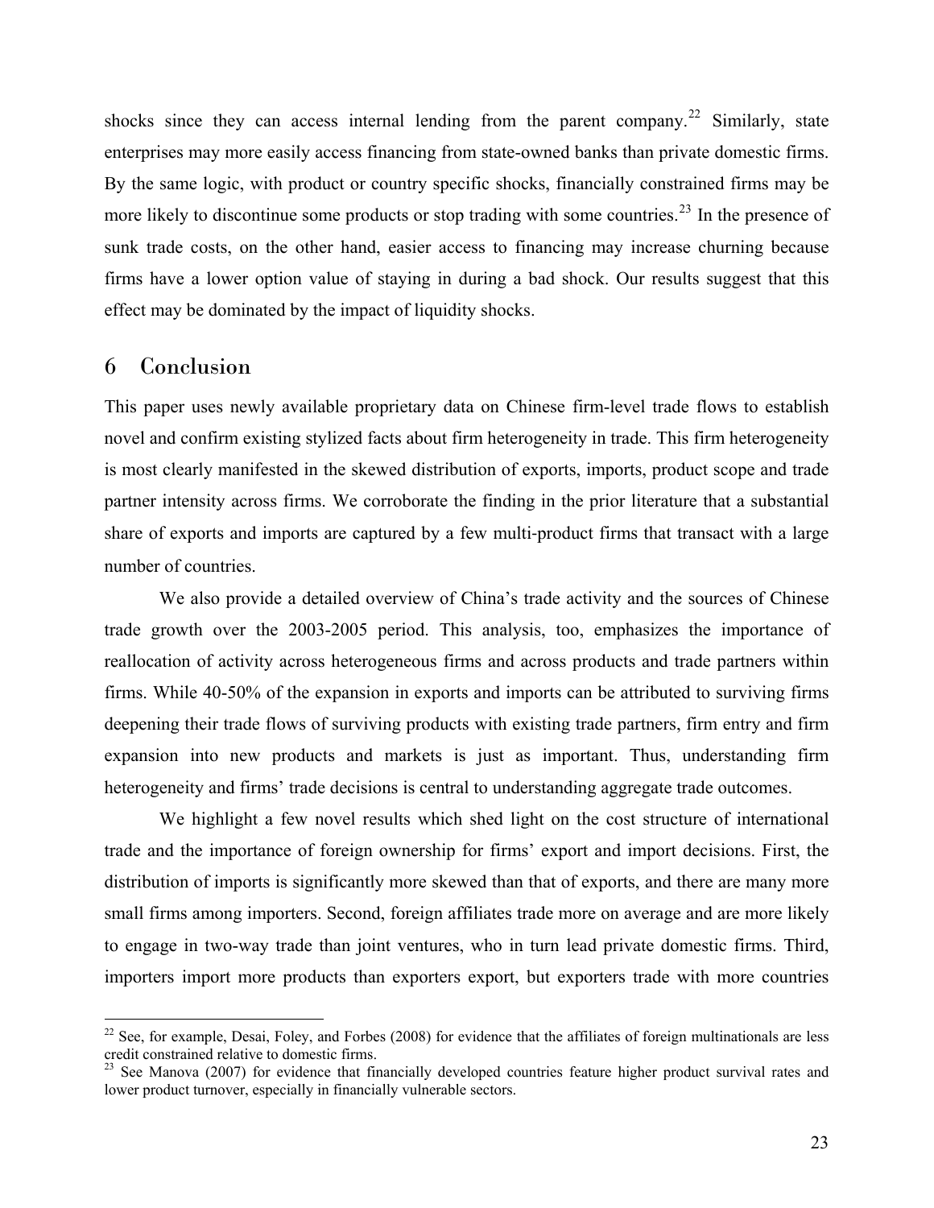shocks since they can access internal lending from the parent company.[22] Similarly, state enterprises may more easily access financing from state-owned banks than private domestic firms. By the same logic, with product or country specific shocks, financially constrained firms may be more likely to discontinue some products or stop trading with some countries.[23] In the presence of sunk trade costs, on the other hand, easier access to financing may increase churning because firms have a lower option value of staying in during a bad shock. Our results suggest that this effect may be dominated by the impact of liquidity shocks.

## 6 Conclusion

This paper uses newly available proprietary data on Chinese firm-level trade flows to establish novel and confirm existing stylized facts about firm heterogeneity in trade. This firm heterogeneity is most clearly manifested in the skewed distribution of exports, imports, product scope and trade partner intensity across firms. We corroborate the finding in the prior literature that a substantial share of exports and imports are captured by a few multi-product firms that transact with a large number of countries.

We also provide a detailed overview of China's trade activity and the sources of Chinese trade growth over the 2003-2005 period. This analysis, too, emphasizes the importance of reallocation of activity across heterogeneous firms and across products and trade partners within firms. While 40-50% of the expansion in exports and imports can be attributed to surviving firms deepening their trade flows of surviving products with existing trade partners, firm entry and firm expansion into new products and markets is just as important. Thus, understanding firm heterogeneity and firms' trade decisions is central to understanding aggregate trade outcomes.

We highlight a few novel results which shed light on the cost structure of international trade and the importance of foreign ownership for firms' export and import decisions. First, the distribution of imports is significantly more skewed than that of exports, and there are many more small firms among importers. Second, foreign affiliates trade more on average and are more likely to engage in two-way trade than joint ventures, who in turn lead private domestic firms. Third, importers import more products than exporters export, but exporters trade with more countries

[22] See, for example, Desai, Foley, and Forbes (2008) for evidence that the affiliates of foreign multinationals are less credit constrained relative to domestic firms.

[23] See Manova (2007) for evidence that financially developed countries feature higher product survival rates and lower product turnover, especially in financially vulnerable sectors.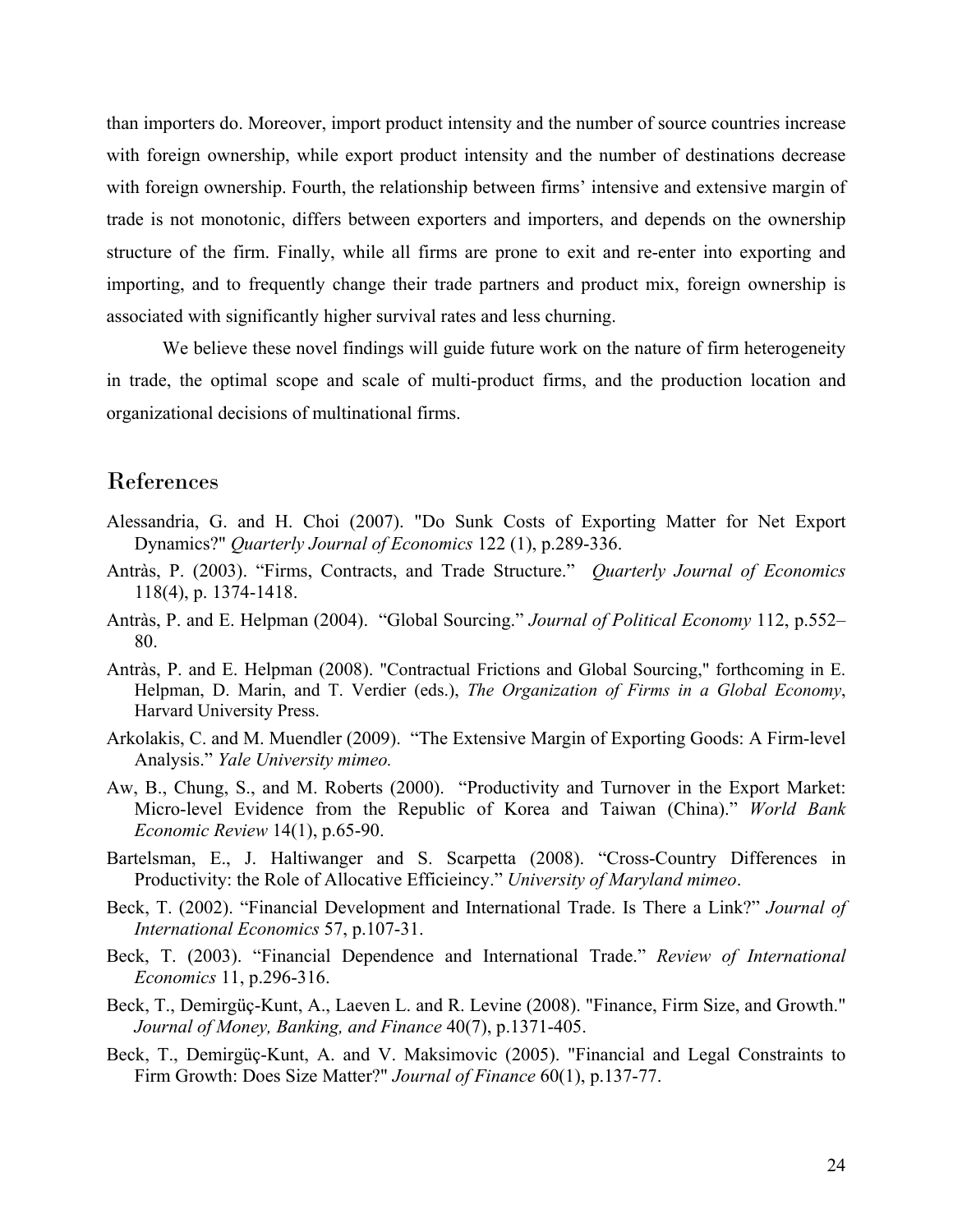than importers do. Moreover, import product intensity and the number of source countries increase with foreign ownership, while export product intensity and the number of destinations decrease with foreign ownership. Fourth, the relationship between firms' intensive and extensive margin of trade is not monotonic, differs between exporters and importers, and depends on the ownership structure of the firm. Finally, while all firms are prone to exit and re-enter into exporting and importing, and to frequently change their trade partners and product mix, foreign ownership is associated with significantly higher survival rates and less churning.

We believe these novel findings will guide future work on the nature of firm heterogeneity in trade, the optimal scope and scale of multi-product firms, and the production location and organizational decisions of multinational firms.

## References

Alessandria, G. and H. Choi (2007). "Do Sunk Costs of Exporting Matter for Net Export Dynamics?" *Quarterly Journal of Economics* 122 (1), p.289-336.

Antràs, P. (2003). "Firms, Contracts, and Trade Structure." *Quarterly Journal of Economics* 118(4), p. 1374-1418.

Antràs, P. and E. Helpman (2004). "Global Sourcing." *Journal of Political Economy* 112, p.552–80.

Antràs, P. and E. Helpman (2008). "Contractual Frictions and Global Sourcing," forthcoming in E. Helpman, D. Marin, and T. Verdier (eds.), *The Organization of Firms in a Global Economy*, Harvard University Press.

Arkolakis, C. and M. Muendler (2009). "The Extensive Margin of Exporting Goods: A Firm-level Analysis." *Yale University mimeo.*

Aw, B., Chung, S., and M. Roberts (2000). "Productivity and Turnover in the Export Market: Micro-level Evidence from the Republic of Korea and Taiwan (China)." *World Bank Economic Review* 14(1), p.65-90.

Bartelsman, E., J. Haltiwanger and S. Scarpetta (2008). "Cross-Country Differences in Productivity: the Role of Allocative Efficieincy." *University of Maryland mimeo*.

Beck, T. (2002). "Financial Development and International Trade. Is There a Link?" *Journal of International Economics* 57, p.107-31.

Beck, T. (2003). "Financial Dependence and International Trade." *Review of International Economics* 11, p.296-316.

Beck, T., Demirgüç-Kunt, A., Laeven L. and R. Levine (2008). "Finance, Firm Size, and Growth." *Journal of Money, Banking, and Finance* 40(7), p.1371-405.

Beck, T., Demirgüç-Kunt, A. and V. Maksimovic (2005). "Financial and Legal Constraints to Firm Growth: Does Size Matter?" *Journal of Finance* 60(1), p.137-77.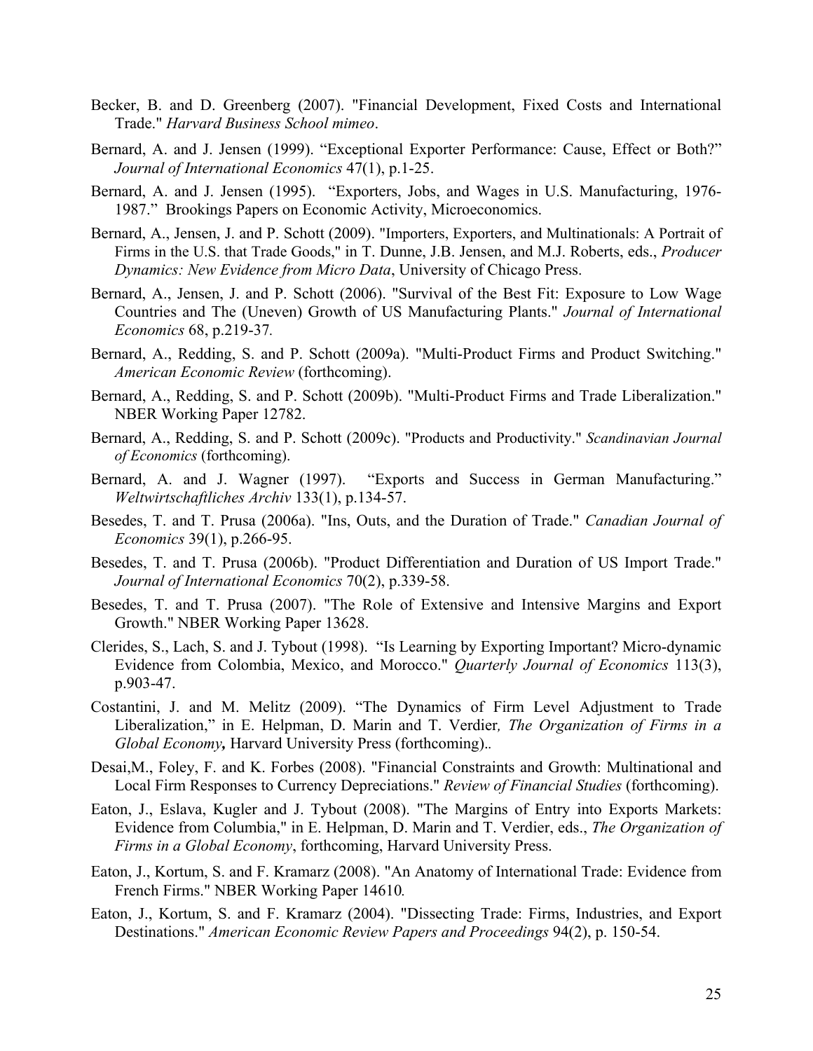Becker, B. and D. Greenberg (2007). "Financial Development, Fixed Costs and International Trade." *Harvard Business School mimeo*.

Bernard, A. and J. Jensen (1999). "Exceptional Exporter Performance: Cause, Effect or Both?" *Journal of International Economics* 47(1), p.1-25.

Bernard, A. and J. Jensen (1995). "Exporters, Jobs, and Wages in U.S. Manufacturing, 1976-1987." Brookings Papers on Economic Activity, Microeconomics.

Bernard, A., Jensen, J. and P. Schott (2009). "Importers, Exporters, and Multinationals: A Portrait of Firms in the U.S. that Trade Goods," in T. Dunne, J.B. Jensen, and M.J. Roberts, eds., *Producer Dynamics: New Evidence from Micro Data*, University of Chicago Press.

Bernard, A., Jensen, J. and P. Schott (2006). "Survival of the Best Fit: Exposure to Low Wage Countries and The (Uneven) Growth of US Manufacturing Plants." *Journal of International Economics* 68, p.219-37.

Bernard, A., Redding, S. and P. Schott (2009a). "Multi-Product Firms and Product Switching." *American Economic Review* (forthcoming).

Bernard, A., Redding, S. and P. Schott (2009b). "Multi-Product Firms and Trade Liberalization." NBER Working Paper 12782.

Bernard, A., Redding, S. and P. Schott (2009c). "Products and Productivity." *Scandinavian Journal of Economics* (forthcoming).

Bernard, A. and J. Wagner (1997). "Exports and Success in German Manufacturing." *Weltwirtschaftliches Archiv* 133(1), p.134-57.

Besedes, T. and T. Prusa (2006a). "Ins, Outs, and the Duration of Trade." *Canadian Journal of Economics* 39(1), p.266-95.

Besedes, T. and T. Prusa (2006b). "Product Differentiation and Duration of US Import Trade." *Journal of International Economics* 70(2), p.339-58.

Besedes, T. and T. Prusa (2007). "The Role of Extensive and Intensive Margins and Export Growth." NBER Working Paper 13628.

Clerides, S., Lach, S. and J. Tybout (1998). "Is Learning by Exporting Important? Micro-dynamic Evidence from Colombia, Mexico, and Morocco." *Quarterly Journal of Economics* 113(3), p.903-47.

Costantini, J. and M. Melitz (2009). "The Dynamics of Firm Level Adjustment to Trade Liberalization," in E. Helpman, D. Marin and T. Verdier*, The Organization of Firms in a Global Economy***,** Harvard University Press (forthcoming)..

Desai,M., Foley, F. and K. Forbes (2008). "Financial Constraints and Growth: Multinational and Local Firm Responses to Currency Depreciations." *Review of Financial Studies* (forthcoming).

Eaton, J., Eslava, Kugler and J. Tybout (2008). "The Margins of Entry into Exports Markets: Evidence from Columbia," in E. Helpman, D. Marin and T. Verdier, eds., *The Organization of Firms in a Global Economy*, forthcoming, Harvard University Press.

Eaton, J., Kortum, S. and F. Kramarz (2008). "An Anatomy of International Trade: Evidence from French Firms." NBER Working Paper 14610*.*

Eaton, J., Kortum, S. and F. Kramarz (2004). "Dissecting Trade: Firms, Industries, and Export Destinations." *American Economic Review Papers and Proceedings* 94(2), p. 150-54.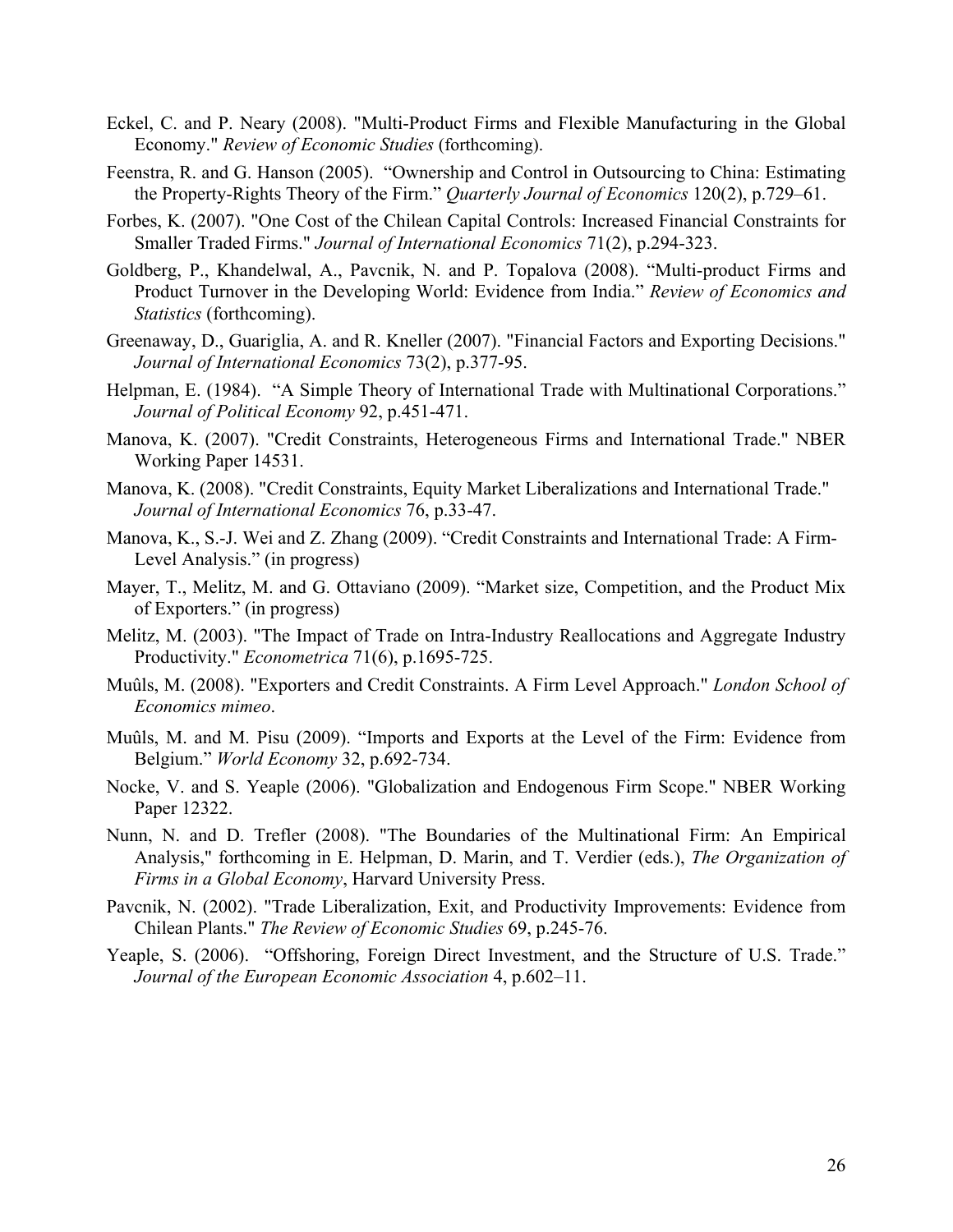Eckel, C. and P. Neary (2008). "Multi-Product Firms and Flexible Manufacturing in the Global Economy." *Review of Economic Studies* (forthcoming).

Feenstra, R. and G. Hanson (2005). "Ownership and Control in Outsourcing to China: Estimating the Property-Rights Theory of the Firm." *Quarterly Journal of Economics* 120(2), p.729–61.

Forbes, K. (2007). "One Cost of the Chilean Capital Controls: Increased Financial Constraints for Smaller Traded Firms." *Journal of International Economics* 71(2), p.294-323.

Goldberg, P., Khandelwal, A., Pavcnik, N. and P. Topalova (2008). "Multi-product Firms and Product Turnover in the Developing World: Evidence from India." *Review of Economics and Statistics* (forthcoming).

Greenaway, D., Guariglia, A. and R. Kneller (2007). "Financial Factors and Exporting Decisions." *Journal of International Economics* 73(2), p.377-95.

Helpman, E. (1984). "A Simple Theory of International Trade with Multinational Corporations." *Journal of Political Economy* 92, p.451-471.

Manova, K. (2007). "Credit Constraints, Heterogeneous Firms and International Trade." NBER Working Paper 14531.

Manova, K. (2008). "Credit Constraints, Equity Market Liberalizations and International Trade." *Journal of International Economics* 76, p.33-47.

Manova, K., S.-J. Wei and Z. Zhang (2009). "Credit Constraints and International Trade: A Firm-Level Analysis." (in progress)

Mayer, T., Melitz, M. and G. Ottaviano (2009). "Market size, Competition, and the Product Mix of Exporters." (in progress)

Melitz, M. (2003). "The Impact of Trade on Intra-Industry Reallocations and Aggregate Industry Productivity." *Econometrica* 71(6), p.1695-725.

Muûls, M. (2008). "Exporters and Credit Constraints. A Firm Level Approach." *London School of Economics mimeo*.

Muûls, M. and M. Pisu (2009). "Imports and Exports at the Level of the Firm: Evidence from Belgium." *World Economy* 32, p.692-734.

Nocke, V. and S. Yeaple (2006). "Globalization and Endogenous Firm Scope." NBER Working Paper 12322.

Nunn, N. and D. Trefler (2008). "The Boundaries of the Multinational Firm: An Empirical Analysis," forthcoming in E. Helpman, D. Marin, and T. Verdier (eds.), *The Organization of Firms in a Global Economy*, Harvard University Press.

Pavcnik, N. (2002). "Trade Liberalization, Exit, and Productivity Improvements: Evidence from Chilean Plants." *The Review of Economic Studies* 69, p.245-76.

Yeaple, S. (2006). "Offshoring, Foreign Direct Investment, and the Structure of U.S. Trade." *Journal of the European Economic Association* 4, p.602–11.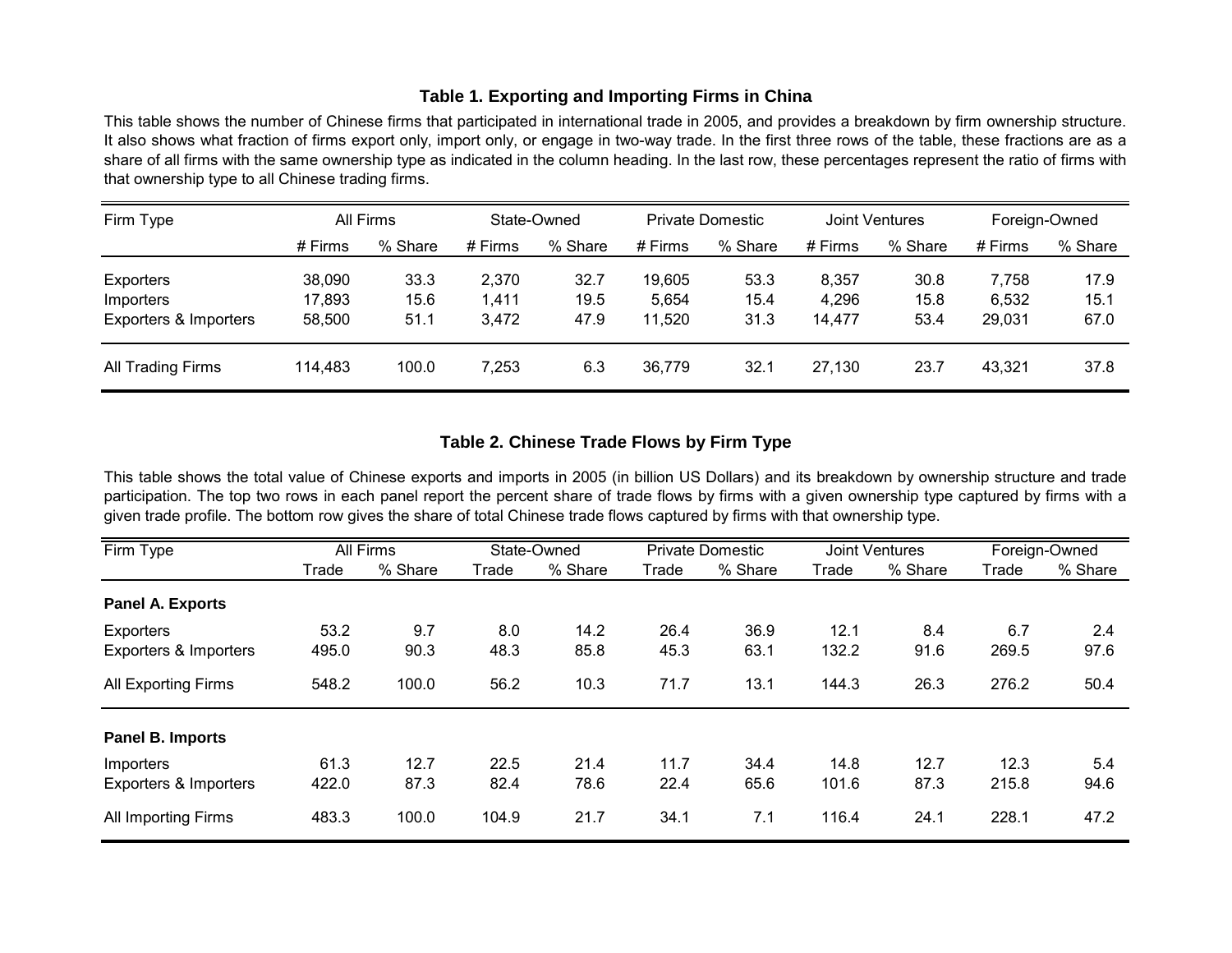## Table 1. Exporting and Importing Firms in China

This table shows the number of Chinese firms that participated in international trade in 2005, and provides a breakdown by firm ownership structure. It also shows what fraction of firms export only, import only, or engage in two-way trade. In the first three rows of the table, these fractions are as a share of all firms with the same ownership type as indicated in the column heading. In the last row, these percentages represent the ratio of firms with that ownership type to all Chinese trading firms.

| Firm Type | All Firms | | State-Owned | | Private Domestic | | Joint Ventures | | Foreign-Owned | |
|---|---|---|---|---|---|---|---|---|---|---|
| | # Firms | % Share | # Firms | % Share | # Firms | % Share | # Firms | % Share | # Firms | % Share |
| Exporters | 38,090 | 33.3 | 2,370 | 32.7 | 19,605 | 53.3 | 8,357 | 30.8 | 7,758 | 17.9 |
| Importers | 17,893 | 15.6 | 1,411 | 19.5 | 5,654 | 15.4 | 4,296 | 15.8 | 6,532 | 15.1 |
| Exporters & Importers | 58,500 | 51.1 | 3,472 | 47.9 | 11,520 | 31.3 | 14,477 | 53.4 | 29,031 | 67.0 |
| All Trading Firms | 114,483 | 100.0 | 7,253 | 6.3 | 36,779 | 32.1 | 27,130 | 23.7 | 43,321 | 37.8 |

## Table 2. Chinese Trade Flows by Firm Type

This table shows the total value of Chinese exports and imports in 2005 (in billion US Dollars) and its breakdown by ownership structure and trade participation. The top two rows in each panel report the percent share of trade flows by firms with a given ownership type captured by firms with a given trade profile. The bottom row gives the share of total Chinese trade flows captured by firms with that ownership type.

| Firm Type | All Firms | | State-Owned | | Private Domestic | | Joint Ventures | | Foreign-Owned | |
|---|---|---|---|---|---|---|---|---|---|---|
| | Trade | % Share | Trade | % Share | Trade | % Share | Trade | % Share | Trade | % Share |
| **Panel A. Exports** | | | | | | | | | | |
| Exporters | 53.2 | 9.7 | 8.0 | 14.2 | 26.4 | 36.9 | 12.1 | 8.4 | 6.7 | 2.4 |
| Exporters & Importers | 495.0 | 90.3 | 48.3 | 85.8 | 45.3 | 63.1 | 132.2 | 91.6 | 269.5 | 97.6 |
| All Exporting Firms | 548.2 | 100.0 | 56.2 | 10.3 | 71.7 | 13.1 | 144.3 | 26.3 | 276.2 | 50.4 |
| **Panel B. Imports** | | | | | | | | | | |
| Importers | 61.3 | 12.7 | 22.5 | 21.4 | 11.7 | 34.4 | 14.8 | 12.7 | 12.3 | 5.4 |
| Exporters & Importers | 422.0 | 87.3 | 82.4 | 78.6 | 22.4 | 65.6 | 101.6 | 87.3 | 215.8 | 94.6 |
| All Importing Firms | 483.3 | 100.0 | 104.9 | 21.7 | 34.1 | 7.1 | 116.4 | 24.1 | 228.1 | 47.2 |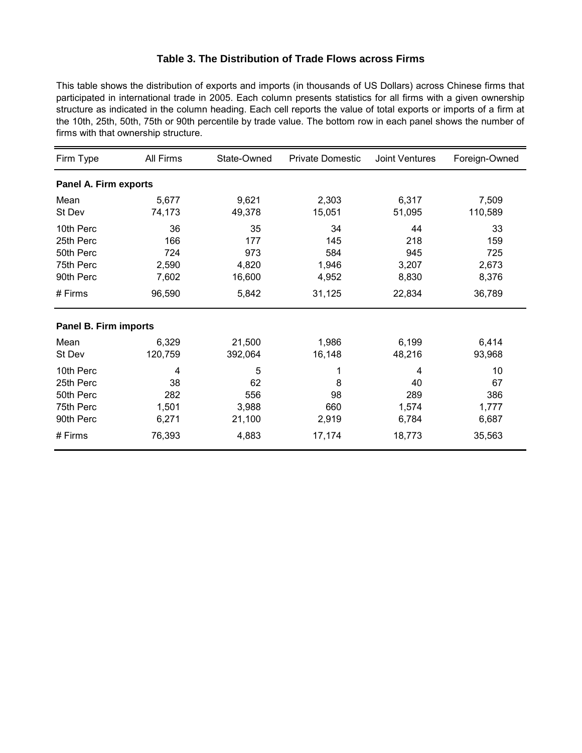### Table 3. The Distribution of Trade Flows across Firms

This table shows the distribution of exports and imports (in thousands of US Dollars) across Chinese firms that participated in international trade in 2005. Each column presents statistics for all firms with a given ownership structure as indicated in the column heading. Each cell reports the value of total exports or imports of a firm at the 10th, 25th, 50th, 75th or 90th percentile by trade value. The bottom row in each panel shows the number of firms with that ownership structure.

| Firm Type | All Firms | State-Owned | Private Domestic | Joint Ventures | Foreign-Owned |
|---|---|---|---|---|---|
| **Panel A. Firm exports** | | | | | |
| Mean | 5,677 | 9,621 | 2,303 | 6,317 | 7,509 |
| St Dev | 74,173 | 49,378 | 15,051 | 51,095 | 110,589 |
| 10th Perc | 36 | 35 | 34 | 44 | 33 |
| 25th Perc | 166 | 177 | 145 | 218 | 159 |
| 50th Perc | 724 | 973 | 584 | 945 | 725 |
| 75th Perc | 2,590 | 4,820 | 1,946 | 3,207 | 2,673 |
| 90th Perc | 7,602 | 16,600 | 4,952 | 8,830 | 8,376 |
| # Firms | 96,590 | 5,842 | 31,125 | 22,834 | 36,789 |
| **Panel B. Firm imports** | | | | | |
| Mean | 6,329 | 21,500 | 1,986 | 6,199 | 6,414 |
| St Dev | 120,759 | 392,064 | 16,148 | 48,216 | 93,968 |
| 10th Perc | 4 | 5 | 1 | 4 | 10 |
| 25th Perc | 38 | 62 | 8 | 40 | 67 |
| 50th Perc | 282 | 556 | 98 | 289 | 386 |
| 75th Perc | 1,501 | 3,988 | 660 | 1,574 | 1,777 |
| 90th Perc | 6,271 | 21,100 | 2,919 | 6,784 | 6,687 |
| # Firms | 76,393 | 4,883 | 17,174 | 18,773 | 35,563 |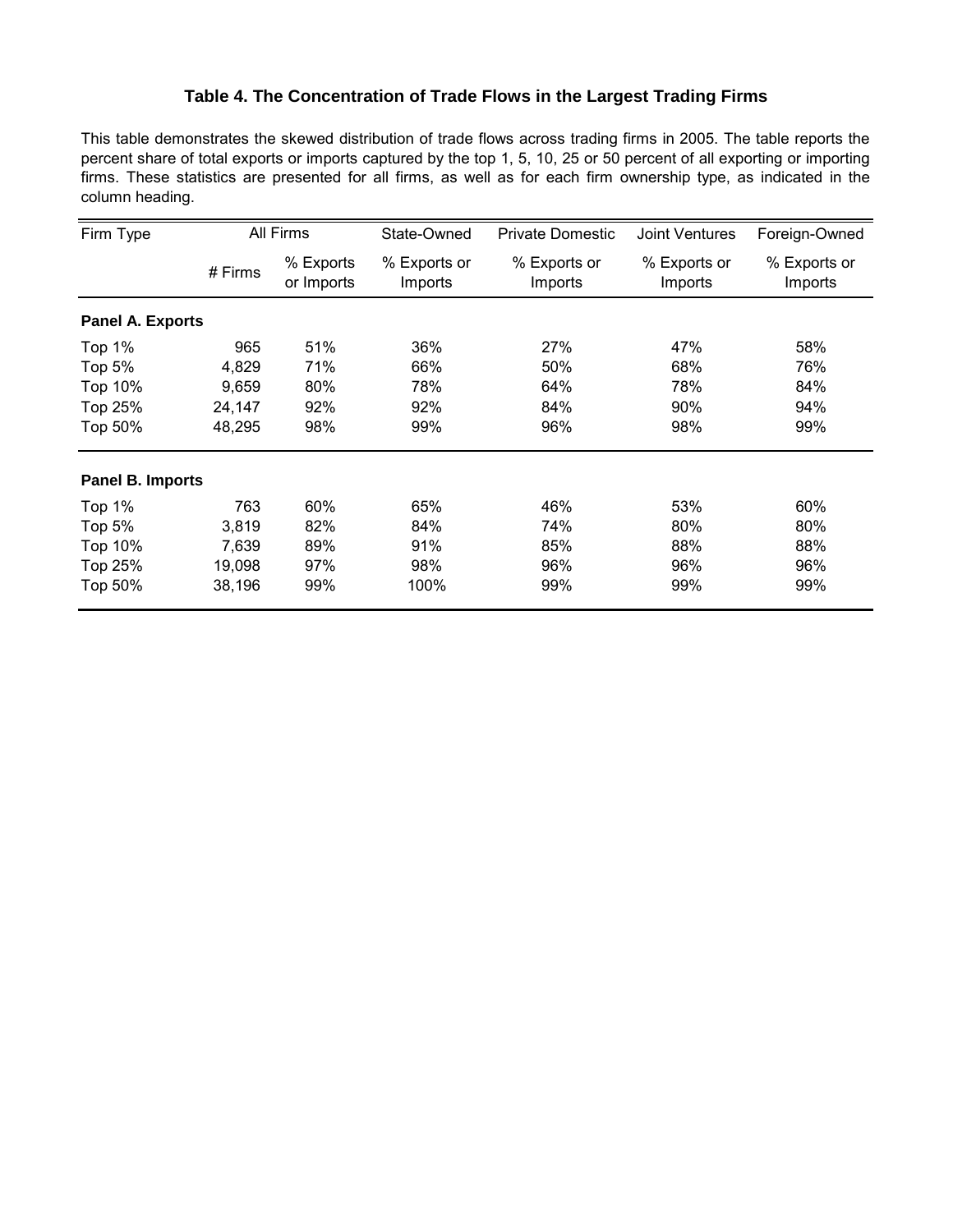### Table 4. The Concentration of Trade Flows in the Largest Trading Firms

This table demonstrates the skewed distribution of trade flows across trading firms in 2005. The table reports the percent share of total exports or imports captured by the top 1, 5, 10, 25 or 50 percent of all exporting or importing firms. These statistics are presented for all firms, as well as for each firm ownership type, as indicated in the column heading.

| Firm Type | All Firms | | State-Owned | Private Domestic | Joint Ventures | Foreign-Owned |
|---|---|---|---|---|---|---|
| | # Firms | % Exports or Imports | % Exports or Imports | % Exports or Imports | % Exports or Imports | % Exports or Imports |
| **Panel A. Exports** | | | | | | |
| Top 1% | 965 | 51% | 36% | 27% | 47% | 58% |
| Top 5% | 4,829 | 71% | 66% | 50% | 68% | 76% |
| Top 10% | 9,659 | 80% | 78% | 64% | 78% | 84% |
| Top 25% | 24,147 | 92% | 92% | 84% | 90% | 94% |
| Top 50% | 48,295 | 98% | 99% | 96% | 98% | 99% |
| **Panel B. Imports** | | | | | | |
| Top 1% | 763 | 60% | 65% | 46% | 53% | 60% |
| Top 5% | 3,819 | 82% | 84% | 74% | 80% | 80% |
| Top 10% | 7,639 | 89% | 91% | 85% | 88% | 88% |
| Top 25% | 19,098 | 97% | 98% | 96% | 96% | 96% |
| Top 50% | 38,196 | 99% | 100% | 99% | 99% | 99% |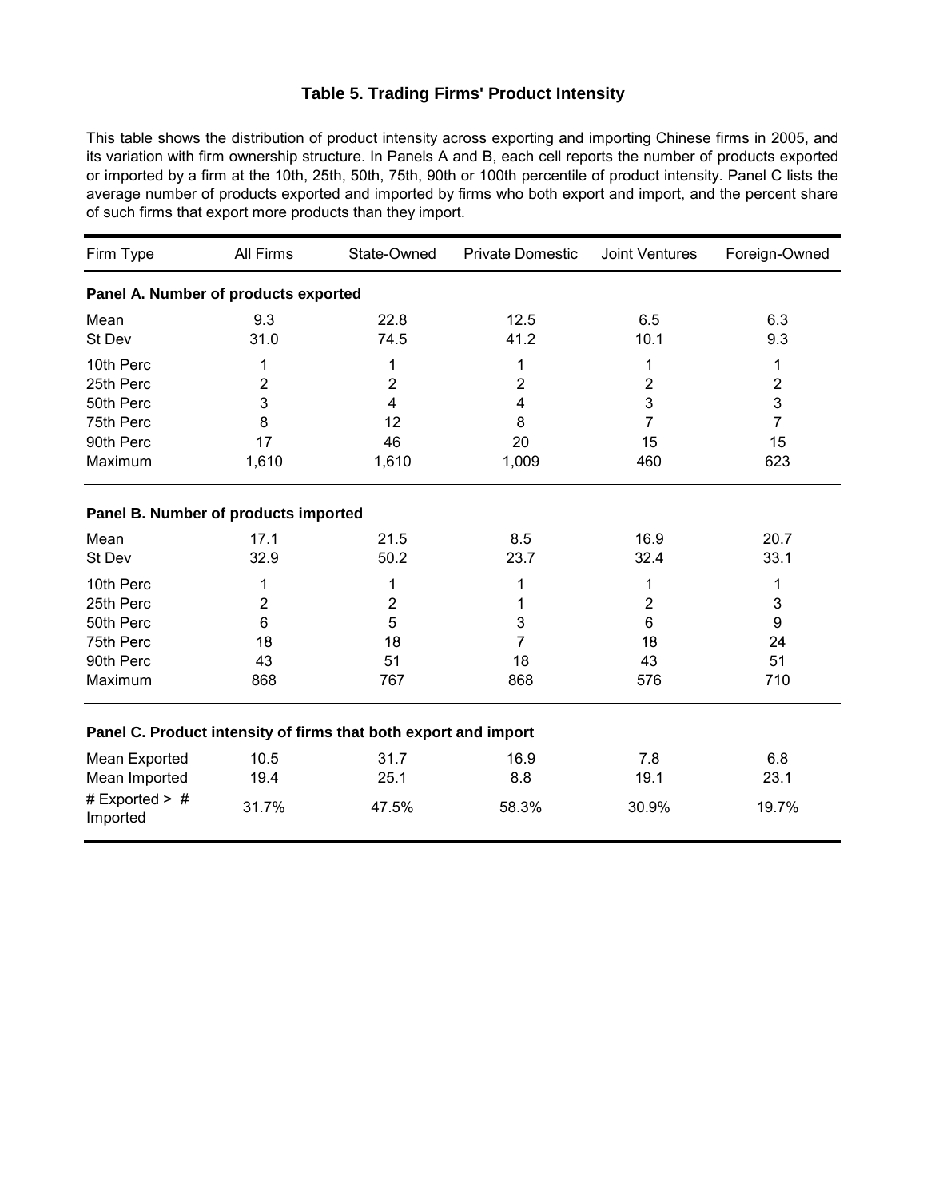# Table 5. Trading Firms' Product Intensity

This table shows the distribution of product intensity across exporting and importing Chinese firms in 2005, and its variation with firm ownership structure. In Panels A and B, each cell reports the number of products exported or imported by a firm at the 10th, 25th, 50th, 75th, 90th or 100th percentile of product intensity. Panel C lists the average number of products exported and imported by firms who both export and import, and the percent share of such firms that export more products than they import.

| Firm Type | All Firms | State-Owned | Private Domestic | Joint Ventures | Foreign-Owned |
|---|---|---|---|---|---|
| **Panel A. Number of products exported** | | | | | |
| Mean | 9.3 | 22.8 | 12.5 | 6.5 | 6.3 |
| St Dev | 31.0 | 74.5 | 41.2 | 10.1 | 9.3 |
| 10th Perc | 1 | 1 | 1 | 1 | 1 |
| 25th Perc | 2 | 2 | 2 | 2 | 2 |
| 50th Perc | 3 | 4 | 4 | 3 | 3 |
| 75th Perc | 8 | 12 | 8 | 7 | 7 |
| 90th Perc | 17 | 46 | 20 | 15 | 15 |
| Maximum | 1,610 | 1,610 | 1,009 | 460 | 623 |
| **Panel B. Number of products imported** | | | | | |
| Mean | 17.1 | 21.5 | 8.5 | 16.9 | 20.7 |
| St Dev | 32.9 | 50.2 | 23.7 | 32.4 | 33.1 |
| 10th Perc | 1 | 1 | 1 | 1 | 1 |
| 25th Perc | 2 | 2 | 1 | 2 | 3 |
| 50th Perc | 6 | 5 | 3 | 6 | 9 |
| 75th Perc | 18 | 18 | 7 | 18 | 24 |
| 90th Perc | 43 | 51 | 18 | 43 | 51 |
| Maximum | 868 | 767 | 868 | 576 | 710 |
| **Panel C. Product intensity of firms that both export and import** | | | | | |
| Mean Exported | 10.5 | 31.7 | 16.9 | 7.8 | 6.8 |
| Mean Imported | 19.4 | 25.1 | 8.8 | 19.1 | 23.1 |
| # Exported > # Imported | 31.7% | 47.5% | 58.3% | 30.9% | 19.7% |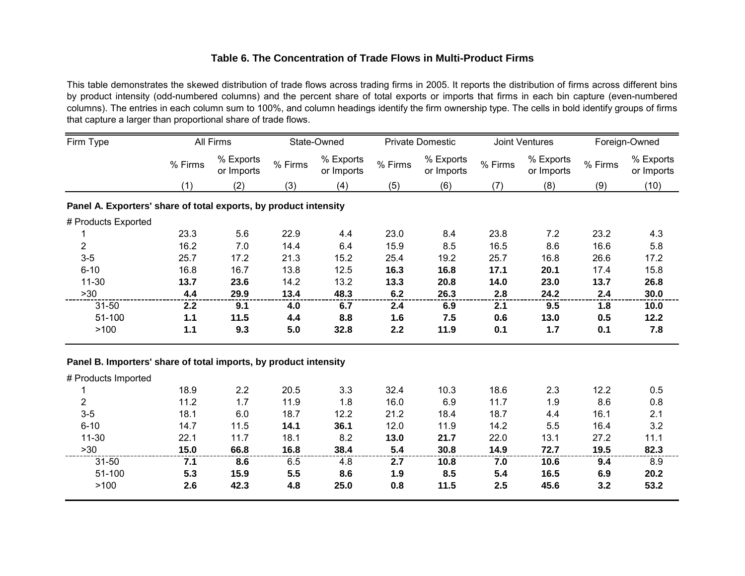## Table 6. The Concentration of Trade Flows in Multi-Product Firms

This table demonstrates the skewed distribution of trade flows across trading firms in 2005. It reports the distribution of firms across different bins by product intensity (odd-numbered columns) and the percent share of total exports or imports that firms in each bin capture (even-numbered columns). The entries in each column sum to 100%, and column headings identify the firm ownership type. The cells in bold identify groups of firms that capture a larger than proportional share of trade flows.

| Firm Type | All Firms | | State-Owned | | Private Domestic | | Joint Ventures | | Foreign-Owned | |
|---|---|---|---|---|---|---|---|---|---|---|
| | % Firms | % Exports or Imports | % Firms | % Exports or Imports | % Firms | % Exports or Imports | % Firms | % Exports or Imports | % Firms | % Exports or Imports |
| | (1) | (2) | (3) | (4) | (5) | (6) | (7) | (8) | (9) | (10) |
| **Panel A. Exporters' share of total exports, by product intensity** | | | | | | | | | | |
| # Products Exported | | | | | | | | | | |
| 1 | 23.3 | 5.6 | 22.9 | 4.4 | 23.0 | 8.4 | 23.8 | 7.2 | 23.2 | 4.3 |
| 2 | 16.2 | 7.0 | 14.4 | 6.4 | 15.9 | 8.5 | 16.5 | 8.6 | 16.6 | 5.8 |
| 3-5 | 25.7 | 17.2 | 21.3 | 15.2 | 25.4 | 19.2 | 25.7 | 16.8 | 26.6 | 17.2 |
| 6-10 | 16.8 | 16.7 | 13.8 | 12.5 | **16.3** | **16.8** | **17.1** | **20.1** | 17.4 | 15.8 |
| 11-30 | **13.7** | **23.6** | 14.2 | 13.2 | **13.3** | **20.8** | **14.0** | **23.0** | **13.7** | **26.8** |
| >30 | **4.4** | **29.9** | **13.4** | **48.3** | **6.2** | **26.3** | **2.8** | **24.2** | **2.4** | **30.0** |
| 31-50 | **2.2** | **9.1** | **4.0** | **6.7** | **2.4** | **6.9** | **2.1** | **9.5** | **1.8** | **10.0** |
| 51-100 | **1.1** | **11.5** | **4.4** | **8.8** | **1.6** | **7.5** | **0.6** | **13.0** | **0.5** | **12.2** |
| >100 | **1.1** | **9.3** | **5.0** | **32.8** | **2.2** | **11.9** | **0.1** | **1.7** | **0.1** | **7.8** |
| **Panel B. Importers' share of total imports, by product intensity** | | | | | | | | | | |
| # Products Imported | | | | | | | | | | |
| 1 | 18.9 | 2.2 | 20.5 | 3.3 | 32.4 | 10.3 | 18.6 | 2.3 | 12.2 | 0.5 |
| 2 | 11.2 | 1.7 | 11.9 | 1.8 | 16.0 | 6.9 | 11.7 | 1.9 | 8.6 | 0.8 |
| 3-5 | 18.1 | 6.0 | 18.7 | 12.2 | 21.2 | 18.4 | 18.7 | 4.4 | 16.1 | 2.1 |
| 6-10 | 14.7 | 11.5 | **14.1** | **36.1** | 12.0 | 11.9 | 14.2 | 5.5 | 16.4 | 3.2 |
| 11-30 | 22.1 | 11.7 | 18.1 | 8.2 | **13.0** | **21.7** | 22.0 | 13.1 | 27.2 | 11.1 |
| >30 | **15.0** | **66.8** | **16.8** | **38.4** | **5.4** | **30.8** | **14.9** | **72.7** | **19.5** | **82.3** |
| 31-50 | **7.1** | **8.6** | 6.5 | 4.8 | **2.7** | **10.8** | **7.0** | **10.6** | **9.4** | 8.9 |
| 51-100 | **5.3** | **15.9** | **5.5** | **8.6** | **1.9** | **8.5** | **5.4** | **16.5** | **6.9** | **20.2** |
| >100 | **2.6** | **42.3** | **4.8** | **25.0** | **0.8** | **11.5** | **2.5** | **45.6** | **3.2** | **53.2** |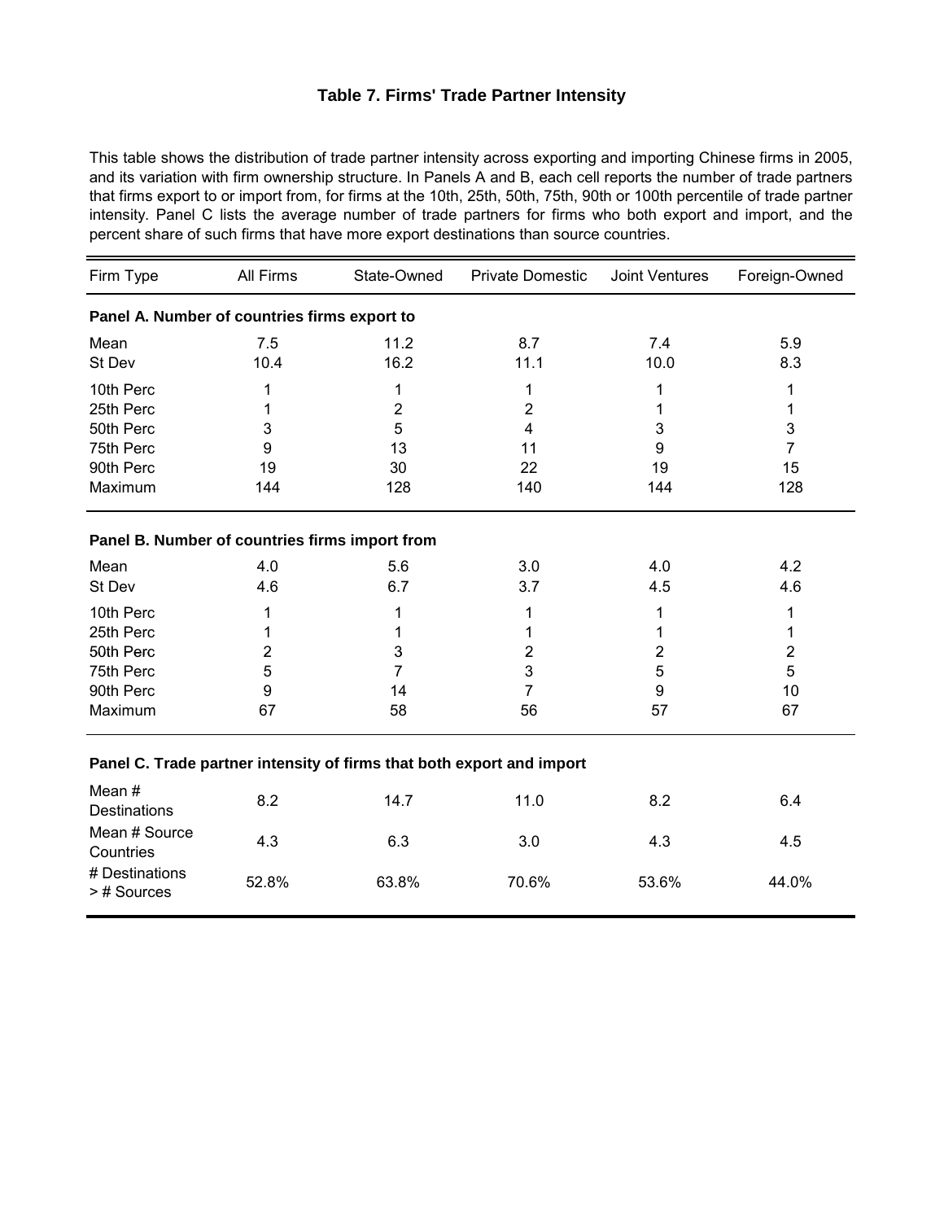### Table 7. Firms' Trade Partner Intensity

This table shows the distribution of trade partner intensity across exporting and importing Chinese firms in 2005, and its variation with firm ownership structure. In Panels A and B, each cell reports the number of trade partners that firms export to or import from, for firms at the 10th, 25th, 50th, 75th, 90th or 100th percentile of trade partner intensity. Panel C lists the average number of trade partners for firms who both export and import, and the percent share of such firms that have more export destinations than source countries.

| Firm Type | All Firms | State-Owned | Private Domestic | Joint Ventures | Foreign-Owned |
|---|---|---|---|---|---|
| **Panel A. Number of countries firms export to** | | | | | |
| Mean | 7.5 | 11.2 | 8.7 | 7.4 | 5.9 |
| St Dev | 10.4 | 16.2 | 11.1 | 10.0 | 8.3 |
| 10th Perc | 1 | 1 | 1 | 1 | 1 |
| 25th Perc | 1 | 2 | 2 | 1 | 1 |
| 50th Perc | 3 | 5 | 4 | 3 | 3 |
| 75th Perc | 9 | 13 | 11 | 9 | 7 |
| 90th Perc | 19 | 30 | 22 | 19 | 15 |
| Maximum | 144 | 128 | 140 | 144 | 128 |
| **Panel B. Number of countries firms import from** | | | | | |
| Mean | 4.0 | 5.6 | 3.0 | 4.0 | 4.2 |
| St Dev | 4.6 | 6.7 | 3.7 | 4.5 | 4.6 |
| 10th Perc | 1 | 1 | 1 | 1 | 1 |
| 25th Perc | 1 | 1 | 1 | 1 | 1 |
| 50th Perc | 2 | 3 | 2 | 2 | 2 |
| 75th Perc | 5 | 7 | 3 | 5 | 5 |
| 90th Perc | 9 | 14 | 7 | 9 | 10 |
| Maximum | 67 | 58 | 56 | 57 | 67 |
| **Panel C. Trade partner intensity of firms that both export and import** | | | | | |
| Mean # Destinations | 8.2 | 14.7 | 11.0 | 8.2 | 6.4 |
| Mean # Source Countries | 4.3 | 6.3 | 3.0 | 4.3 | 4.5 |
| # Destinations > # Sources | 52.8% | 63.8% | 70.6% | 53.6% | 44.0% |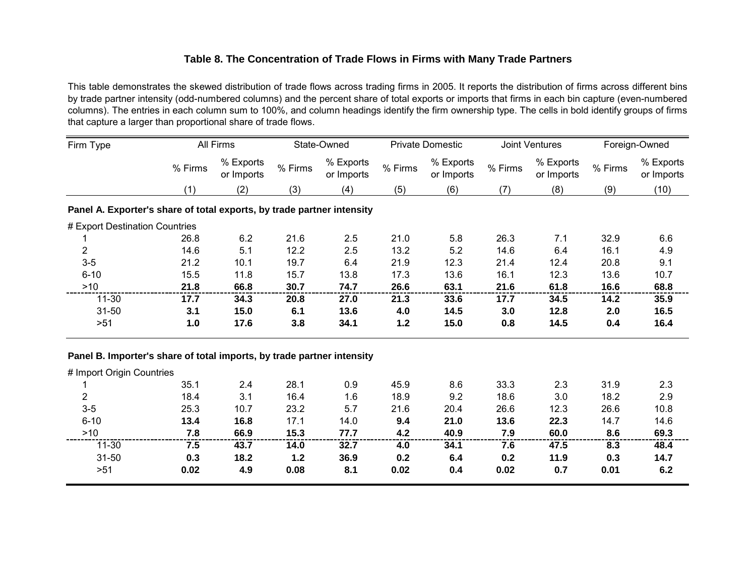### Table 8. The Concentration of Trade Flows in Firms with Many Trade Partners

This table demonstrates the skewed distribution of trade flows across trading firms in 2005. It reports the distribution of firms across different bins by trade partner intensity (odd-numbered columns) and the percent share of total exports or imports that firms in each bin capture (even-numbered columns). The entries in each column sum to 100%, and column headings identify the firm ownership type. The cells in bold identify groups of firms that capture a larger than proportional share of trade flows.

| Firm Type | All Firms | | State-Owned | | Private Domestic | | Joint Ventures | | Foreign-Owned | |
|---|---|---|---|---|---|---|---|---|---|---|
| | % Firms | % Exports or Imports | % Firms | % Exports or Imports | % Firms | % Exports or Imports | % Firms | % Exports or Imports | % Firms | % Exports or Imports |
| | (1) | (2) | (3) | (4) | (5) | (6) | (7) | (8) | (9) | (10) |
| **Panel A. Exporter's share of total exports, by trade partner intensity** | | | | | | | | | | |
| # Export Destination Countries | | | | | | | | | | |
| 1 | 26.8 | 6.2 | 21.6 | 2.5 | 21.0 | 5.8 | 26.3 | 7.1 | 32.9 | 6.6 |
| 2 | 14.6 | 5.1 | 12.2 | 2.5 | 13.2 | 5.2 | 14.6 | 6.4 | 16.1 | 4.9 |
| 3-5 | 21.2 | 10.1 | 19.7 | 6.4 | 21.9 | 12.3 | 21.4 | 12.4 | 20.8 | 9.1 |
| 6-10 | 15.5 | 11.8 | 15.7 | 13.8 | 17.3 | 13.6 | 16.1 | 12.3 | 13.6 | 10.7 |
| >10 | **21.8** | **66.8** | **30.7** | **74.7** | **26.6** | **63.1** | **21.6** | **61.8** | **16.6** | **68.8** |
| 11-30 | **17.7** | **34.3** | **20.8** | **27.0** | **21.3** | **33.6** | **17.7** | **34.5** | **14.2** | **35.9** |
| 31-50 | **3.1** | **15.0** | **6.1** | **13.6** | **4.0** | **14.5** | **3.0** | **12.8** | **2.0** | **16.5** |
| >51 | **1.0** | **17.6** | **3.8** | **34.1** | **1.2** | **15.0** | **0.8** | **14.5** | **0.4** | **16.4** |
| **Panel B. Importer's share of total imports, by trade partner intensity** | | | | | | | | | | |
| # Import Origin Countries | | | | | | | | | | |
| 1 | 35.1 | 2.4 | 28.1 | 0.9 | 45.9 | 8.6 | 33.3 | 2.3 | 31.9 | 2.3 |
| 2 | 18.4 | 3.1 | 16.4 | 1.6 | 18.9 | 9.2 | 18.6 | 3.0 | 18.2 | 2.9 |
| 3-5 | 25.3 | 10.7 | 23.2 | 5.7 | 21.6 | 20.4 | 26.6 | 12.3 | 26.6 | 10.8 |
| 6-10 | **13.4** | **16.8** | 17.1 | 14.0 | **9.4** | **21.0** | **13.6** | **22.3** | 14.7 | 14.6 |
| >10 | **7.8** | **66.9** | **15.3** | **77.7** | **4.2** | **40.9** | **7.9** | **60.0** | **8.6** | **69.3** |
| 11-30 | **7.5** | **43.7** | **14.0** | **32.7** | **4.0** | **34.1** | **7.6** | **47.5** | **8.3** | **48.4** |
| 31-50 | **0.3** | **18.2** | **1.2** | **36.9** | **0.2** | **6.4** | **0.2** | **11.9** | **0.3** | **14.7** |
| >51 | **0.02** | **4.9** | **0.08** | **8.1** | **0.02** | **0.4** | **0.02** | **0.7** | **0.01** | **6.2** |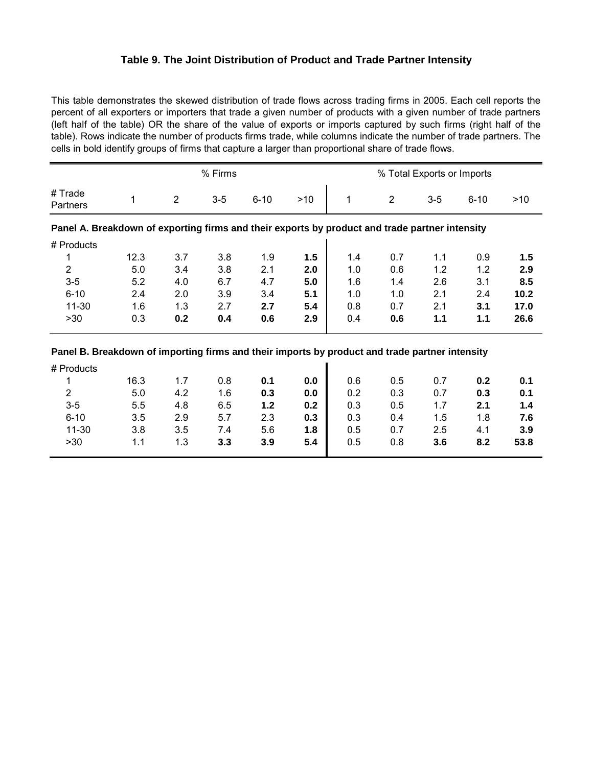### Table 9. The Joint Distribution of Product and Trade Partner Intensity

This table demonstrates the skewed distribution of trade flows across trading firms in 2005. Each cell reports the percent of all exporters or importers that trade a given number of products with a given number of trade partners (left half of the table) OR the share of the value of exports or imports captured by such firms (right half of the table). Rows indicate the number of products firms trade, while columns indicate the number of trade partners. The cells in bold identify groups of firms that capture a larger than proportional share of trade flows.

| | % Firms | | | | | % Total Exports or Imports | | | | |
|---|---|---|---|---|---|---|---|---|---|---|
| # Trade Partners | 1 | 2 | 3-5 | 6-10 | >10 | 1 | 2 | 3-5 | 6-10 | >10 |
| **Panel A. Breakdown of exporting firms and their exports by product and trade partner intensity** | | | | | | | | | | |
| # Products | | | | | | | | | | |
| 1 | 12.3 | 3.7 | 3.8 | 1.9 | **1.5** | 1.4 | 0.7 | 1.1 | 0.9 | **1.5** |
| 2 | 5.0 | 3.4 | 3.8 | 2.1 | **2.0** | 1.0 | 0.6 | 1.2 | 1.2 | **2.9** |
| 3-5 | 5.2 | 4.0 | 6.7 | 4.7 | **5.0** | 1.6 | 1.4 | 2.6 | 3.1 | **8.5** |
| 6-10 | 2.4 | 2.0 | 3.9 | 3.4 | **5.1** | 1.0 | 1.0 | 2.1 | 2.4 | **10.2** |
| 11-30 | 1.6 | 1.3 | 2.7 | **2.7** | **5.4** | 0.8 | 0.7 | 2.1 | **3.1** | **17.0** |
| >30 | 0.3 | **0.2** | **0.4** | **0.6** | **2.9** | 0.4 | **0.6** | **1.1** | **1.1** | **26.6** |
| **Panel B. Breakdown of importing firms and their imports by product and trade partner intensity** | | | | | | | | | | |
| # Products | | | | | | | | | | |
| 1 | 16.3 | 1.7 | 0.8 | **0.1** | **0.0** | 0.6 | 0.5 | 0.7 | **0.2** | **0.1** |
| 2 | 5.0 | 4.2 | 1.6 | **0.3** | **0.0** | 0.2 | 0.3 | 0.7 | **0.3** | **0.1** |
| 3-5 | 5.5 | 4.8 | 6.5 | **1.2** | **0.2** | 0.3 | 0.5 | 1.7 | **2.1** | **1.4** |
| 6-10 | 3.5 | 2.9 | 5.7 | 2.3 | **0.3** | 0.3 | 0.4 | 1.5 | 1.8 | **7.6** |
| 11-30 | 3.8 | 3.5 | 7.4 | 5.6 | **1.8** | 0.5 | 0.7 | 2.5 | 4.1 | **3.9** |
| >30 | 1.1 | 1.3 | **3.3** | **3.9** | **5.4** | 0.5 | 0.8 | **3.6** | **8.2** | **53.8** |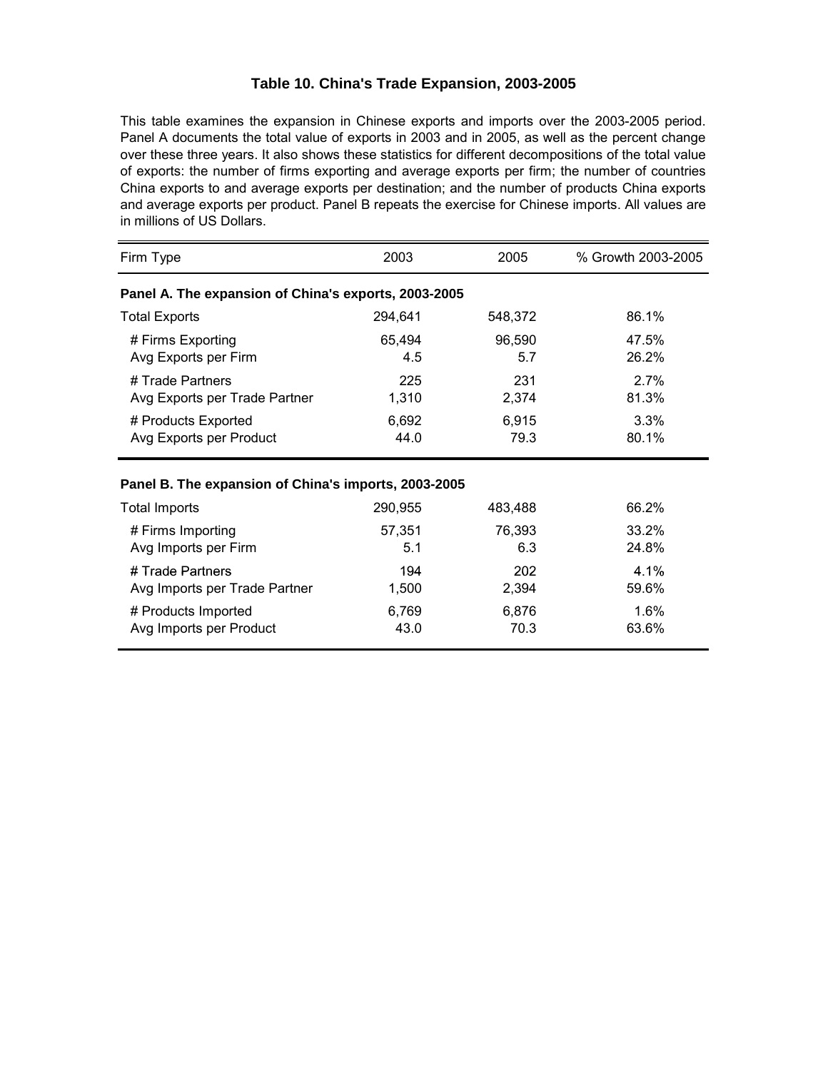### Table 10. China's Trade Expansion, 2003-2005

This table examines the expansion in Chinese exports and imports over the 2003-2005 period. Panel A documents the total value of exports in 2003 and in 2005, as well as the percent change over these three years. It also shows these statistics for different decompositions of the total value of exports: the number of firms exporting and average exports per firm; the number of countries China exports to and average exports per destination; and the number of products China exports and average exports per product. Panel B repeats the exercise for Chinese imports. All values are in millions of US Dollars.

| Firm Type | 2003 | 2005 | % Growth 2003-2005 |
|---|---|---|---|
| **Panel A. The expansion of China's exports, 2003-2005** | | | |
| Total Exports | 294,641 | 548,372 | 86.1% |
| # Firms Exporting | 65,494 | 96,590 | 47.5% |
| Avg Exports per Firm | 4.5 | 5.7 | 26.2% |
| # Trade Partners | 225 | 231 | 2.7% |
| Avg Exports per Trade Partner | 1,310 | 2,374 | 81.3% |
| # Products Exported | 6,692 | 6,915 | 3.3% |
| Avg Exports per Product | 44.0 | 79.3 | 80.1% |
| **Panel B. The expansion of China's imports, 2003-2005** | | | |
| Total Imports | 290,955 | 483,488 | 66.2% |
| # Firms Importing | 57,351 | 76,393 | 33.2% |
| Avg Imports per Firm | 5.1 | 6.3 | 24.8% |
| # Trade Partners | 194 | 202 | 4.1% |
| Avg Imports per Trade Partner | 1,500 | 2,394 | 59.6% |
| # Products Imported | 6,769 | 6,876 | 1.6% |
| Avg Imports per Product | 43.0 | 70.3 | 63.6% |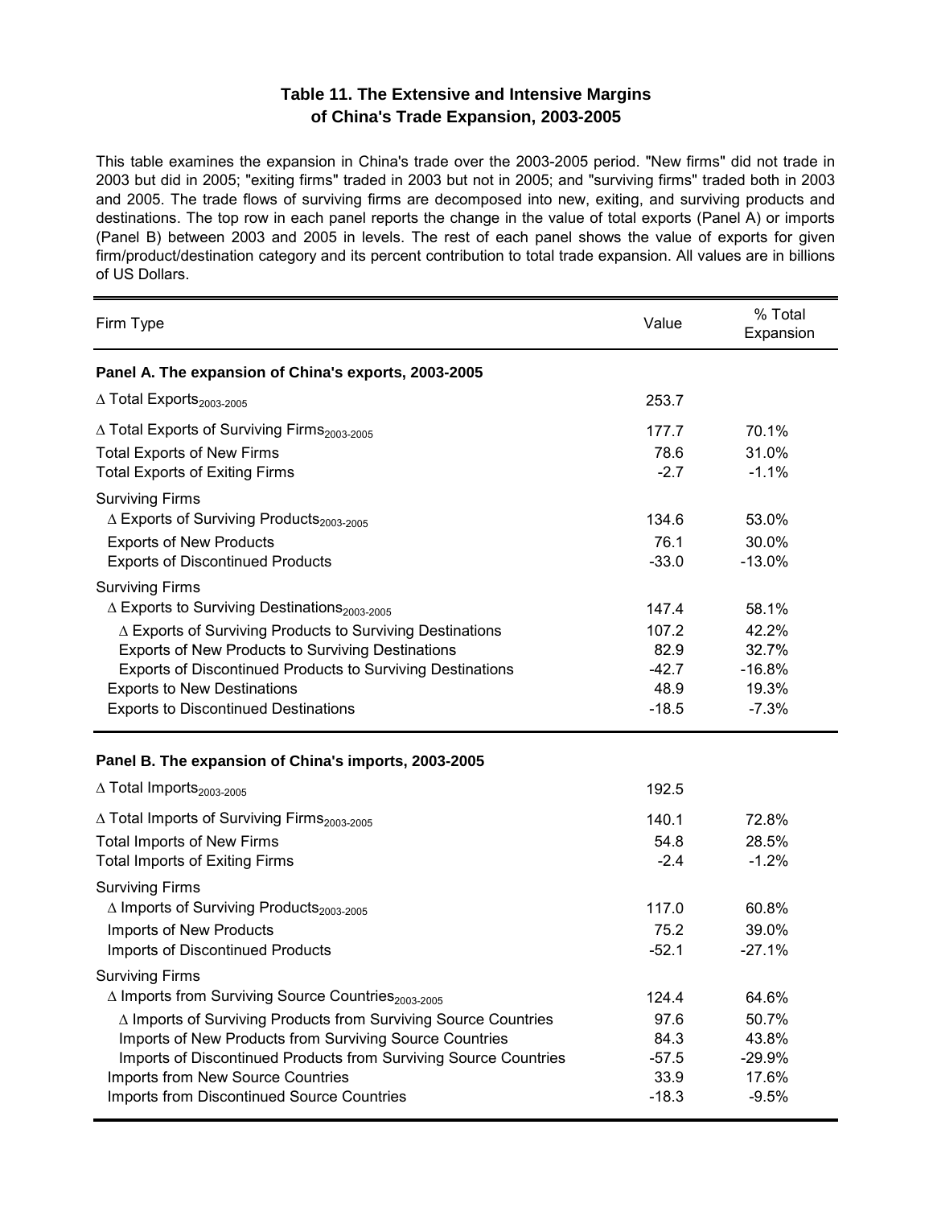## Table 11. The Extensive and Intensive Margins of China's Trade Expansion, 2003-2005

This table examines the expansion in China's trade over the 2003-2005 period. "New firms" did not trade in 2003 but did in 2005; "exiting firms" traded in 2003 but not in 2005; and "surviving firms" traded both in 2003 and 2005. The trade flows of surviving firms are decomposed into new, exiting, and surviving products and destinations. The top row in each panel reports the change in the value of total exports (Panel A) or imports (Panel B) between 2003 and 2005 in levels. The rest of each panel shows the value of exports for given firm/product/destination category and its percent contribution to total trade expansion. All values are in billions of US Dollars.

| Firm Type | Value | % Total Expansion |
|---|---|---|
| **Panel A. The expansion of China's exports, 2003-2005** | | |
| $\Delta$ Total Exports$_{2003\text{-}2005}$ | 253.7 | |
| $\Delta$ Total Exports of Surviving Firms$_{2003\text{-}2005}$ | 177.7 | 70.1% |
| Total Exports of New Firms | 78.6 | 31.0% |
| Total Exports of Exiting Firms | -2.7 | -1.1% |
| Surviving Firms | | |
| $\Delta$ Exports of Surviving Products$_{2003\text{-}2005}$ | 134.6 | 53.0% |
| Exports of New Products | 76.1 | 30.0% |
| Exports of Discontinued Products | -33.0 | -13.0% |
| Surviving Firms | | |
| $\Delta$ Exports to Surviving Destinations$_{2003\text{-}2005}$ | 147.4 | 58.1% |
| $\Delta$ Exports of Surviving Products to Surviving Destinations | 107.2 | 42.2% |
| Exports of New Products to Surviving Destinations | 82.9 | 32.7% |
| Exports of Discontinued Products to Surviving Destinations | -42.7 | -16.8% |
| Exports to New Destinations | 48.9 | 19.3% |
| Exports to Discontinued Destinations | -18.5 | -7.3% |
| **Panel B. The expansion of China's imports, 2003-2005** | | |
| $\Delta$ Total Imports$_{2003\text{-}2005}$ | 192.5 | |
| $\Delta$ Total Imports of Surviving Firms$_{2003\text{-}2005}$ | 140.1 | 72.8% |
| Total Imports of New Firms | 54.8 | 28.5% |
| Total Imports of Exiting Firms | -2.4 | -1.2% |
| Surviving Firms | | |
| $\Delta$ Imports of Surviving Products$_{2003\text{-}2005}$ | 117.0 | 60.8% |
| Imports of New Products | 75.2 | 39.0% |
| Imports of Discontinued Products | -52.1 | -27.1% |
| Surviving Firms | | |
| $\Delta$ Imports from Surviving Source Countries$_{2003\text{-}2005}$ | 124.4 | 64.6% |
| $\Delta$ Imports of Surviving Products from Surviving Source Countries | 97.6 | 50.7% |
| Imports of New Products from Surviving Source Countries | 84.3 | 43.8% |
| Imports of Discontinued Products from Surviving Source Countries | -57.5 | -29.9% |
| Imports from New Source Countries | 33.9 | 17.6% |
| Imports from Discontinued Source Countries | -18.3 | -9.5% |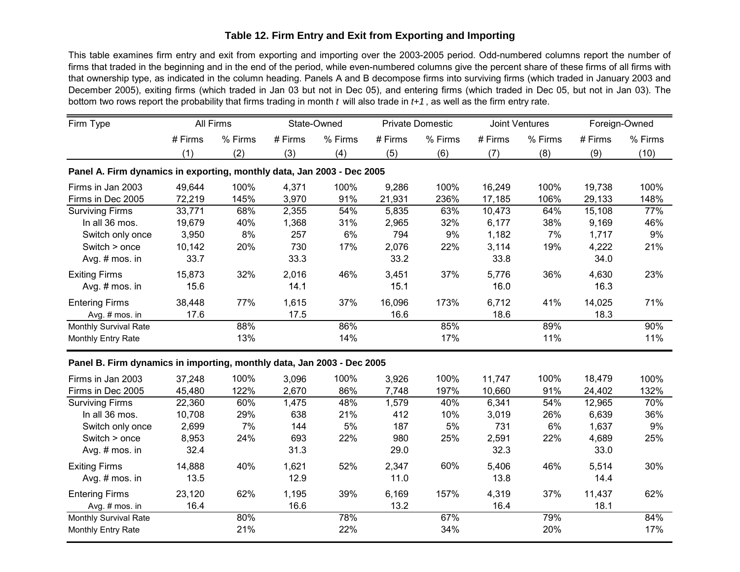### Table 12. Firm Entry and Exit from Exporting and Importing

This table examines firm entry and exit from exporting and importing over the 2003-2005 period. Odd-numbered columns report the number of firms that traded in the beginning and in the end of the period, while even-numbered columns give the percent share of these firms of all firms with that ownership type, as indicated in the column heading. Panels A and B decompose firms into surviving firms (which traded in January 2003 and December 2005), exiting firms (which traded in Jan 03 but not in Dec 05), and entering firms (which traded in Dec 05, but not in Jan 03). The bottom two rows report the probability that firms trading in month *t* will also trade in *t+1*, as well as the firm entry rate.

| Firm Type | All Firms | | State-Owned | | Private Domestic | | Joint Ventures | | Foreign-Owned | |
|---|---|---|---|---|---|---|---|---|---|---|
| | # Firms | % Firms | # Firms | % Firms | # Firms | % Firms | # Firms | % Firms | # Firms | % Firms |
| | (1) | (2) | (3) | (4) | (5) | (6) | (7) | (8) | (9) | (10) |
| **Panel A. Firm dynamics in exporting, monthly data, Jan 2003 - Dec 2005** | | | | | | | | | | |
| Firms in Jan 2003 | 49,644 | 100% | 4,371 | 100% | 9,286 | 100% | 16,249 | 100% | 19,738 | 100% |
| Firms in Dec 2005 | 72,219 | 145% | 3,970 | 91% | 21,931 | 236% | 17,185 | 106% | 29,133 | 148% |
| Surviving Firms | 33,771 | 68% | 2,355 | 54% | 5,835 | 63% | 10,473 | 64% | 15,108 | 77% |
| In all 36 mos. | 19,679 | 40% | 1,368 | 31% | 2,965 | 32% | 6,177 | 38% | 9,169 | 46% |
| Switch only once | 3,950 | 8% | 257 | 6% | 794 | 9% | 1,182 | 7% | 1,717 | 9% |
| Switch > once | 10,142 | 20% | 730 | 17% | 2,076 | 22% | 3,114 | 19% | 4,222 | 21% |
| Avg. # mos. in | 33.7 | | 33.3 | | 33.2 | | 33.8 | | 34.0 | |
| Exiting Firms | 15,873 | 32% | 2,016 | 46% | 3,451 | 37% | 5,776 | 36% | 4,630 | 23% |
| Avg. # mos. in | 15.6 | | 14.1 | | 15.1 | | 16.0 | | 16.3 | |
| Entering Firms | 38,448 | 77% | 1,615 | 37% | 16,096 | 173% | 6,712 | 41% | 14,025 | 71% |
| Avg. # mos. in | 17.6 | | 17.5 | | 16.6 | | 18.6 | | 18.3 | |
| Monthly Survival Rate | | 88% | | 86% | | 85% | | 89% | | 90% |
| Monthly Entry Rate | | 13% | | 14% | | 17% | | 11% | | 11% |
| **Panel B. Firm dynamics in importing, monthly data, Jan 2003 - Dec 2005** | | | | | | | | | | |
| Firms in Jan 2003 | 37,248 | 100% | 3,096 | 100% | 3,926 | 100% | 11,747 | 100% | 18,479 | 100% |
| Firms in Dec 2005 | 45,480 | 122% | 2,670 | 86% | 7,748 | 197% | 10,660 | 91% | 24,402 | 132% |
| Surviving Firms | 22,360 | 60% | 1,475 | 48% | 1,579 | 40% | 6,341 | 54% | 12,965 | 70% |
| In all 36 mos. | 10,708 | 29% | 638 | 21% | 412 | 10% | 3,019 | 26% | 6,639 | 36% |
| Switch only once | 2,699 | 7% | 144 | 5% | 187 | 5% | 731 | 6% | 1,637 | 9% |
| Switch > once | 8,953 | 24% | 693 | 22% | 980 | 25% | 2,591 | 22% | 4,689 | 25% |
| Avg. # mos. in | 32.4 | | 31.3 | | 29.0 | | 32.3 | | 33.0 | |
| Exiting Firms | 14,888 | 40% | 1,621 | 52% | 2,347 | 60% | 5,406 | 46% | 5,514 | 30% |
| Avg. # mos. in | 13.5 | | 12.9 | | 11.0 | | 13.8 | | 14.4 | |
| Entering Firms | 23,120 | 62% | 1,195 | 39% | 6,169 | 157% | 4,319 | 37% | 11,437 | 62% |
| Avg. # mos. in | 16.4 | | 16.6 | | 13.2 | | 16.4 | | 18.1 | |
| Monthly Survival Rate | | 80% | | 78% | | 67% | | 79% | | 84% |
| Monthly Entry Rate | | 21% | | 22% | | 34% | | 20% | | 17% |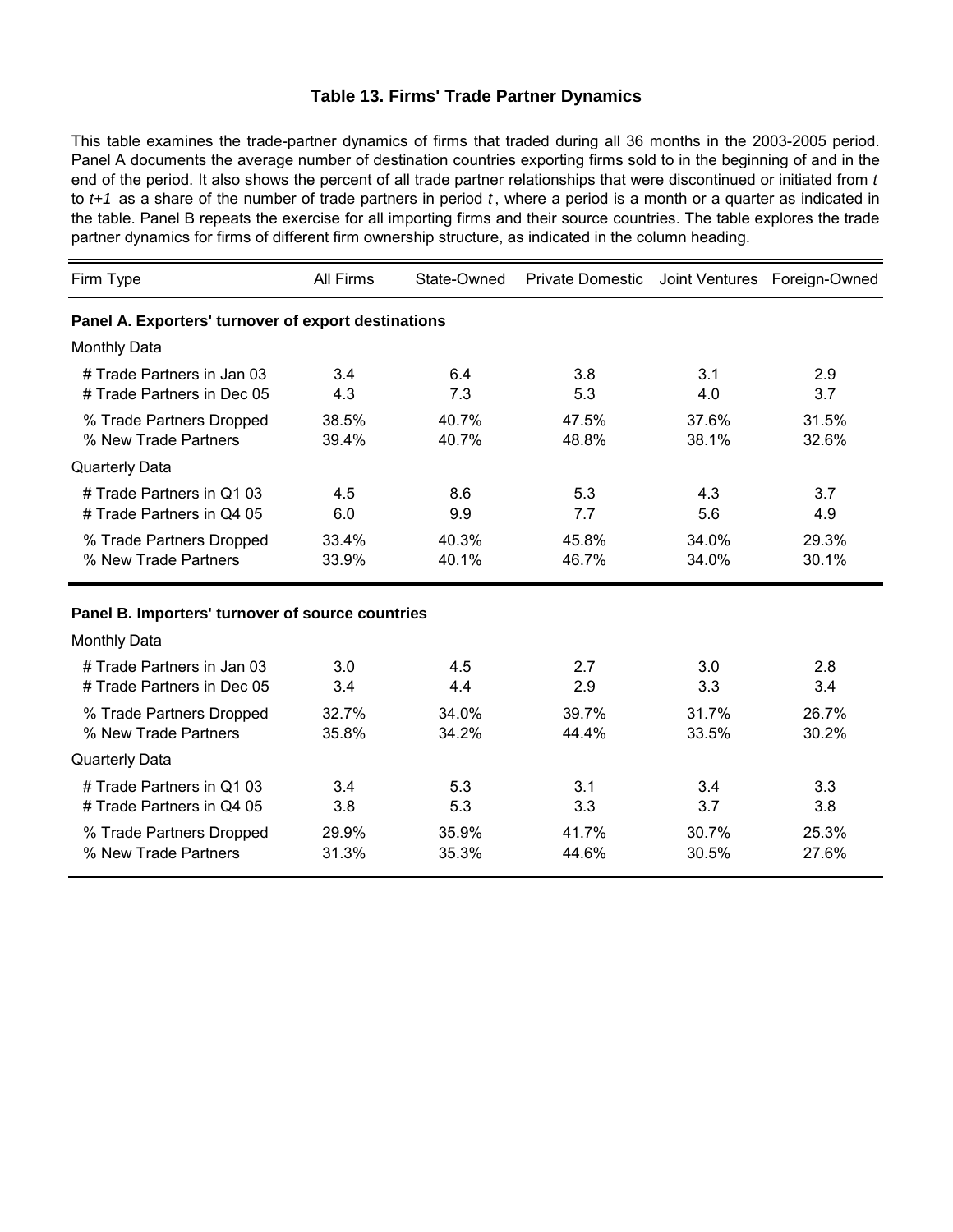### Table 13. Firms' Trade Partner Dynamics

This table examines the trade-partner dynamics of firms that traded during all 36 months in the 2003-2005 period. Panel A documents the average number of destination countries exporting firms sold to in the beginning of and in the end of the period. It also shows the percent of all trade partner relationships that were discontinued or initiated from $t$ to $t+1$ as a share of the number of trade partners in period $t$, where a period is a month or a quarter as indicated in the table. Panel B repeats the exercise for all importing firms and their source countries. The table explores the trade partner dynamics for firms of different firm ownership structure, as indicated in the column heading.

| Firm Type | All Firms | State-Owned | Private Domestic | Joint Ventures | Foreign-Owned |
|---|---|---|---|---|---|
| **Panel A. Exporters' turnover of export destinations** | | | | | |
| Monthly Data | | | | | |
| # Trade Partners in Jan 03 | 3.4 | 6.4 | 3.8 | 3.1 | 2.9 |
| # Trade Partners in Dec 05 | 4.3 | 7.3 | 5.3 | 4.0 | 3.7 |
| % Trade Partners Dropped | 38.5% | 40.7% | 47.5% | 37.6% | 31.5% |
| % New Trade Partners | 39.4% | 40.7% | 48.8% | 38.1% | 32.6% |
| Quarterly Data | | | | | |
| # Trade Partners in Q1 03 | 4.5 | 8.6 | 5.3 | 4.3 | 3.7 |
| # Trade Partners in Q4 05 | 6.0 | 9.9 | 7.7 | 5.6 | 4.9 |
| % Trade Partners Dropped | 33.4% | 40.3% | 45.8% | 34.0% | 29.3% |
| % New Trade Partners | 33.9% | 40.1% | 46.7% | 34.0% | 30.1% |
| **Panel B. Importers' turnover of source countries** | | | | | |
| Monthly Data | | | | | |
| # Trade Partners in Jan 03 | 3.0 | 4.5 | 2.7 | 3.0 | 2.8 |
| # Trade Partners in Dec 05 | 3.4 | 4.4 | 2.9 | 3.3 | 3.4 |
| % Trade Partners Dropped | 32.7% | 34.0% | 39.7% | 31.7% | 26.7% |
| % New Trade Partners | 35.8% | 34.2% | 44.4% | 33.5% | 30.2% |
| Quarterly Data | | | | | |
| # Trade Partners in Q1 03 | 3.4 | 5.3 | 3.1 | 3.4 | 3.3 |
| # Trade Partners in Q4 05 | 3.8 | 5.3 | 3.3 | 3.7 | 3.8 |
| % Trade Partners Dropped | 29.9% | 35.9% | 41.7% | 30.7% | 25.3% |
| % New Trade Partners | 31.3% | 35.3% | 44.6% | 30.5% | 27.6% |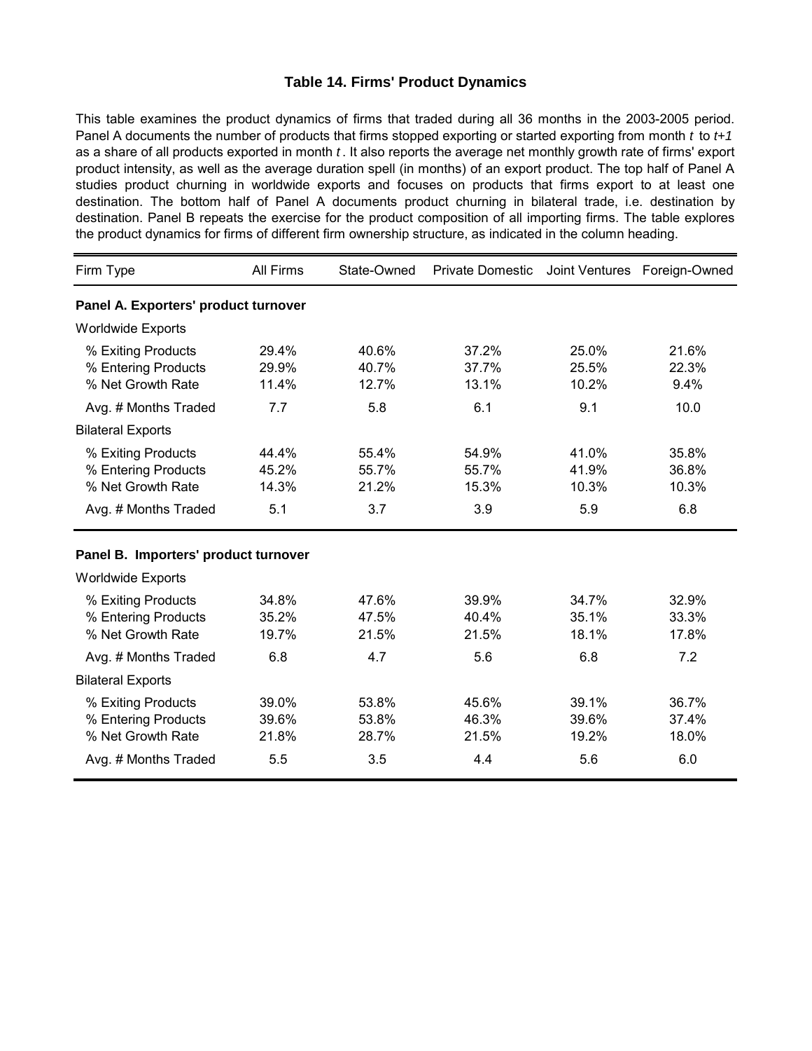### Table 14. Firms' Product Dynamics

This table examines the product dynamics of firms that traded during all 36 months in the 2003-2005 period. Panel A documents the number of products that firms stopped exporting or started exporting from month *t* to *t+1* as a share of all products exported in month *t*. It also reports the average net monthly growth rate of firms' export product intensity, as well as the average duration spell (in months) of an export product. The top half of Panel A studies product churning in worldwide exports and focuses on products that firms export to at least one destination. The bottom half of Panel A documents product churning in bilateral trade, i.e. destination by destination. Panel B repeats the exercise for the product composition of all importing firms. The table explores the product dynamics for firms of different firm ownership structure, as indicated in the column heading.

| Firm Type | All Firms | State-Owned | Private Domestic | Joint Ventures | Foreign-Owned |
|---|---|---|---|---|---|
| **Panel A. Exporters' product turnover** | | | | | |
| Worldwide Exports | | | | | |
| % Exiting Products | 29.4% | 40.6% | 37.2% | 25.0% | 21.6% |
| % Entering Products | 29.9% | 40.7% | 37.7% | 25.5% | 22.3% |
| % Net Growth Rate | 11.4% | 12.7% | 13.1% | 10.2% | 9.4% |
| Avg. # Months Traded | 7.7 | 5.8 | 6.1 | 9.1 | 10.0 |
| Bilateral Exports | | | | | |
| % Exiting Products | 44.4% | 55.4% | 54.9% | 41.0% | 35.8% |
| % Entering Products | 45.2% | 55.7% | 55.7% | 41.9% | 36.8% |
| % Net Growth Rate | 14.3% | 21.2% | 15.3% | 10.3% | 10.3% |
| Avg. # Months Traded | 5.1 | 3.7 | 3.9 | 5.9 | 6.8 |
| **Panel B. Importers' product turnover** | | | | | |
| Worldwide Exports | | | | | |
| % Exiting Products | 34.8% | 47.6% | 39.9% | 34.7% | 32.9% |
| % Entering Products | 35.2% | 47.5% | 40.4% | 35.1% | 33.3% |
| % Net Growth Rate | 19.7% | 21.5% | 21.5% | 18.1% | 17.8% |
| Avg. # Months Traded | 6.8 | 4.7 | 5.6 | 6.8 | 7.2 |
| Bilateral Exports | | | | | |
| % Exiting Products | 39.0% | 53.8% | 45.6% | 39.1% | 36.7% |
| % Entering Products | 39.6% | 53.8% | 46.3% | 39.6% | 37.4% |
| % Net Growth Rate | 21.8% | 28.7% | 21.5% | 19.2% | 18.0% |
| Avg. # Months Traded | 5.5 | 3.5 | 4.4 | 5.6 | 6.0 |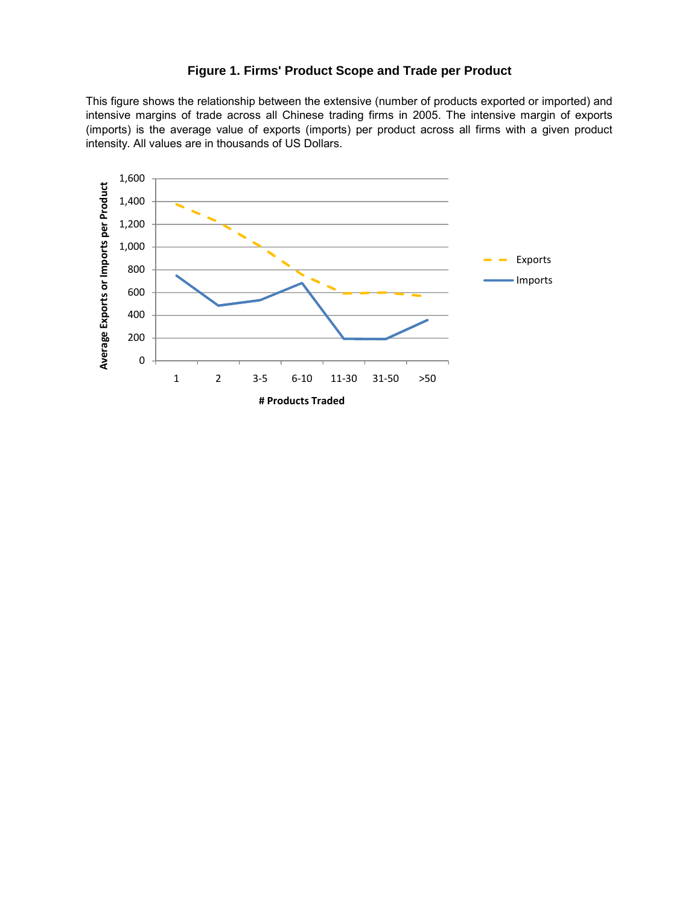**Figure 1. Firms' Product Scope and Trade per Product**

This figure shows the relationship between the extensive (number of products exported or imported) and intensive margins of trade across all Chinese trading firms in 2005. The intensive margin of exports (imports) is the average value of exports (imports) per product across all firms with a given product intensity. All values are in thousands of US Dollars.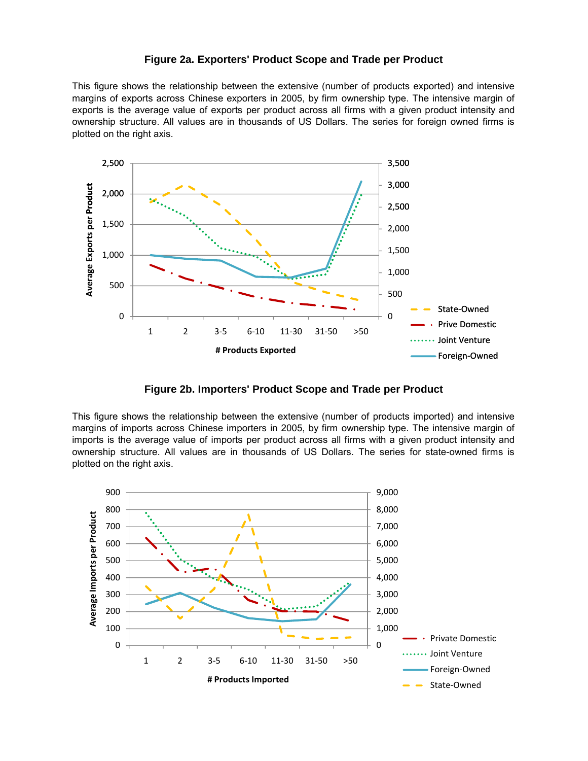**Figure 2a. Exporters' Product Scope and Trade per Product**

This figure shows the relationship between the extensive (number of products exported) and intensive margins of exports across Chinese exporters in 2005, by firm ownership type. The intensive margin of exports is the average value of exports per product across all firms with a given product intensity and ownership structure. All values are in thousands of US Dollars. The series for foreign owned firms is plotted on the right axis.

**Figure 2b. Importers' Product Scope and Trade per Product**

This figure shows the relationship between the extensive (number of products imported) and intensive margins of imports across Chinese importers in 2005, by firm ownership type. The intensive margin of imports is the average value of imports per product across all firms with a given product intensity and ownership structure. All values are in thousands of US Dollars. The series for state-owned firms is plotted on the right axis.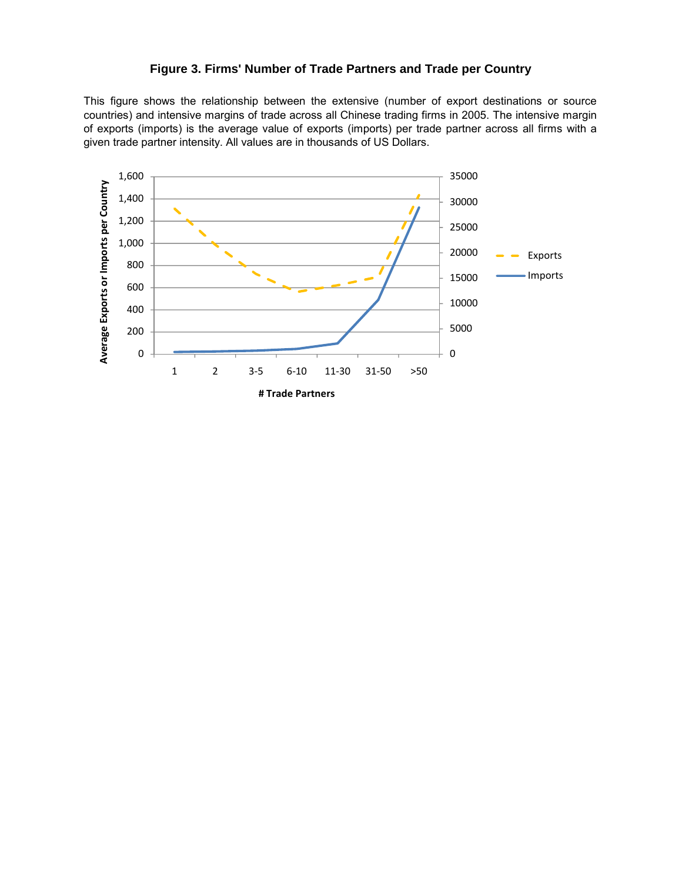**Figure 3. Firms' Number of Trade Partners and Trade per Country**

This figure shows the relationship between the extensive (number of export destinations or source countries) and intensive margins of trade across all Chinese trading firms in 2005. The intensive margin of exports (imports) is the average value of exports (imports) per trade partner across all firms with a given trade partner intensity. All values are in thousands of US Dollars.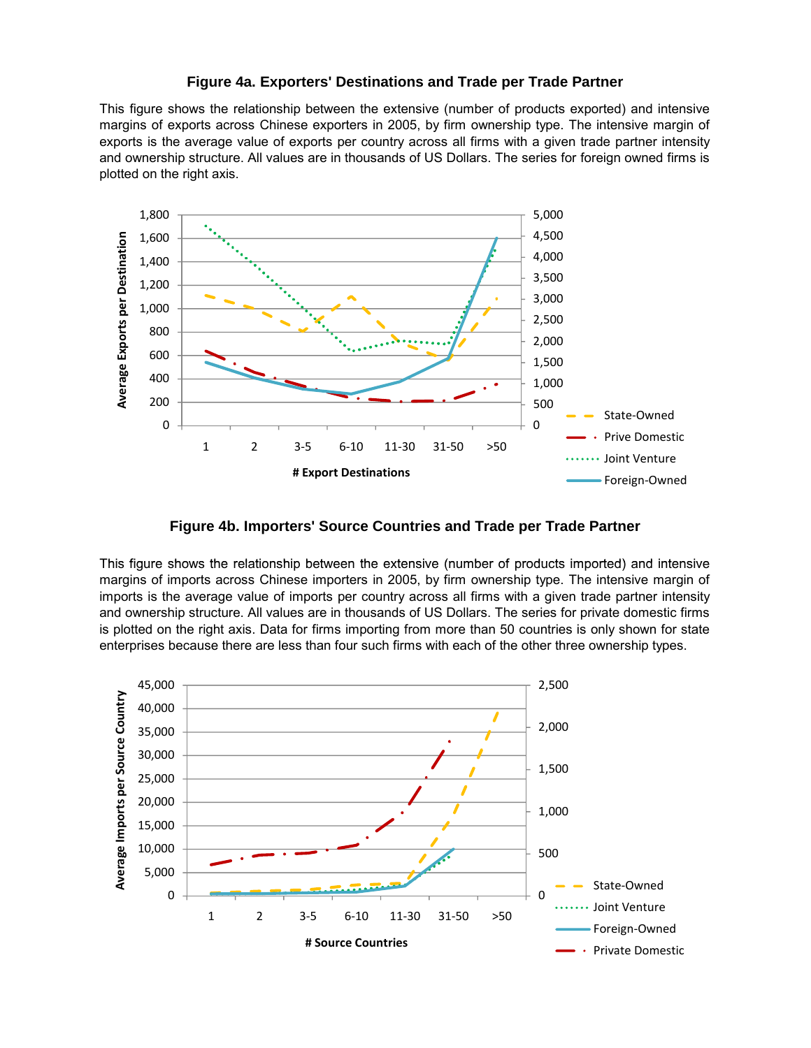### Figure 4a. Exporters' Destinations and Trade per Trade Partner

This figure shows the relationship between the extensive (number of products exported) and intensive margins of exports across Chinese exporters in 2005, by firm ownership type. The intensive margin of exports is the average value of exports per country across all firms with a given trade partner intensity and ownership structure. All values are in thousands of US Dollars. The series for foreign owned firms is plotted on the right axis.

### Figure 4b. Importers' Source Countries and Trade per Trade Partner

This figure shows the relationship between the extensive (number of products imported) and intensive margins of imports across Chinese importers in 2005, by firm ownership type. The intensive margin of imports is the average value of imports per country across all firms with a given trade partner intensity and ownership structure. All values are in thousands of US Dollars. The series for private domestic firms is plotted on the right axis. Data for firms importing from more than 50 countries is only shown for state enterprises because there are less than four such firms with each of the other three ownership types.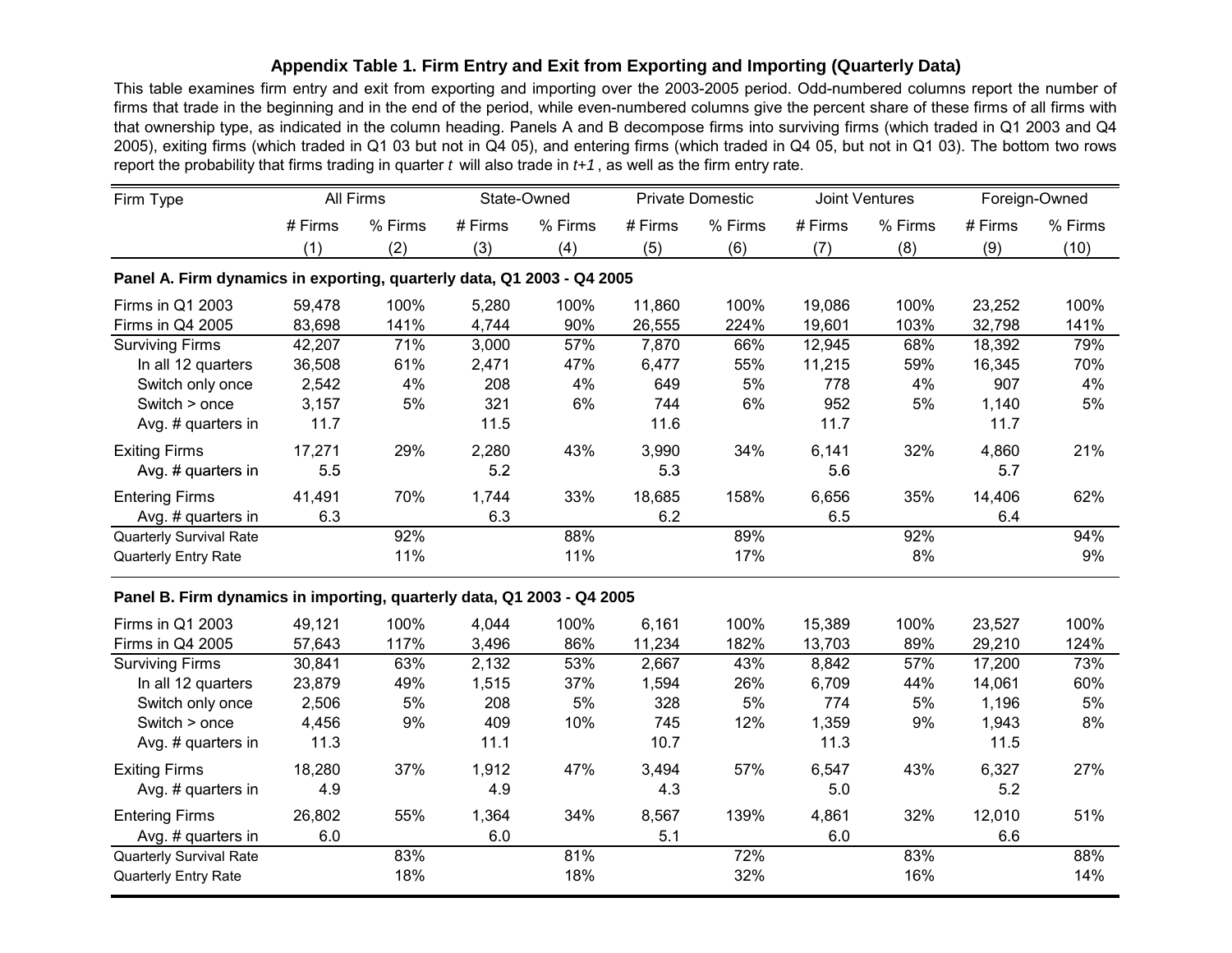### Appendix Table 1. Firm Entry and Exit from Exporting and Importing (Quarterly Data)

This table examines firm entry and exit from exporting and importing over the 2003-2005 period. Odd-numbered columns report the number of firms that trade in the beginning and in the end of the period, while even-numbered columns give the percent share of these firms of all firms with that ownership type, as indicated in the column heading. Panels A and B decompose firms into surviving firms (which traded in Q1 2003 and Q4 2005), exiting firms (which traded in Q1 03 but not in Q4 05), and entering firms (which traded in Q4 05, but not in Q1 03). The bottom two rows report the probability that firms trading in quarter *t* will also trade in *t+1* , as well as the firm entry rate.

| Firm Type | All Firms | | State-Owned | | Private Domestic | | Joint Ventures | | Foreign-Owned | |
|---|---|---|---|---|---|---|---|---|---|---|
| | # Firms | % Firms | # Firms | % Firms | # Firms | % Firms | # Firms | % Firms | # Firms | % Firms |
| | (1) | (2) | (3) | (4) | (5) | (6) | (7) | (8) | (9) | (10) |
| **Panel A. Firm dynamics in exporting, quarterly data, Q1 2003 - Q4 2005** | | | | | | | | | | |
| Firms in Q1 2003 | 59,478 | 100% | 5,280 | 100% | 11,860 | 100% | 19,086 | 100% | 23,252 | 100% |
| Firms in Q4 2005 | 83,698 | 141% | 4,744 | 90% | 26,555 | 224% | 19,601 | 103% | 32,798 | 141% |
| Surviving Firms | 42,207 | 71% | 3,000 | 57% | 7,870 | 66% | 12,945 | 68% | 18,392 | 79% |
| In all 12 quarters | 36,508 | 61% | 2,471 | 47% | 6,477 | 55% | 11,215 | 59% | 16,345 | 70% |
| Switch only once | 2,542 | 4% | 208 | 4% | 649 | 5% | 778 | 4% | 907 | 4% |
| Switch > once | 3,157 | 5% | 321 | 6% | 744 | 6% | 952 | 5% | 1,140 | 5% |
| Avg. # quarters in | 11.7 | | 11.5 | | 11.6 | | 11.7 | | 11.7 | |
| Exiting Firms | 17,271 | 29% | 2,280 | 43% | 3,990 | 34% | 6,141 | 32% | 4,860 | 21% |
| Avg. # quarters in | 5.5 | | 5.2 | | 5.3 | | 5.6 | | 5.7 | |
| Entering Firms | 41,491 | 70% | 1,744 | 33% | 18,685 | 158% | 6,656 | 35% | 14,406 | 62% |
| Avg. # quarters in | 6.3 | | 6.3 | | 6.2 | | 6.5 | | 6.4 | |
| Quarterly Survival Rate | | 92% | | 88% | | 89% | | 92% | | 94% |
| Quarterly Entry Rate | | 11% | | 11% | | 17% | | 8% | | 9% |
| **Panel B. Firm dynamics in importing, quarterly data, Q1 2003 - Q4 2005** | | | | | | | | | | |
| Firms in Q1 2003 | 49,121 | 100% | 4,044 | 100% | 6,161 | 100% | 15,389 | 100% | 23,527 | 100% |
| Firms in Q4 2005 | 57,643 | 117% | 3,496 | 86% | 11,234 | 182% | 13,703 | 89% | 29,210 | 124% |
| Surviving Firms | 30,841 | 63% | 2,132 | 53% | 2,667 | 43% | 8,842 | 57% | 17,200 | 73% |
| In all 12 quarters | 23,879 | 49% | 1,515 | 37% | 1,594 | 26% | 6,709 | 44% | 14,061 | 60% |
| Switch only once | 2,506 | 5% | 208 | 5% | 328 | 5% | 774 | 5% | 1,196 | 5% |
| Switch > once | 4,456 | 9% | 409 | 10% | 745 | 12% | 1,359 | 9% | 1,943 | 8% |
| Avg. # quarters in | 11.3 | | 11.1 | | 10.7 | | 11.3 | | 11.5 | |
| Exiting Firms | 18,280 | 37% | 1,912 | 47% | 3,494 | 57% | 6,547 | 43% | 6,327 | 27% |
| Avg. # quarters in | 4.9 | | 4.9 | | 4.3 | | 5.0 | | 5.2 | |
| Entering Firms | 26,802 | 55% | 1,364 | 34% | 8,567 | 139% | 4,861 | 32% | 12,010 | 51% |
| Avg. # quarters in | 6.0 | | 6.0 | | 5.1 | | 6.0 | | 6.6 | |
| Quarterly Survival Rate | | 83% | | 81% | | 72% | | 83% | | 88% |
| Quarterly Entry Rate | | 18% | | 18% | | 32% | | 16% | | 14% |